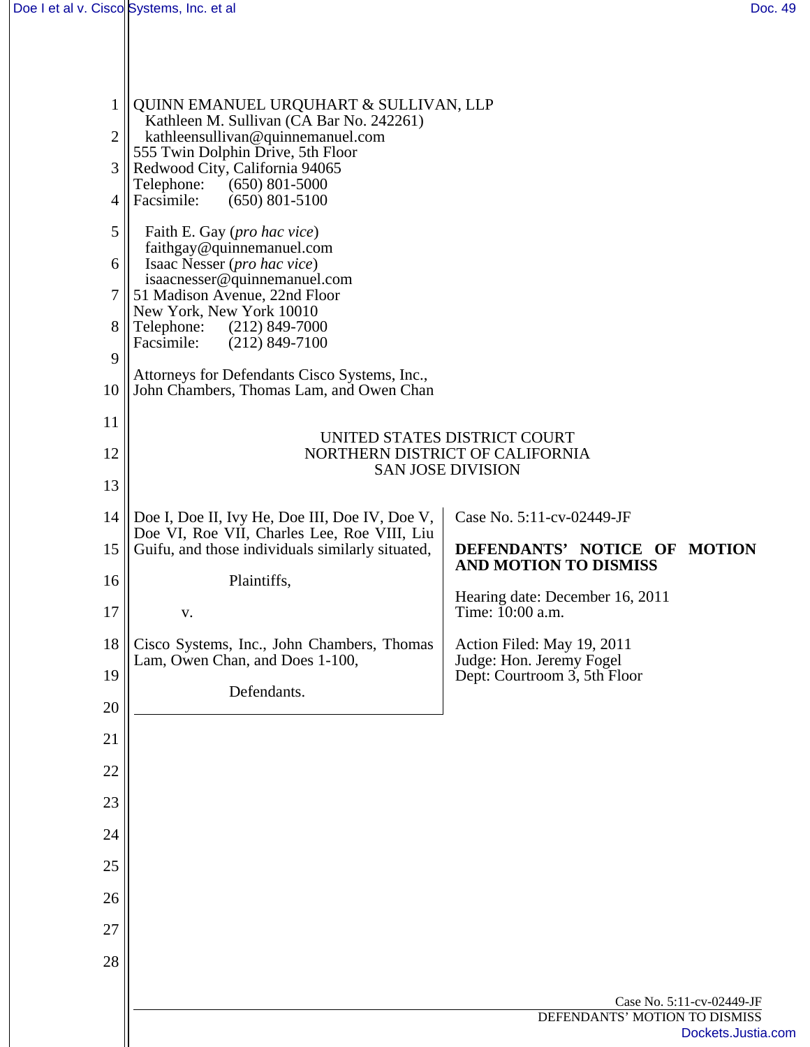QUINN EMANUEL URQUHART & SULLIVAN, LLP
Kathleen M. Sullivan (CA Bar No. 242261)
kathleensullivan@quinnemanuel.com
555 Twin Dolphin Drive, 5th Floor
Redwood City, California 94065
Telephone: (650) 801-5000
Facsimile: (650) 801-5100

Faith E. Gay (*pro hac vice*)
faithgay@quinnemanuel.com
Isaac Nesser (*pro hac vice*)
isaacnesser@quinnemanuel.com
51 Madison Avenue, 22nd Floor
New York, New York 10010
Telephone: (212) 849-7000
Facsimile: (212) 849-7100

Attorneys for Defendants Cisco Systems, Inc., John Chambers, Thomas Lam, and Owen Chan

UNITED STATES DISTRICT COURT
NORTHERN DISTRICT OF CALIFORNIA
SAN JOSE DIVISION

| | |
|---|---|
| Doe I, Doe II, Ivy He, Doe III, Doe IV, Doe V, Doe VI, Roe VII, Charles Lee, Roe VIII, Liu Guifu, and those individuals similarly situated,<br><br>Plaintiffs,<br><br>v.<br><br>Cisco Systems, Inc., John Chambers, Thomas Lam, Owen Chan, and Does 1-100,<br><br>Defendants. | Case No. 5:11-cv-02449-JF<br><br>**DEFENDANTS' NOTICE OF MOTION AND MOTION TO DISMISS**<br><br>Hearing date: December 16, 2011<br>Time: 10:00 a.m.<br><br>Action Filed: May 19, 2011<br>Judge: Hon. Jeremy Fogel<br>Dept: Courtroom 3, 5th Floor |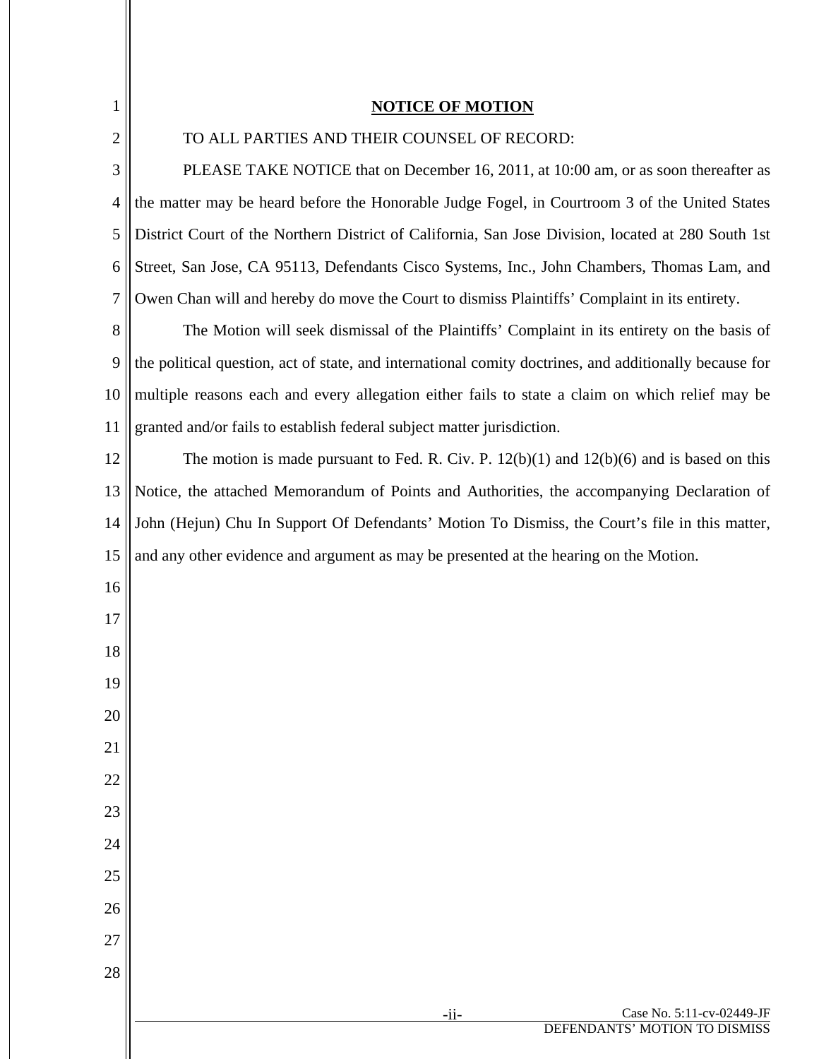## NOTICE OF MOTION

TO ALL PARTIES AND THEIR COUNSEL OF RECORD:

PLEASE TAKE NOTICE that on December 16, 2011, at 10:00 am, or as soon thereafter as the matter may be heard before the Honorable Judge Fogel, in Courtroom 3 of the United States District Court of the Northern District of California, San Jose Division, located at 280 South 1st Street, San Jose, CA 95113, Defendants Cisco Systems, Inc., John Chambers, Thomas Lam, and Owen Chan will and hereby do move the Court to dismiss Plaintiffs' Complaint in its entirety.

The Motion will seek dismissal of the Plaintiffs' Complaint in its entirety on the basis of the political question, act of state, and international comity doctrines, and additionally because for multiple reasons each and every allegation either fails to state a claim on which relief may be granted and/or fails to establish federal subject matter jurisdiction.

The motion is made pursuant to Fed. R. Civ. P. 12(b)(1) and 12(b)(6) and is based on this Notice, the attached Memorandum of Points and Authorities, the accompanying Declaration of John (Hejun) Chu In Support Of Defendants' Motion To Dismiss, the Court's file in this matter, and any other evidence and argument as may be presented at the hearing on the Motion.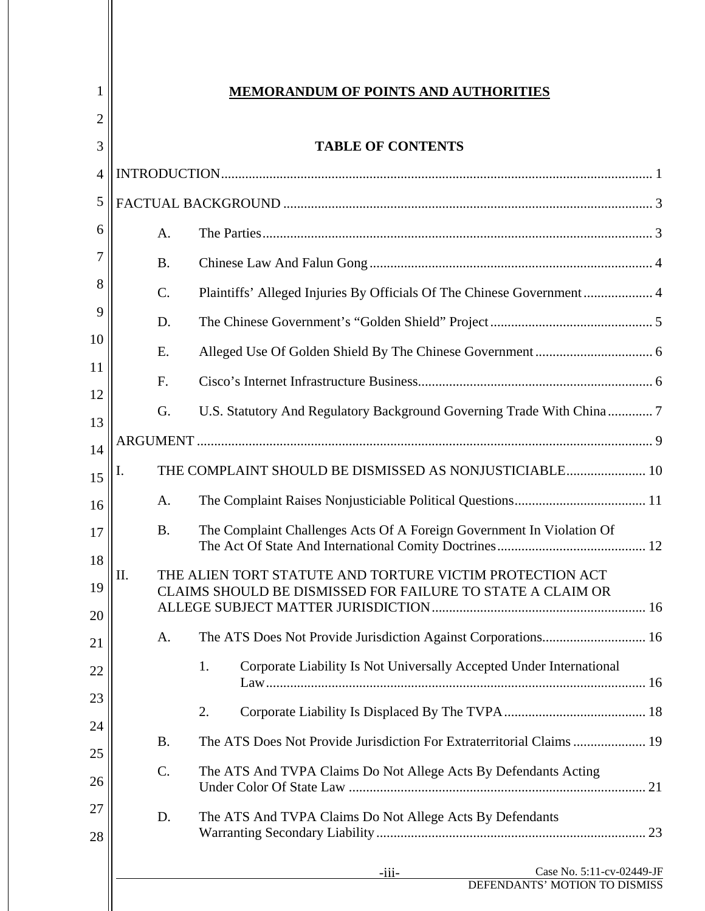# MEMORANDUM OF POINTS AND AUTHORITIES

## TABLE OF CONTENTS

INTRODUCTION ..... 1

FACTUAL BACKGROUND ..... 3

- A. The Parties ..... 3
- B. Chinese Law And Falun Gong ..... 4
- C. Plaintiffs' Alleged Injuries By Officials Of The Chinese Government ..... 4
- D. The Chinese Government's "Golden Shield" Project ..... 5
- E. Alleged Use Of Golden Shield By The Chinese Government ..... 6
- F. Cisco's Internet Infrastructure Business ..... 6
- G. U.S. Statutory And Regulatory Background Governing Trade With China ..... 7

ARGUMENT ..... 9

I. THE COMPLAINT SHOULD BE DISMISSED AS NONJUSTICIABLE ..... 10

- A. The Complaint Raises Nonjusticiable Political Questions ..... 11
- B. The Complaint Challenges Acts Of A Foreign Government In Violation Of The Act Of State And International Comity Doctrines ..... 12

II. THE ALIEN TORT STATUTE AND TORTURE VICTIM PROTECTION ACT CLAIMS SHOULD BE DISMISSED FOR FAILURE TO STATE A CLAIM OR ALLEGE SUBJECT MATTER JURISDICTION ..... 16

- A. The ATS Does Not Provide Jurisdiction Against Corporations ..... 16
  - 1. Corporate Liability Is Not Universally Accepted Under International Law ..... 16
  - 2. Corporate Liability Is Displaced By The TVPA ..... 18
- B. The ATS Does Not Provide Jurisdiction For Extraterritorial Claims ..... 19
- C. The ATS And TVPA Claims Do Not Allege Acts By Defendants Acting Under Color Of State Law ..... 21
- D. The ATS And TVPA Claims Do Not Allege Acts By Defendants Warranting Secondary Liability ..... 23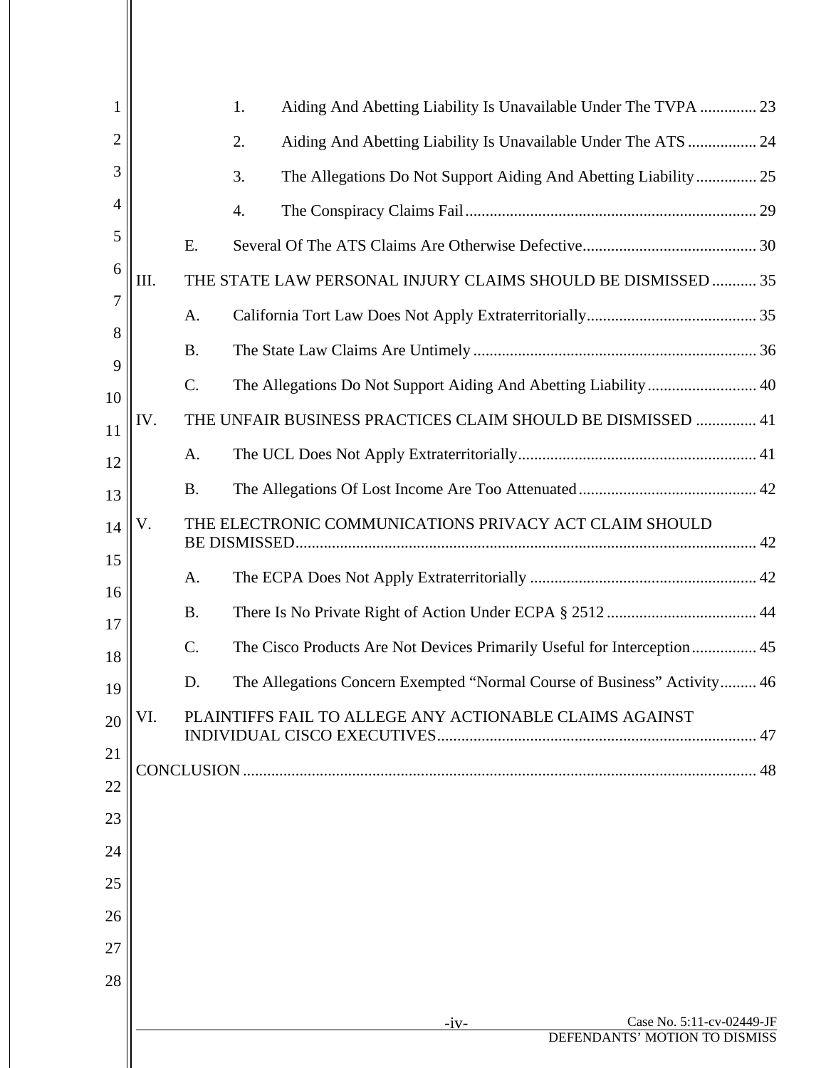1. Aiding And Abetting Liability Is Unavailable Under The TVPA .............. 23
2. Aiding And Abetting Liability Is Unavailable Under The ATS ................. 24
3. The Allegations Do Not Support Aiding And Abetting Liability ............... 25
4. The Conspiracy Claims Fail ........................................................................ 29

E. Several Of The ATS Claims Are Otherwise Defective ........................................... 30

III. THE STATE LAW PERSONAL INJURY CLAIMS SHOULD BE DISMISSED ........... 35

A. California Tort Law Does Not Apply Extraterritorially .......................................... 35

B. The State Law Claims Are Untimely ...................................................................... 36

C. The Allegations Do Not Support Aiding And Abetting Liability ........................... 40

IV. THE UNFAIR BUSINESS PRACTICES CLAIM SHOULD BE DISMISSED ............... 41

A. The UCL Does Not Apply Extraterritorially ........................................................... 41

B. The Allegations Of Lost Income Are Too Attenuated ............................................ 42

V. THE ELECTRONIC COMMUNICATIONS PRIVACY ACT CLAIM SHOULD BE DISMISSED ................................................................................................................ 42

A. The ECPA Does Not Apply Extraterritorially ........................................................ 42

B. There Is No Private Right of Action Under ECPA § 2512 ..................................... 44

C. The Cisco Products Are Not Devices Primarily Useful for Interception ................ 45

D. The Allegations Concern Exempted "Normal Course of Business" Activity ......... 46

VI. PLAINTIFFS FAIL TO ALLEGE ANY ACTIONABLE CLAIMS AGAINST INDIVIDUAL CISCO EXECUTIVES ............................................................................. 47

CONCLUSION ............................................................................................................................. 48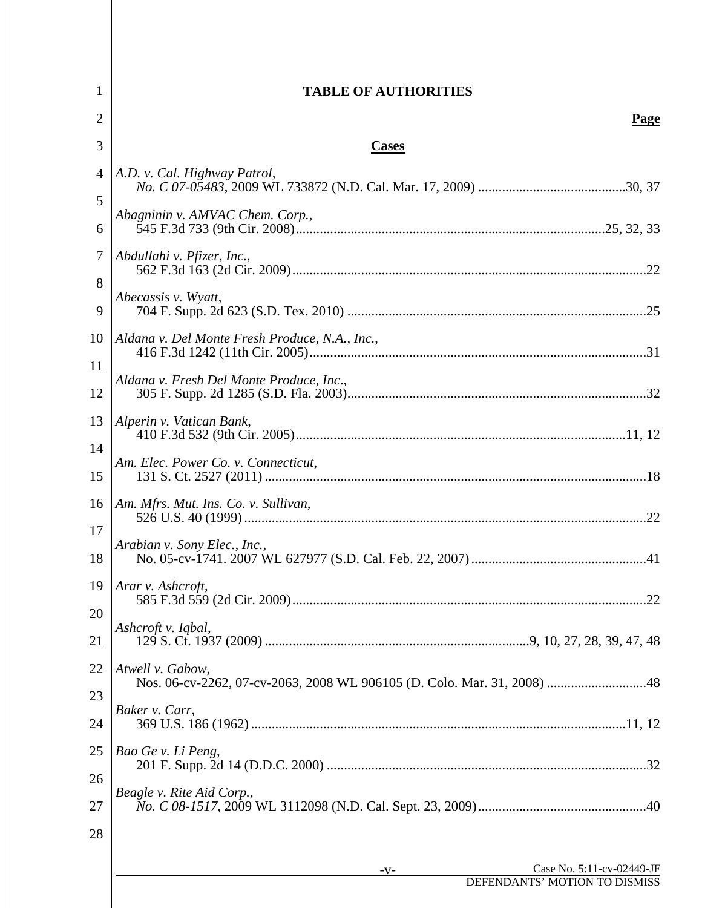# TABLE OF AUTHORITIES

**Page**

## Cases

*A.D. v. Cal. Highway Patrol*,
*No. C 07-05483*, 2009 WL 733872 (N.D. Cal. Mar. 17, 2009) ....................30, 37

*Abagninin v. AMVAC Chem. Corp.*,
545 F.3d 733 (9th Cir. 2008)....................25, 32, 33

*Abdullahi v. Pfizer, Inc.*,
562 F.3d 163 (2d Cir. 2009)....................22

*Abecassis v. Wyatt*,
704 F. Supp. 2d 623 (S.D. Tex. 2010) ....................25

*Aldana v. Del Monte Fresh Produce, N.A., Inc.*,
416 F.3d 1242 (11th Cir. 2005)....................31

*Aldana v. Fresh Del Monte Produce, Inc*.,
305 F. Supp. 2d 1285 (S.D. Fla. 2003)....................32

*Alperin v. Vatican Bank*,
410 F.3d 532 (9th Cir. 2005)....................11, 12

*Am. Elec. Power Co. v. Connecticut*,
131 S. Ct. 2527 (2011) ....................18

*Am. Mfrs. Mut. Ins. Co. v. Sullivan*,
526 U.S. 40 (1999) ....................22

*Arabian v. Sony Elec., Inc.*,
No. 05-cv-1741. 2007 WL 627977 (S.D. Cal. Feb. 22, 2007) ....................41

*Arar v. Ashcroft*,
585 F.3d 559 (2d Cir. 2009)....................22

*Ashcroft v. Iqbal*,
129 S. Ct. 1937 (2009) ....................9, 10, 27, 28, 39, 47, 48

*Atwell v. Gabow*,
Nos. 06-cv-2262, 07-cv-2063, 2008 WL 906105 (D. Colo. Mar. 31, 2008) ....................48

*Baker v. Carr*,
369 U.S. 186 (1962) ....................11, 12

*Bao Ge v. Li Peng*,
201 F. Supp. 2d 14 (D.D.C. 2000) ....................32

*Beagle v. Rite Aid Corp.*,
*No. C 08-1517*, 2009 WL 3112098 (N.D. Cal. Sept. 23, 2009)....................40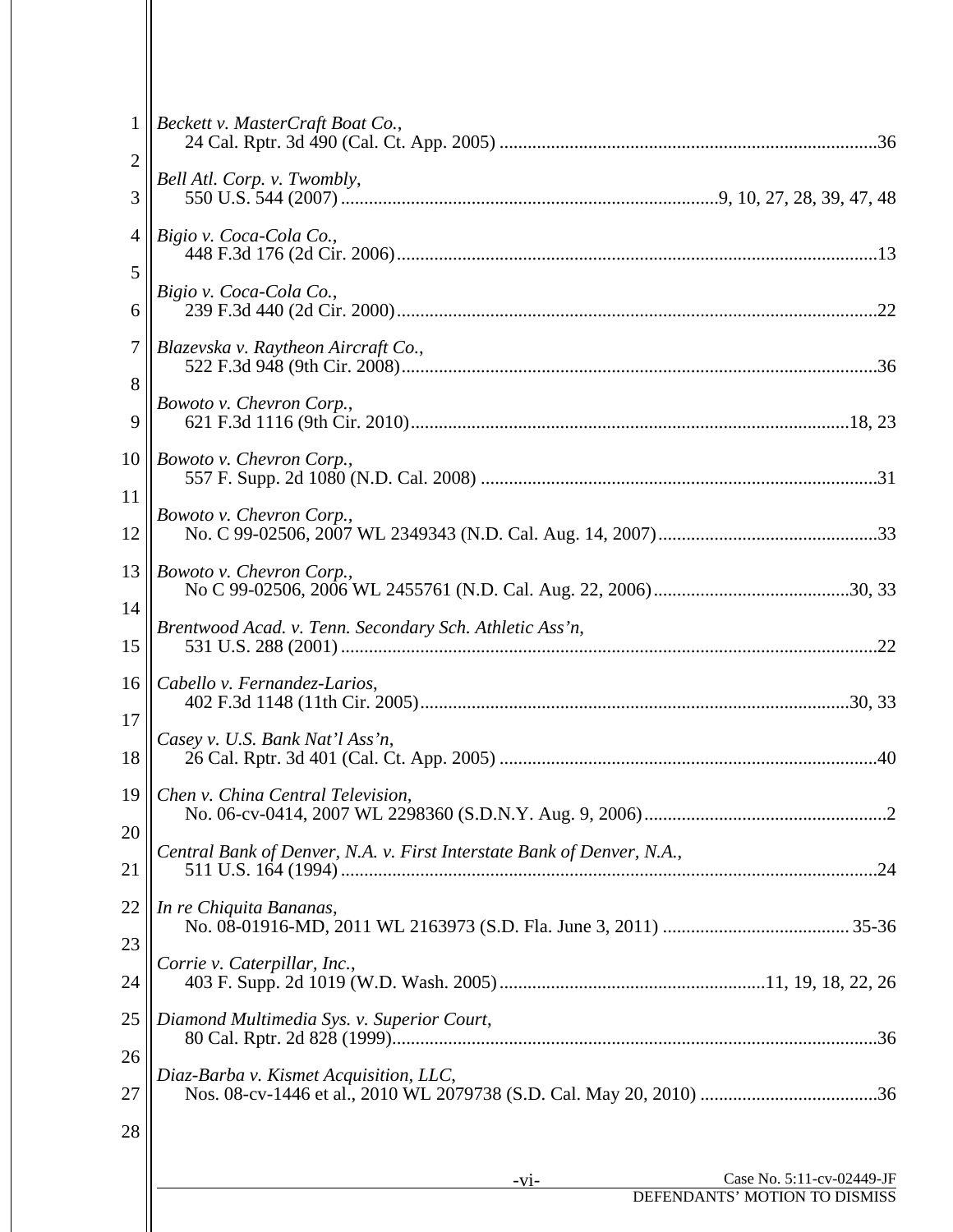*Beckett v. MasterCraft Boat Co.*,
24 Cal. Rptr. 3d 490 (Cal. Ct. App. 2005) ....................................................................................36

*Bell Atl. Corp. v. Twombly*,
550 U.S. 544 (2007) ....................................................................................9, 10, 27, 28, 39, 47, 48

*Bigio v. Coca-Cola Co.*,
448 F.3d 176 (2d Cir. 2006)..........................................................................................................13

*Bigio v. Coca-Cola Co.*,
239 F.3d 440 (2d Cir. 2000)..........................................................................................................22

*Blazevska v. Raytheon Aircraft Co.*,
522 F.3d 948 (9th Cir. 2008)..........................................................................................................36

*Bowoto v. Chevron Corp.*,
621 F.3d 1116 (9th Cir. 2010)...................................................................................................18, 23

*Bowoto v. Chevron Corp.*,
557 F. Supp. 2d 1080 (N.D. Cal. 2008) ..........................................................................................31

*Bowoto v. Chevron Corp.*,
No. C 99-02506, 2007 WL 2349343 (N.D. Cal. Aug. 14, 2007)...............................................33

*Bowoto v. Chevron Corp.*,
No C 99-02506, 2006 WL 2455761 (N.D. Cal. Aug. 22, 2006)..........................................30, 33

*Brentwood Acad. v. Tenn. Secondary Sch. Athletic Ass'n*,
531 U.S. 288 (2001) .......................................................................................................................22

*Cabello v. Fernandez-Larios*,
402 F.3d 1148 (11th Cir. 2005)................................................................................................30, 33

*Casey v. U.S. Bank Nat'l Ass'n*,
26 Cal. Rptr. 3d 401 (Cal. Ct. App. 2005) ....................................................................................40

*Chen v. China Central Television*,
No. 06-cv-0414, 2007 WL 2298360 (S.D.N.Y. Aug. 9, 2006)........................................................2

*Central Bank of Denver, N.A. v. First Interstate Bank of Denver, N.A.*,
511 U.S. 164 (1994) .......................................................................................................................24

*In re Chiquita Bananas*,
No. 08-01916-MD, 2011 WL 2163973 (S.D. Fla. June 3, 2011) ......................................... 35-36

*Corrie v. Caterpillar, Inc.*,
403 F. Supp. 2d 1019 (W.D. Wash. 2005).........................................................11, 19, 18, 22, 26

*Diamond Multimedia Sys. v. Superior Court*,
80 Cal. Rptr. 2d 828 (1999)...........................................................................................................36

*Diaz-Barba v. Kismet Acquisition, LLC*,
Nos. 08-cv-1446 et al., 2010 WL 2079738 (S.D. Cal. May 20, 2010) ......................................36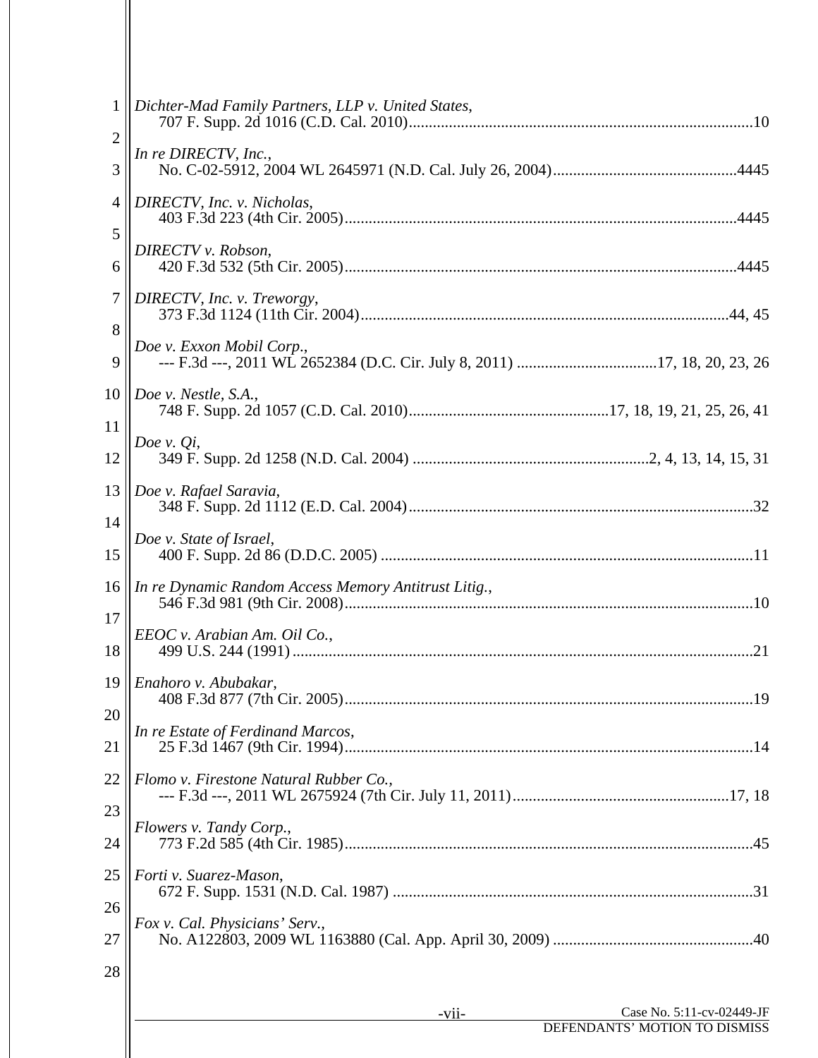*Dichter-Mad Family Partners, LLP v. United States*,
707 F. Supp. 2d 1016 (C.D. Cal. 2010).....................................................................................10

*In re DIRECTV, Inc.*,
No. C-02-5912, 2004 WL 2645971 (N.D. Cal. July 26, 2004).............................................4445

*DIRECTV, Inc. v. Nicholas*,
403 F.3d 223 (4th Cir. 2005).................................................................................................4445

*DIRECTV v. Robson*,
420 F.3d 532 (5th Cir. 2005).................................................................................................4445

*DIRECTV, Inc. v. Treworgy*,
373 F.3d 1124 (11th Cir. 2004)............................................................................................44, 45

*Doe v. Exxon Mobil Corp.*,
--- F.3d ---, 2011 WL 2652384 (D.C. Cir. July 8, 2011) ..................................17, 18, 20, 23, 26

*Doe v. Nestle, S.A.*,
748 F. Supp. 2d 1057 (C.D. Cal. 2010)..................................................17, 18, 19, 21, 25, 26, 41

*Doe v. Qi*,
349 F. Supp. 2d 1258 (N.D. Cal. 2004) ..........................................................2, 4, 13, 14, 15, 31

*Doe v. Rafael Saravia*,
348 F. Supp. 2d 1112 (E.D. Cal. 2004).....................................................................................32

*Doe v. State of Israel*,
400 F. Supp. 2d 86 (D.D.C. 2005) ............................................................................................11

*In re Dynamic Random Access Memory Antitrust Litig.*,
546 F.3d 981 (9th Cir. 2008).....................................................................................................10

*EEOC v. Arabian Am. Oil Co.*,
499 U.S. 244 (1991) ..................................................................................................................21

*Enahoro v. Abubakar*,
408 F.3d 877 (7th Cir. 2005).....................................................................................................19

*In re Estate of Ferdinand Marcos*,
25 F.3d 1467 (9th Cir. 1994).....................................................................................................14

*Flomo v. Firestone Natural Rubber Co.*,
--- F.3d ---, 2011 WL 2675924 (7th Cir. July 11, 2011)......................................................17, 18

*Flowers v. Tandy Corp.*,
773 F.2d 585 (4th Cir. 1985).....................................................................................................45

*Forti v. Suarez-Mason*,
672 F. Supp. 1531 (N.D. Cal. 1987) .........................................................................................31

*Fox v. Cal. Physicians' Serv.*,
No. A122803, 2009 WL 1163880 (Cal. App. April 30, 2009) .................................................40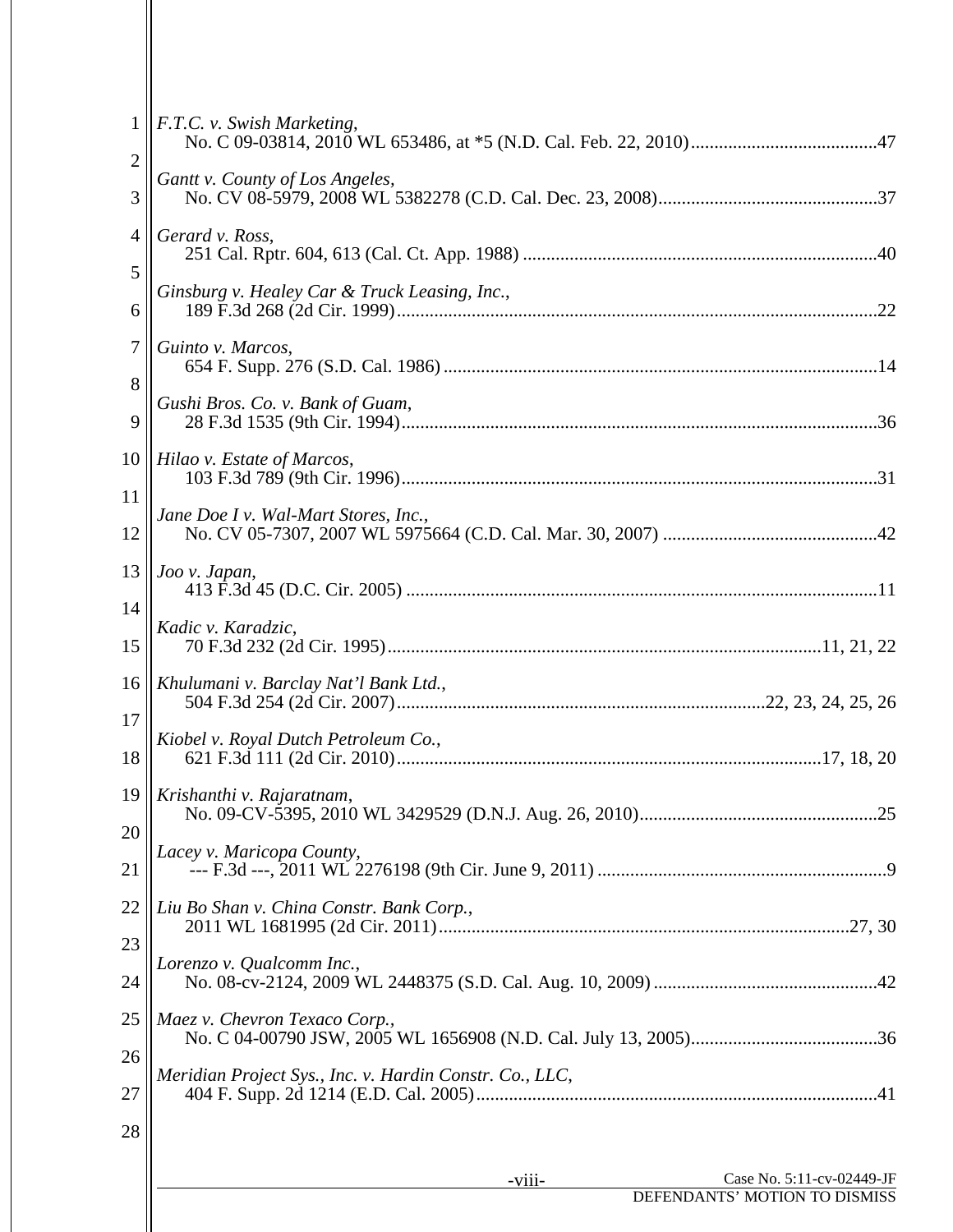*F.T.C. v. Swish Marketing*,
No. C 09-03814, 2010 WL 653486, at *5 (N.D. Cal. Feb. 22, 2010)........................................47

*Gantt v. County of Los Angeles*,
No. CV 08-5979, 2008 WL 5382278 (C.D. Cal. Dec. 23, 2008)...............................................37

*Gerard v. Ross*,
251 Cal. Rptr. 604, 613 (Cal. Ct. App. 1988) ............................................................................40

*Ginsburg v. Healey Car & Truck Leasing, Inc.*,
189 F.3d 268 (2d Cir. 1999)........................................................................................................22

*Guinto v. Marcos*,
654 F. Supp. 276 (S.D. Cal. 1986) .............................................................................................14

*Gushi Bros. Co. v. Bank of Guam*,
28 F.3d 1535 (9th Cir. 1994).......................................................................................................36

*Hilao v. Estate of Marcos*,
103 F.3d 789 (9th Cir. 1996).......................................................................................................31

*Jane Doe I v. Wal-Mart Stores, Inc.*,
No. CV 05-7307, 2007 WL 5975664 (C.D. Cal. Mar. 30, 2007) ..............................................42

*Joo v. Japan*,
413 F.3d 45 (D.C. Cir. 2005) .....................................................................................................11

*Kadic v. Karadzic*,
70 F.3d 232 (2d Cir. 1995)............................................................................................11, 21, 22

*Khulumani v. Barclay Nat'l Bank Ltd.*,
504 F.3d 254 (2d Cir. 2007)...............................................................................22, 23, 24, 25, 26

*Kiobel v. Royal Dutch Petroleum Co.*,
621 F.3d 111 (2d Cir. 2010)...........................................................................................17, 18, 20

*Krishanthi v. Rajaratnam*,
No. 09-CV-5395, 2010 WL 3429529 (D.N.J. Aug. 26, 2010)...................................................25

*Lacey v. Maricopa County*,
--- F.3d ---, 2011 WL 2276198 (9th Cir. June 9, 2011) ..............................................................9

*Liu Bo Shan v. China Constr. Bank Corp.*,
2011 WL 1681995 (2d Cir. 2011)........................................................................................27, 30

*Lorenzo v. Qualcomm Inc.*,
No. 08-cv-2124, 2009 WL 2448375 (S.D. Cal. Aug. 10, 2009) ................................................42

*Maez v. Chevron Texaco Corp.*,
No. C 04-00790 JSW, 2005 WL 1656908 (N.D. Cal. July 13, 2005)........................................36

*Meridian Project Sys., Inc. v. Hardin Constr. Co., LLC*,
404 F. Supp. 2d 1214 (E.D. Cal. 2005)......................................................................................41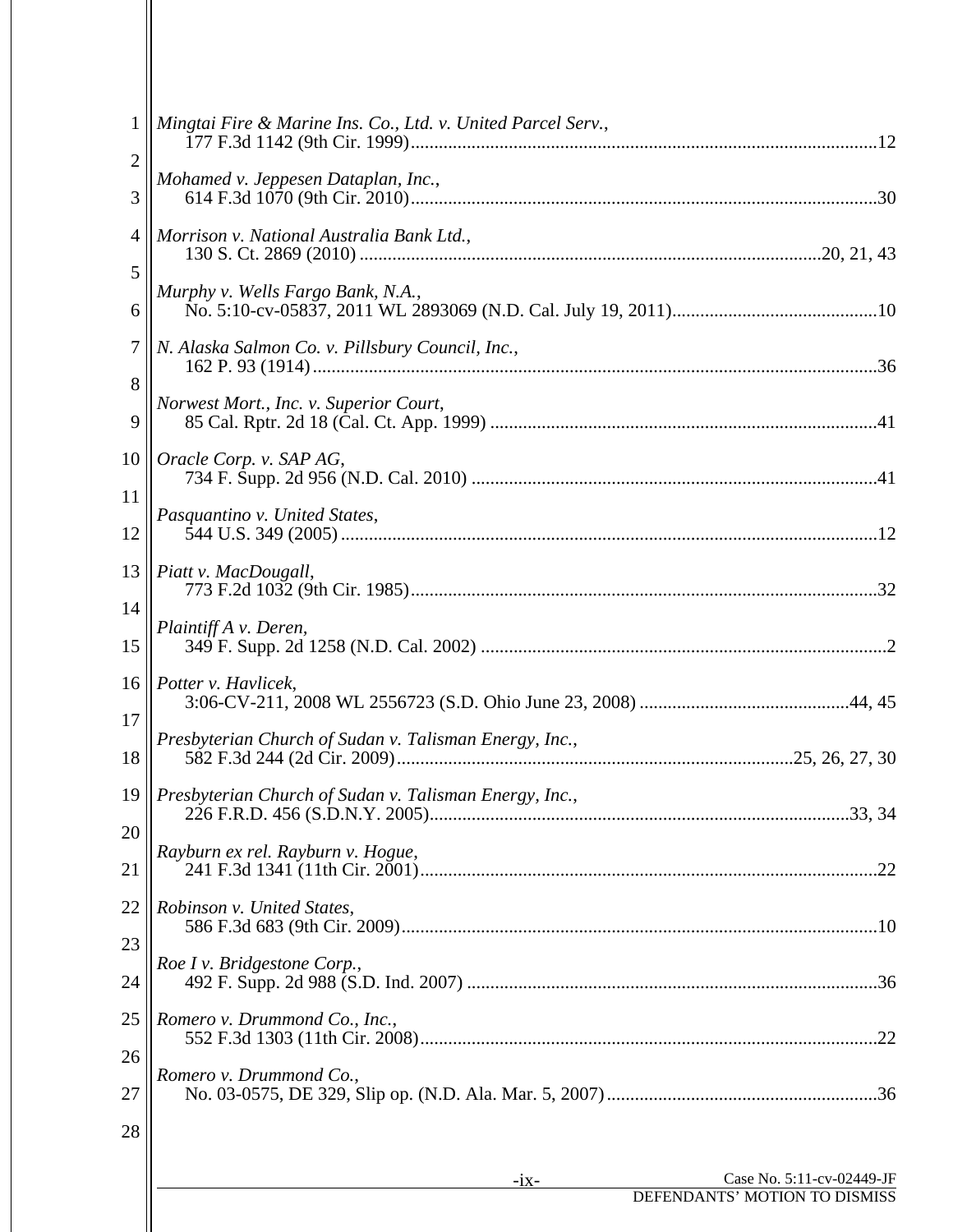*Mingtai Fire & Marine Ins. Co., Ltd. v. United Parcel Serv.*,
177 F.3d 1142 (9th Cir. 1999) .......... 12

*Mohamed v. Jeppesen Dataplan, Inc.*,
614 F.3d 1070 (9th Cir. 2010) .......... 30

*Morrison v. National Australia Bank Ltd.*,
130 S. Ct. 2869 (2010) .......... 20, 21, 43

*Murphy v. Wells Fargo Bank, N.A.*,
No. 5:10-cv-05837, 2011 WL 2893069 (N.D. Cal. July 19, 2011) .......... 10

*N. Alaska Salmon Co. v. Pillsbury Council, Inc.*,
162 P. 93 (1914) .......... 36

*Norwest Mort., Inc. v. Superior Court*,
85 Cal. Rptr. 2d 18 (Cal. Ct. App. 1999) .......... 41

*Oracle Corp. v. SAP AG*,
734 F. Supp. 2d 956 (N.D. Cal. 2010) .......... 41

*Pasquantino v. United States*,
544 U.S. 349 (2005) .......... 12

*Piatt v. MacDougall*,
773 F.2d 1032 (9th Cir. 1985) .......... 32

*Plaintiff A v. Deren*,
349 F. Supp. 2d 1258 (N.D. Cal. 2002) .......... 2

*Potter v. Havlicek*,
3:06-CV-211, 2008 WL 2556723 (S.D. Ohio June 23, 2008) .......... 44, 45

*Presbyterian Church of Sudan v. Talisman Energy, Inc.*,
582 F.3d 244 (2d Cir. 2009) .......... 25, 26, 27, 30

*Presbyterian Church of Sudan v. Talisman Energy, Inc.*,
226 F.R.D. 456 (S.D.N.Y. 2005) .......... 33, 34

*Rayburn ex rel. Rayburn v. Hogue*,
241 F.3d 1341 (11th Cir. 2001) .......... 22

*Robinson v. United States*,
586 F.3d 683 (9th Cir. 2009) .......... 10

*Roe I v. Bridgestone Corp.*,
492 F. Supp. 2d 988 (S.D. Ind. 2007) .......... 36

*Romero v. Drummond Co., Inc.*,
552 F.3d 1303 (11th Cir. 2008) .......... 22

*Romero v. Drummond Co.*,
No. 03-0575, DE 329, Slip op. (N.D. Ala. Mar. 5, 2007) .......... 36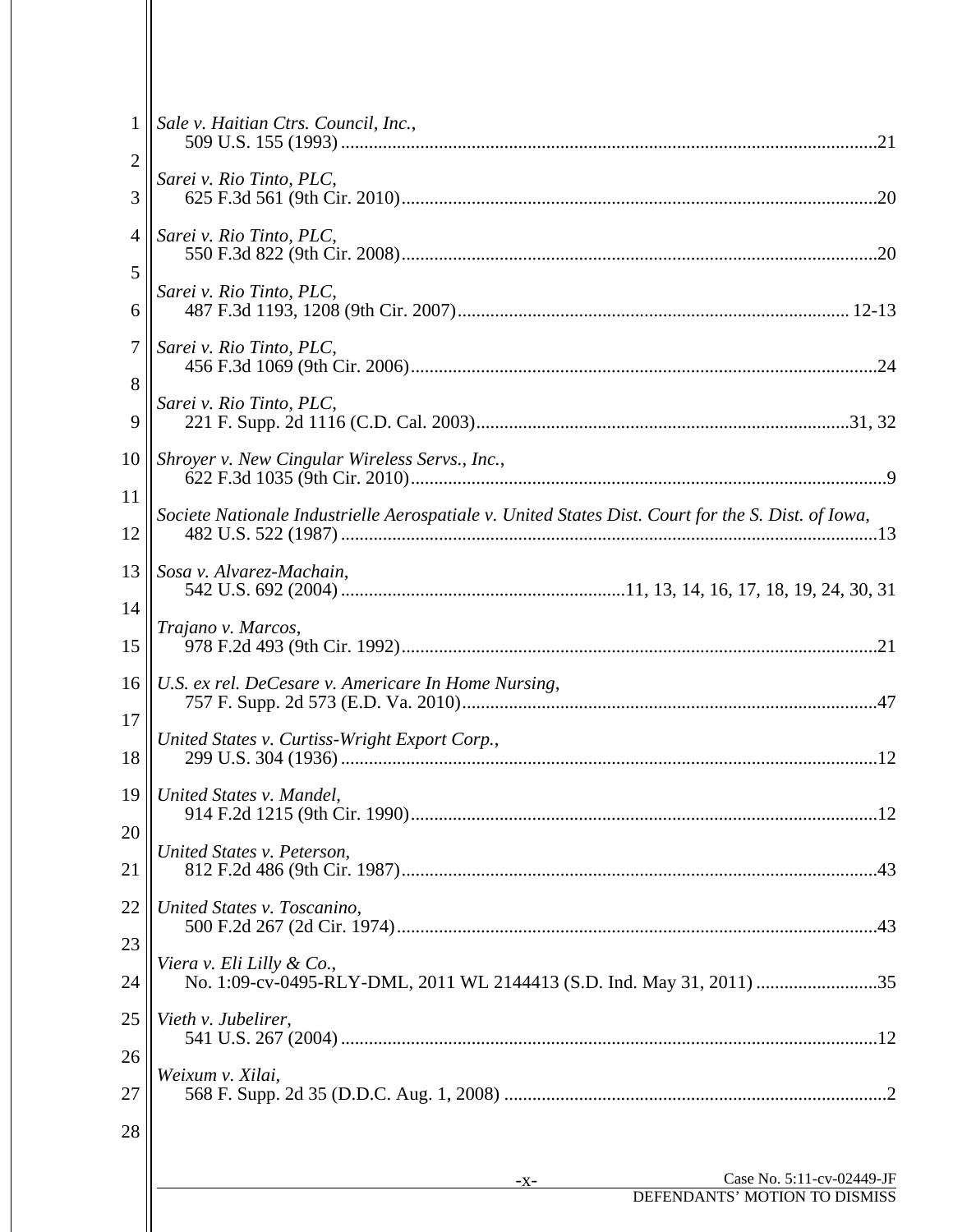*Sale v. Haitian Ctrs. Council, Inc.*,
509 U.S. 155 (1993) ..........21

*Sarei v. Rio Tinto, PLC*,
625 F.3d 561 (9th Cir. 2010) ..........20

*Sarei v. Rio Tinto, PLC*,
550 F.3d 822 (9th Cir. 2008) ..........20

*Sarei v. Rio Tinto, PLC*,
487 F.3d 1193, 1208 (9th Cir. 2007) ..........12-13

*Sarei v. Rio Tinto, PLC*,
456 F.3d 1069 (9th Cir. 2006) ..........24

*Sarei v. Rio Tinto, PLC*,
221 F. Supp. 2d 1116 (C.D. Cal. 2003) ..........31, 32

*Shroyer v. New Cingular Wireless Servs., Inc.*,
622 F.3d 1035 (9th Cir. 2010) ..........9

*Societe Nationale Industrielle Aerospatiale v. United States Dist. Court for the S. Dist. of Iowa*,
482 U.S. 522 (1987) ..........13

*Sosa v. Alvarez-Machain*,
542 U.S. 692 (2004) ..........11, 13, 14, 16, 17, 18, 19, 24, 30, 31

*Trajano v. Marcos*,
978 F.2d 493 (9th Cir. 1992) ..........21

*U.S. ex rel. DeCesare v. Americare In Home Nursing*,
757 F. Supp. 2d 573 (E.D. Va. 2010) ..........47

*United States v. Curtiss-Wright Export Corp.*,
299 U.S. 304 (1936) ..........12

*United States v. Mandel*,
914 F.2d 1215 (9th Cir. 1990) ..........12

*United States v. Peterson*,
812 F.2d 486 (9th Cir. 1987) ..........43

*United States v. Toscanino*,
500 F.2d 267 (2d Cir. 1974) ..........43

*Viera v. Eli Lilly & Co.*,
No. 1:09-cv-0495-RLY-DML, 2011 WL 2144413 (S.D. Ind. May 31, 2011) ..........35

*Vieth v. Jubelirer*,
541 U.S. 267 (2004) ..........12

*Weixum v. Xilai*,
568 F. Supp. 2d 35 (D.D.C. Aug. 1, 2008) ..........2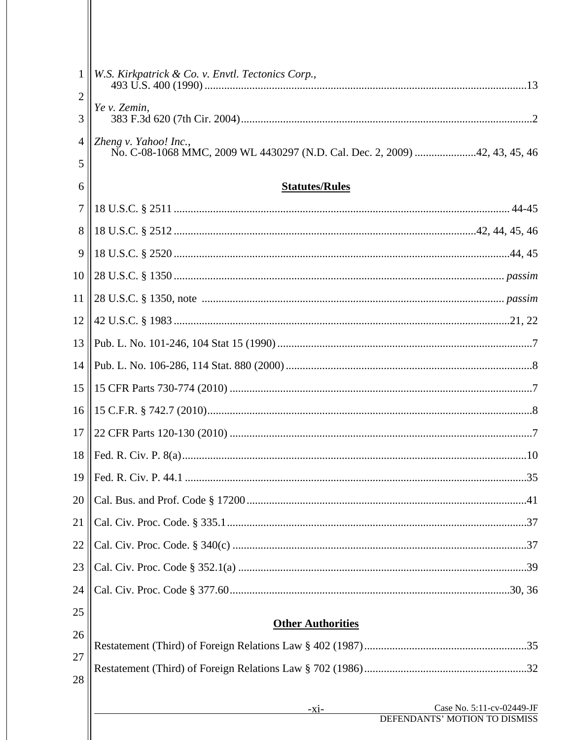*W.S. Kirkpatrick & Co. v. Envtl. Tectonics Corp.*,
493 U.S. 400 (1990) ..... 13

*Ye v. Zemin*,
383 F.3d 620 (7th Cir. 2004) ..... 2

*Zheng v. Yahoo! Inc.*,
No. C-08-1068 MMC, 2009 WL 4430297 (N.D. Cal. Dec. 2, 2009) ..... 42, 43, 45, 46

**Statutes/Rules**

18 U.S.C. § 2511 ..... 44-45

18 U.S.C. § 2512 ..... 42, 44, 45, 46

18 U.S.C. § 2520 ..... 44, 45

28 U.S.C. § 1350 ..... *passim*

28 U.S.C. § 1350, note ..... *passim*

42 U.S.C. § 1983 ..... 21, 22

Pub. L. No. 101-246, 104 Stat 15 (1990) ..... 7

Pub. L. No. 106-286, 114 Stat. 880 (2000) ..... 8

15 CFR Parts 730-774 (2010) ..... 7

15 C.F.R. § 742.7 (2010) ..... 8

22 CFR Parts 120-130 (2010) ..... 7

Fed. R. Civ. P. 8(a) ..... 10

Fed. R. Civ. P. 44.1 ..... 35

Cal. Bus. and Prof. Code § 17200 ..... 41

Cal. Civ. Proc. Code. § 335.1 ..... 37

Cal. Civ. Proc. Code. § 340(c) ..... 37

Cal. Civ. Proc. Code § 352.1(a) ..... 39

Cal. Civ. Proc. Code § 377.60 ..... 30, 36

**Other Authorities**

Restatement (Third) of Foreign Relations Law § 402 (1987) ..... 35

Restatement (Third) of Foreign Relations Law § 702 (1986) ..... 32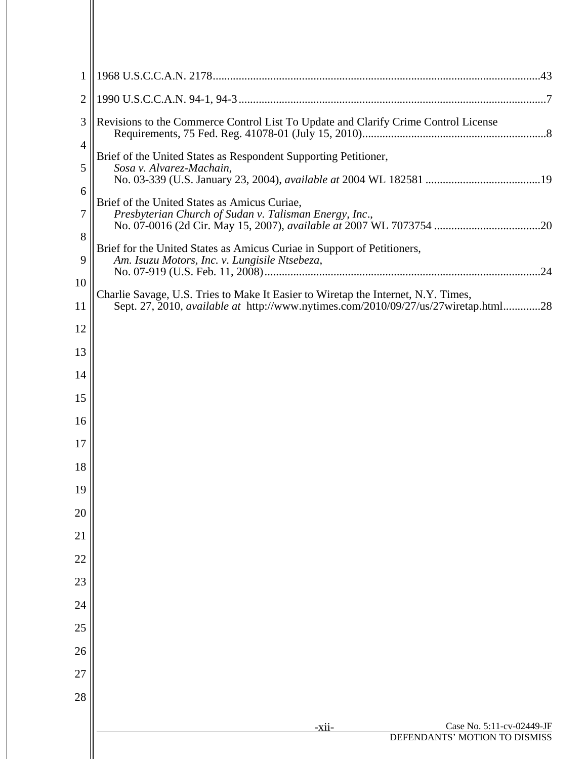1968 U.S.C.C.A.N. 2178.................................................................................................................43

1990 U.S.C.C.A.N. 94-1, 94-3..........................................................................................................7

Revisions to the Commerce Control List To Update and Clarify Crime Control License Requirements, 75 Fed. Reg. 41078-01 (July 15, 2010)................................................................8

Brief of the United States as Respondent Supporting Petitioner, *Sosa v. Alvarez-Machain*, No. 03-339 (U.S. January 23, 2004), *available at* 2004 WL 182581 ........................................19

Brief of the United States as Amicus Curiae, *Presbyterian Church of Sudan v. Talisman Energy, Inc*., No. 07-0016 (2d Cir. May 15, 2007), *available at* 2007 WL 7073754 .....................................20

Brief for the United States as Amicus Curiae in Support of Petitioners, *Am. Isuzu Motors, Inc. v. Lungisile Ntsebeza*, No. 07-919 (U.S. Feb. 11, 2008)...............................................................................................24

Charlie Savage, U.S. Tries to Make It Easier to Wiretap the Internet, N.Y. Times, Sept. 27, 2010, *available at* http://www.nytimes.com/2010/09/27/us/27wiretap.html.............28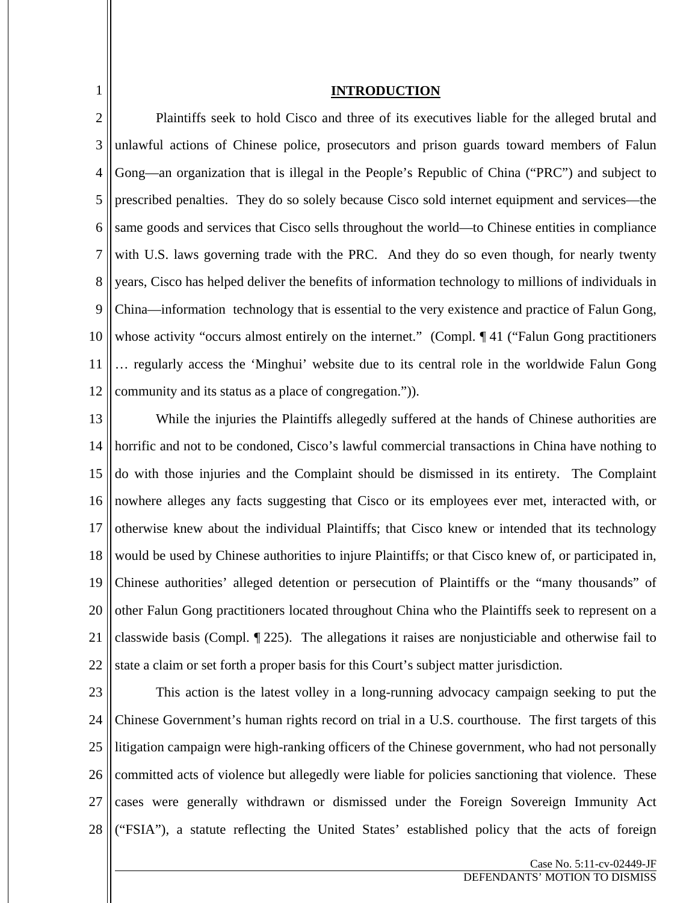## INTRODUCTION

Plaintiffs seek to hold Cisco and three of its executives liable for the alleged brutal and unlawful actions of Chinese police, prosecutors and prison guards toward members of Falun Gong—an organization that is illegal in the People's Republic of China ("PRC") and subject to prescribed penalties. They do so solely because Cisco sold internet equipment and services—the same goods and services that Cisco sells throughout the world—to Chinese entities in compliance with U.S. laws governing trade with the PRC. And they do so even though, for nearly twenty years, Cisco has helped deliver the benefits of information technology to millions of individuals in China—information technology that is essential to the very existence and practice of Falun Gong, whose activity "occurs almost entirely on the internet." (Compl. ¶ 41 ("Falun Gong practitioners … regularly access the 'Minghui' website due to its central role in the worldwide Falun Gong community and its status as a place of congregation.")).

While the injuries the Plaintiffs allegedly suffered at the hands of Chinese authorities are horrific and not to be condoned, Cisco's lawful commercial transactions in China have nothing to do with those injuries and the Complaint should be dismissed in its entirety. The Complaint nowhere alleges any facts suggesting that Cisco or its employees ever met, interacted with, or otherwise knew about the individual Plaintiffs; that Cisco knew or intended that its technology would be used by Chinese authorities to injure Plaintiffs; or that Cisco knew of, or participated in, Chinese authorities' alleged detention or persecution of Plaintiffs or the "many thousands" of other Falun Gong practitioners located throughout China who the Plaintiffs seek to represent on a classwide basis (Compl. ¶ 225). The allegations it raises are nonjusticiable and otherwise fail to state a claim or set forth a proper basis for this Court's subject matter jurisdiction.

This action is the latest volley in a long-running advocacy campaign seeking to put the Chinese Government's human rights record on trial in a U.S. courthouse. The first targets of this litigation campaign were high-ranking officers of the Chinese government, who had not personally committed acts of violence but allegedly were liable for policies sanctioning that violence. These cases were generally withdrawn or dismissed under the Foreign Sovereign Immunity Act ("FSIA"), a statute reflecting the United States' established policy that the acts of foreign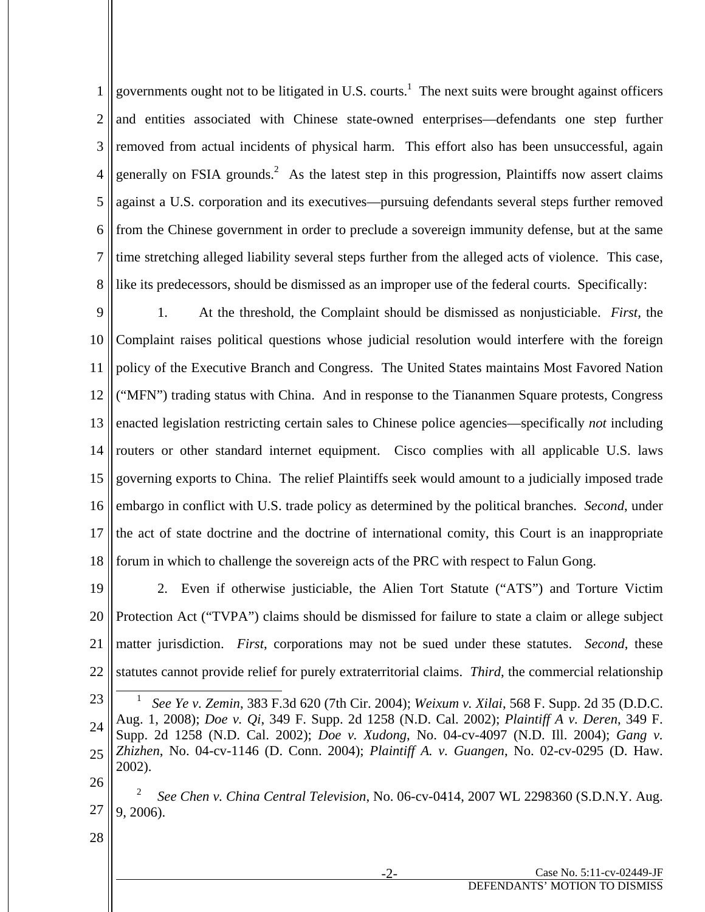governments ought not to be litigated in U.S. courts.[1] The next suits were brought against officers and entities associated with Chinese state-owned enterprises—defendants one step further removed from actual incidents of physical harm. This effort also has been unsuccessful, again generally on FSIA grounds.[2] As the latest step in this progression, Plaintiffs now assert claims against a U.S. corporation and its executives—pursuing defendants several steps further removed from the Chinese government in order to preclude a sovereign immunity defense, but at the same time stretching alleged liability several steps further from the alleged acts of violence. This case, like its predecessors, should be dismissed as an improper use of the federal courts. Specifically:

1. At the threshold, the Complaint should be dismissed as nonjusticiable. *First*, the Complaint raises political questions whose judicial resolution would interfere with the foreign policy of the Executive Branch and Congress. The United States maintains Most Favored Nation ("MFN") trading status with China. And in response to the Tiananmen Square protests, Congress enacted legislation restricting certain sales to Chinese police agencies—specifically *not* including routers or other standard internet equipment. Cisco complies with all applicable U.S. laws governing exports to China. The relief Plaintiffs seek would amount to a judicially imposed trade embargo in conflict with U.S. trade policy as determined by the political branches. *Second*, under the act of state doctrine and the doctrine of international comity, this Court is an inappropriate forum in which to challenge the sovereign acts of the PRC with respect to Falun Gong.

2. Even if otherwise justiciable, the Alien Tort Statute ("ATS") and Torture Victim Protection Act ("TVPA") claims should be dismissed for failure to state a claim or allege subject matter jurisdiction. *First*, corporations may not be sued under these statutes. *Second*, these statutes cannot provide relief for purely extraterritorial claims. *Third*, the commercial relationship

---

[1] *See Ye v. Zemin*, 383 F.3d 620 (7th Cir. 2004); *Weixum v. Xilai*, 568 F. Supp. 2d 35 (D.D.C. Aug. 1, 2008); *Doe v. Qi*, 349 F. Supp. 2d 1258 (N.D. Cal. 2002); *Plaintiff A v. Deren*, 349 F. Supp. 2d 1258 (N.D. Cal. 2002); *Doe v. Xudong*, No. 04-cv-4097 (N.D. Ill. 2004); *Gang v. Zhizhen*, No. 04-cv-1146 (D. Conn. 2004); *Plaintiff A. v. Guangen*, No. 02-cv-0295 (D. Haw. 2002).

[2] *See Chen v. China Central Television*, No. 06-cv-0414, 2007 WL 2298360 (S.D.N.Y. Aug. 9, 2006).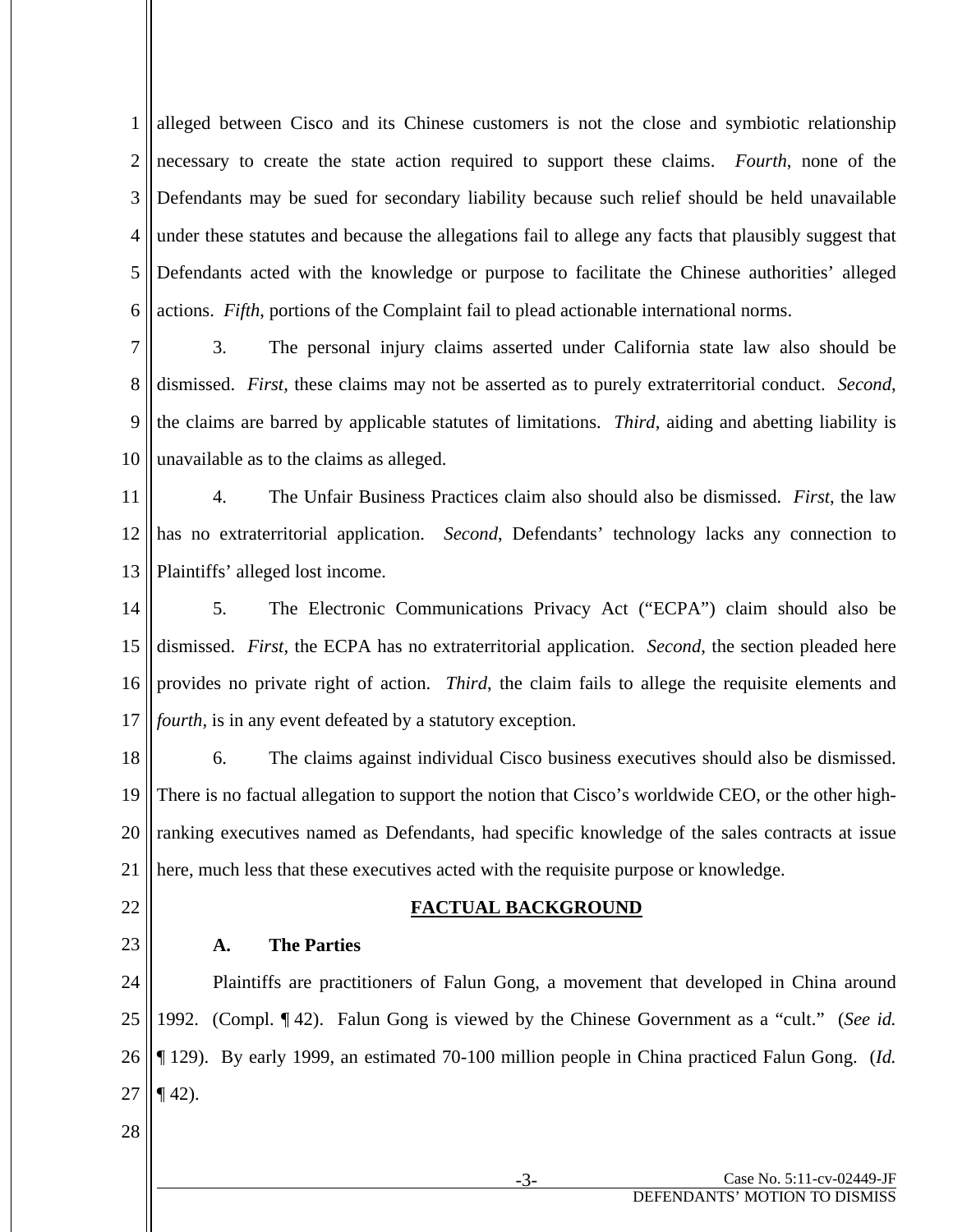alleged between Cisco and its Chinese customers is not the close and symbiotic relationship necessary to create the state action required to support these claims. *Fourth*, none of the Defendants may be sued for secondary liability because such relief should be held unavailable under these statutes and because the allegations fail to allege any facts that plausibly suggest that Defendants acted with the knowledge or purpose to facilitate the Chinese authorities' alleged actions. *Fifth*, portions of the Complaint fail to plead actionable international norms.

3. The personal injury claims asserted under California state law also should be dismissed. *First*, these claims may not be asserted as to purely extraterritorial conduct. *Second*, the claims are barred by applicable statutes of limitations. *Third*, aiding and abetting liability is unavailable as to the claims as alleged.

4. The Unfair Business Practices claim also should also be dismissed. *First*, the law has no extraterritorial application. *Second*, Defendants' technology lacks any connection to Plaintiffs' alleged lost income.

5. The Electronic Communications Privacy Act ("ECPA") claim should also be dismissed. *First*, the ECPA has no extraterritorial application. *Second*, the section pleaded here provides no private right of action. *Third*, the claim fails to allege the requisite elements and *fourth*, is in any event defeated by a statutory exception.

6. The claims against individual Cisco business executives should also be dismissed. There is no factual allegation to support the notion that Cisco's worldwide CEO, or the other high-ranking executives named as Defendants, had specific knowledge of the sales contracts at issue here, much less that these executives acted with the requisite purpose or knowledge.

## FACTUAL BACKGROUND

### A. The Parties

Plaintiffs are practitioners of Falun Gong, a movement that developed in China around 1992. (Compl. ¶ 42). Falun Gong is viewed by the Chinese Government as a "cult." (*See id.* ¶ 129). By early 1999, an estimated 70-100 million people in China practiced Falun Gong. (*Id.* ¶ 42).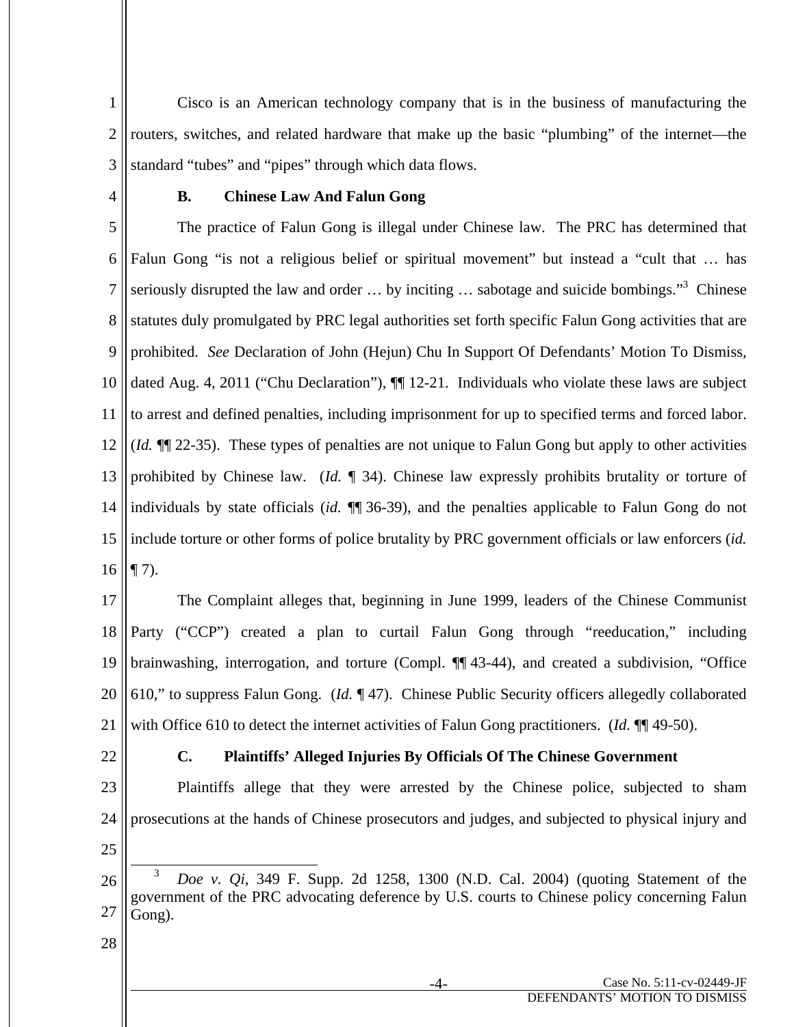Cisco is an American technology company that is in the business of manufacturing the routers, switches, and related hardware that make up the basic "plumbing" of the internet—the standard "tubes" and "pipes" through which data flows.

### B. Chinese Law And Falun Gong

The practice of Falun Gong is illegal under Chinese law. The PRC has determined that Falun Gong "is not a religious belief or spiritual movement" but instead a "cult that … has seriously disrupted the law and order … by inciting … sabotage and suicide bombings."[3] Chinese statutes duly promulgated by PRC legal authorities set forth specific Falun Gong activities that are prohibited. *See* Declaration of John (Hejun) Chu In Support Of Defendants' Motion To Dismiss, dated Aug. 4, 2011 ("Chu Declaration"), ¶¶ 12-21. Individuals who violate these laws are subject to arrest and defined penalties, including imprisonment for up to specified terms and forced labor. (*Id.* ¶¶ 22-35). These types of penalties are not unique to Falun Gong but apply to other activities prohibited by Chinese law. (*Id.* ¶ 34). Chinese law expressly prohibits brutality or torture of individuals by state officials (*id.* ¶¶ 36-39), and the penalties applicable to Falun Gong do not include torture or other forms of police brutality by PRC government officials or law enforcers (*id.* ¶ 7).

The Complaint alleges that, beginning in June 1999, leaders of the Chinese Communist Party ("CCP") created a plan to curtail Falun Gong through "reeducation," including brainwashing, interrogation, and torture (Compl. ¶¶ 43-44), and created a subdivision, "Office 610," to suppress Falun Gong. (*Id.* ¶ 47). Chinese Public Security officers allegedly collaborated with Office 610 to detect the internet activities of Falun Gong practitioners. (*Id.* ¶¶ 49-50).

### C. Plaintiffs' Alleged Injuries By Officials Of The Chinese Government

Plaintiffs allege that they were arrested by the Chinese police, subjected to sham prosecutions at the hands of Chinese prosecutors and judges, and subjected to physical injury and

---

[3] *Doe v. Qi*, 349 F. Supp. 2d 1258, 1300 (N.D. Cal. 2004) (quoting Statement of the government of the PRC advocating deference by U.S. courts to Chinese policy concerning Falun Gong).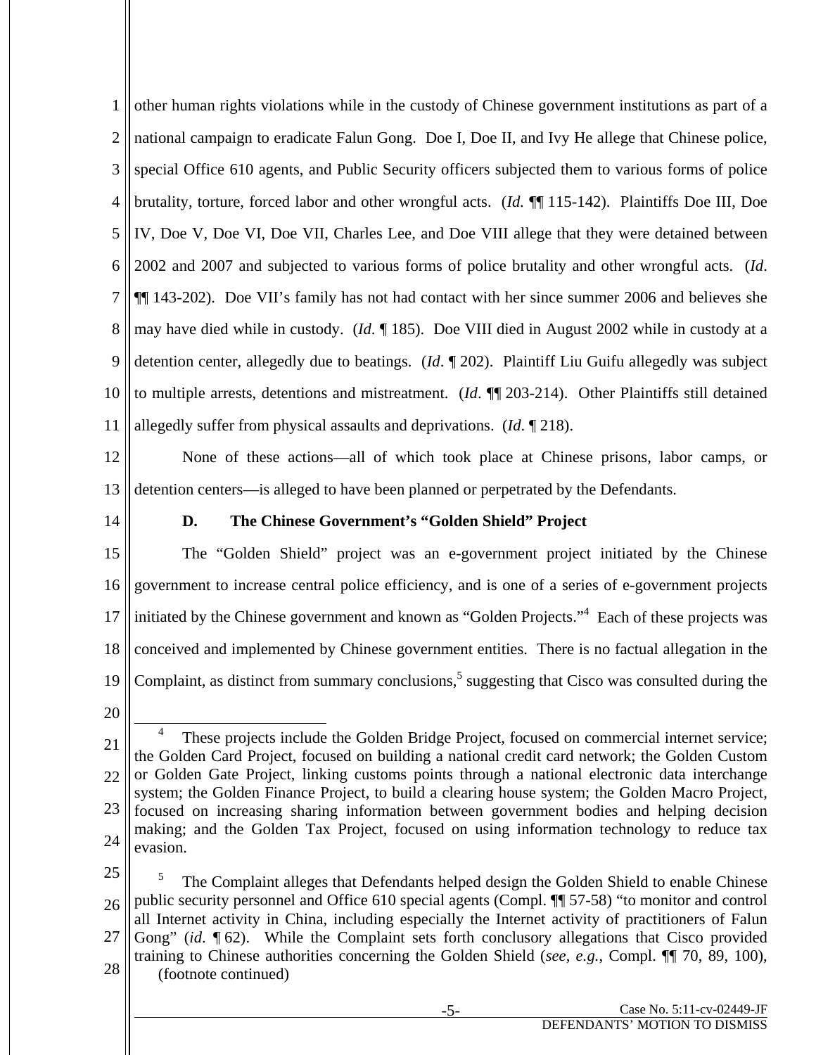other human rights violations while in the custody of Chinese government institutions as part of a national campaign to eradicate Falun Gong. Doe I, Doe II, and Ivy He allege that Chinese police, special Office 610 agents, and Public Security officers subjected them to various forms of police brutality, torture, forced labor and other wrongful acts. (*Id.* ¶¶ 115-142). Plaintiffs Doe III, Doe IV, Doe V, Doe VI, Doe VII, Charles Lee, and Doe VIII allege that they were detained between 2002 and 2007 and subjected to various forms of police brutality and other wrongful acts. (*Id*. ¶¶ 143-202). Doe VII's family has not had contact with her since summer 2006 and believes she may have died while in custody. (*Id*. ¶ 185). Doe VIII died in August 2002 while in custody at a detention center, allegedly due to beatings. (*Id*. ¶ 202). Plaintiff Liu Guifu allegedly was subject to multiple arrests, detentions and mistreatment. (*Id*. ¶¶ 203-214). Other Plaintiffs still detained allegedly suffer from physical assaults and deprivations. (*Id*. ¶ 218).

None of these actions—all of which took place at Chinese prisons, labor camps, or detention centers—is alleged to have been planned or perpetrated by the Defendants.

### D. The Chinese Government's "Golden Shield" Project

The "Golden Shield" project was an e-government project initiated by the Chinese government to increase central police efficiency, and is one of a series of e-government projects initiated by the Chinese government and known as "Golden Projects."[4] Each of these projects was conceived and implemented by Chinese government entities. There is no factual allegation in the Complaint, as distinct from summary conclusions,[5] suggesting that Cisco was consulted during the

[4] These projects include the Golden Bridge Project, focused on commercial internet service; the Golden Card Project, focused on building a national credit card network; the Golden Custom or Golden Gate Project, linking customs points through a national electronic data interchange system; the Golden Finance Project, to build a clearing house system; the Golden Macro Project, focused on increasing sharing information between government bodies and helping decision making; and the Golden Tax Project, focused on using information technology to reduce tax evasion.

[5] The Complaint alleges that Defendants helped design the Golden Shield to enable Chinese public security personnel and Office 610 special agents (Compl. ¶¶ 57-58) "to monitor and control all Internet activity in China, including especially the Internet activity of practitioners of Falun Gong" (*id*. ¶ 62). While the Complaint sets forth conclusory allegations that Cisco provided training to Chinese authorities concerning the Golden Shield (*see*, *e.g.*, Compl. ¶¶ 70, 89, 100), (footnote continued)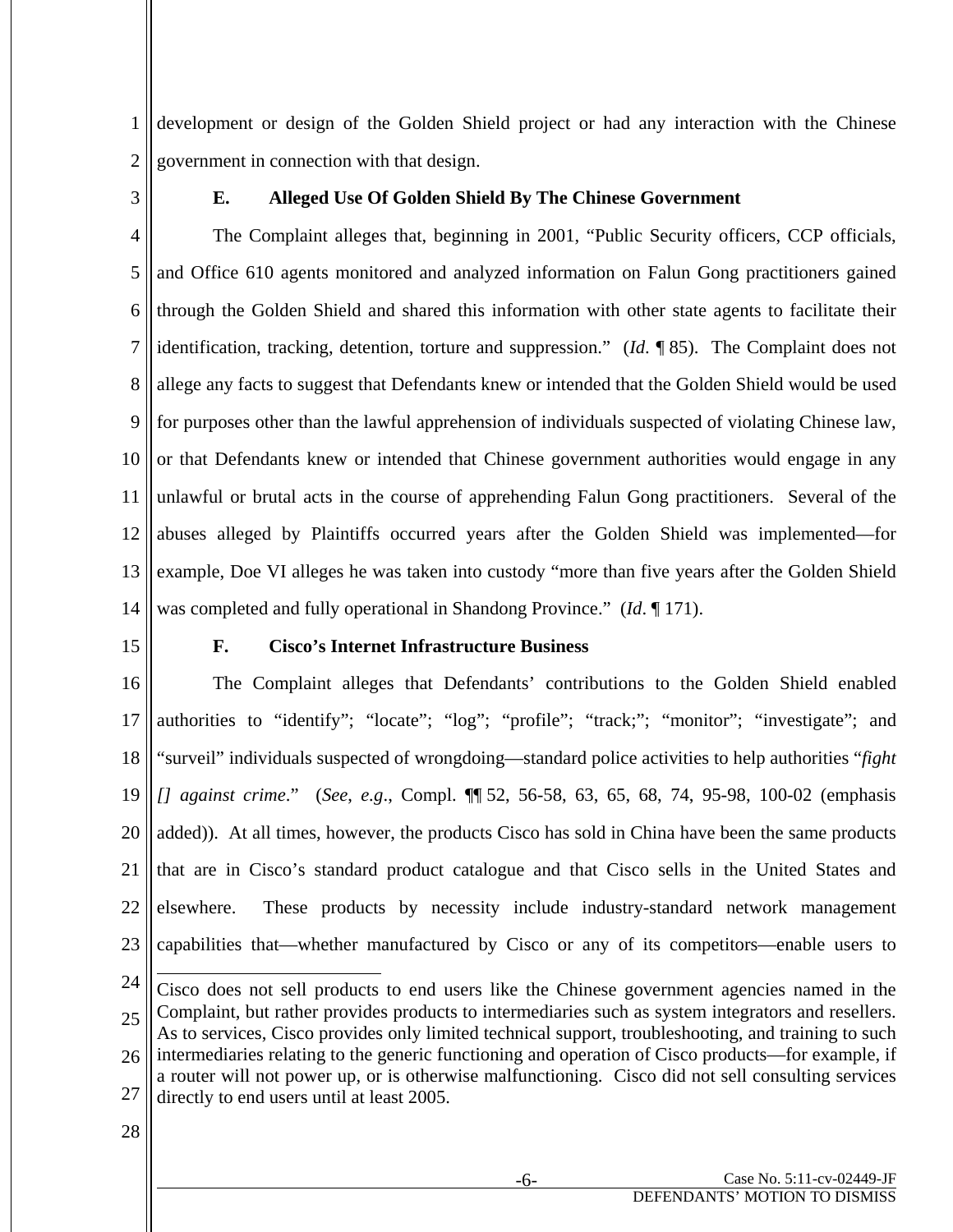development or design of the Golden Shield project or had any interaction with the Chinese government in connection with that design.

### E. Alleged Use Of Golden Shield By The Chinese Government

The Complaint alleges that, beginning in 2001, "Public Security officers, CCP officials, and Office 610 agents monitored and analyzed information on Falun Gong practitioners gained through the Golden Shield and shared this information with other state agents to facilitate their identification, tracking, detention, torture and suppression." (*Id*. ¶ 85). The Complaint does not allege any facts to suggest that Defendants knew or intended that the Golden Shield would be used for purposes other than the lawful apprehension of individuals suspected of violating Chinese law, or that Defendants knew or intended that Chinese government authorities would engage in any unlawful or brutal acts in the course of apprehending Falun Gong practitioners. Several of the abuses alleged by Plaintiffs occurred years after the Golden Shield was implemented—for example, Doe VI alleges he was taken into custody "more than five years after the Golden Shield was completed and fully operational in Shandong Province." (*Id*. ¶ 171).

### F. Cisco's Internet Infrastructure Business

The Complaint alleges that Defendants' contributions to the Golden Shield enabled authorities to "identify"; "locate"; "log"; "profile"; "track;"; "monitor"; "investigate"; and "surveil" individuals suspected of wrongdoing—standard police activities to help authorities "*fight [] against crime*." (*See*, *e.g*., Compl. ¶¶ 52, 56-58, 63, 65, 68, 74, 95-98, 100-02 (emphasis added)). At all times, however, the products Cisco has sold in China have been the same products that are in Cisco's standard product catalogue and that Cisco sells in the United States and elsewhere. These products by necessity include industry-standard network management capabilities that—whether manufactured by Cisco or any of its competitors—enable users to

---

Cisco does not sell products to end users like the Chinese government agencies named in the Complaint, but rather provides products to intermediaries such as system integrators and resellers. As to services, Cisco provides only limited technical support, troubleshooting, and training to such intermediaries relating to the generic functioning and operation of Cisco products—for example, if a router will not power up, or is otherwise malfunctioning. Cisco did not sell consulting services directly to end users until at least 2005.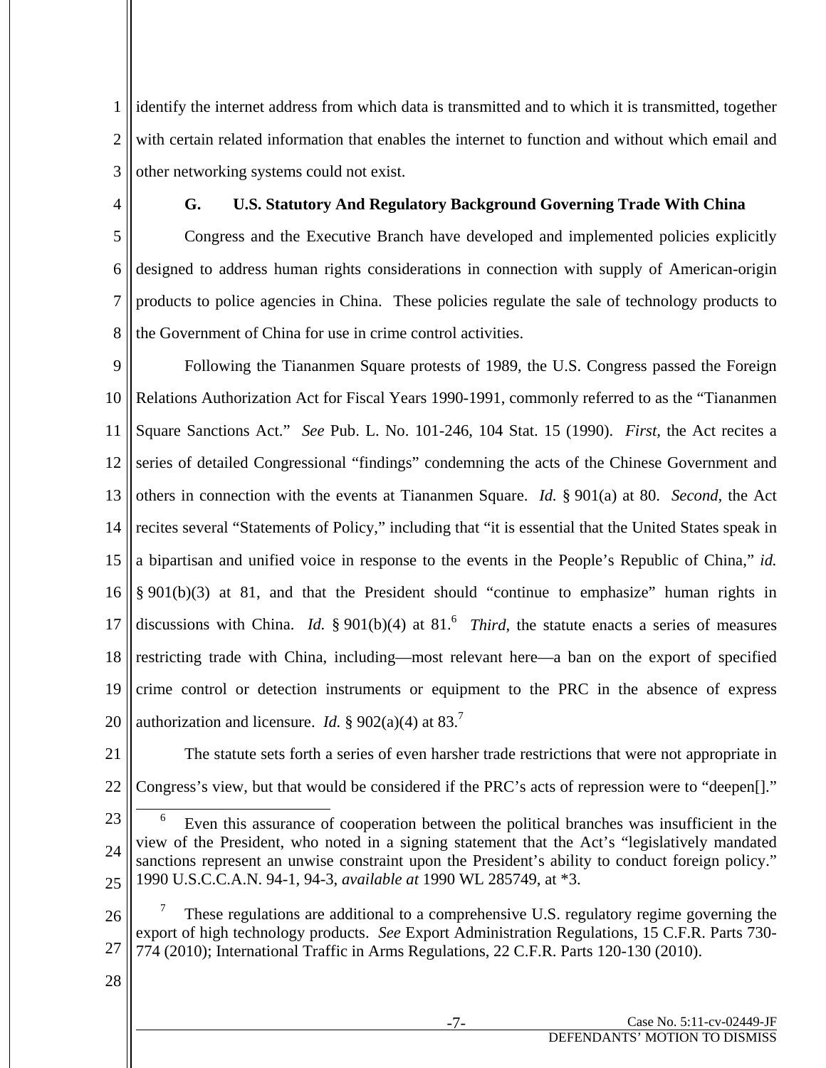identify the internet address from which data is transmitted and to which it is transmitted, together with certain related information that enables the internet to function and without which email and other networking systems could not exist.

### G. U.S. Statutory And Regulatory Background Governing Trade With China

Congress and the Executive Branch have developed and implemented policies explicitly designed to address human rights considerations in connection with supply of American-origin products to police agencies in China. These policies regulate the sale of technology products to the Government of China for use in crime control activities.

Following the Tiananmen Square protests of 1989, the U.S. Congress passed the Foreign Relations Authorization Act for Fiscal Years 1990-1991, commonly referred to as the "Tiananmen Square Sanctions Act." *See* Pub. L. No. 101-246, 104 Stat. 15 (1990). *First,* the Act recites a series of detailed Congressional "findings" condemning the acts of the Chinese Government and others in connection with the events at Tiananmen Square. *Id.* § 901(a) at 80. *Second*, the Act recites several "Statements of Policy," including that "it is essential that the United States speak in a bipartisan and unified voice in response to the events in the People's Republic of China," *id.* § 901(b)(3) at 81, and that the President should "continue to emphasize" human rights in discussions with China. *Id.* § 901(b)(4) at 81.[6] *Third*, the statute enacts a series of measures restricting trade with China, including—most relevant here—a ban on the export of specified crime control or detection instruments or equipment to the PRC in the absence of express authorization and licensure. *Id.* § 902(a)(4) at 83.[7]

The statute sets forth a series of even harsher trade restrictions that were not appropriate in Congress's view, but that would be considered if the PRC's acts of repression were to "deepen[]."

---

[6] Even this assurance of cooperation between the political branches was insufficient in the view of the President, who noted in a signing statement that the Act's "legislatively mandated sanctions represent an unwise constraint upon the President's ability to conduct foreign policy." 1990 U.S.C.C.A.N. 94-1, 94-3, *available at* 1990 WL 285749, at *3.

[7] These regulations are additional to a comprehensive U.S. regulatory regime governing the export of high technology products. *See* Export Administration Regulations, 15 C.F.R. Parts 730-774 (2010); International Traffic in Arms Regulations, 22 C.F.R. Parts 120-130 (2010).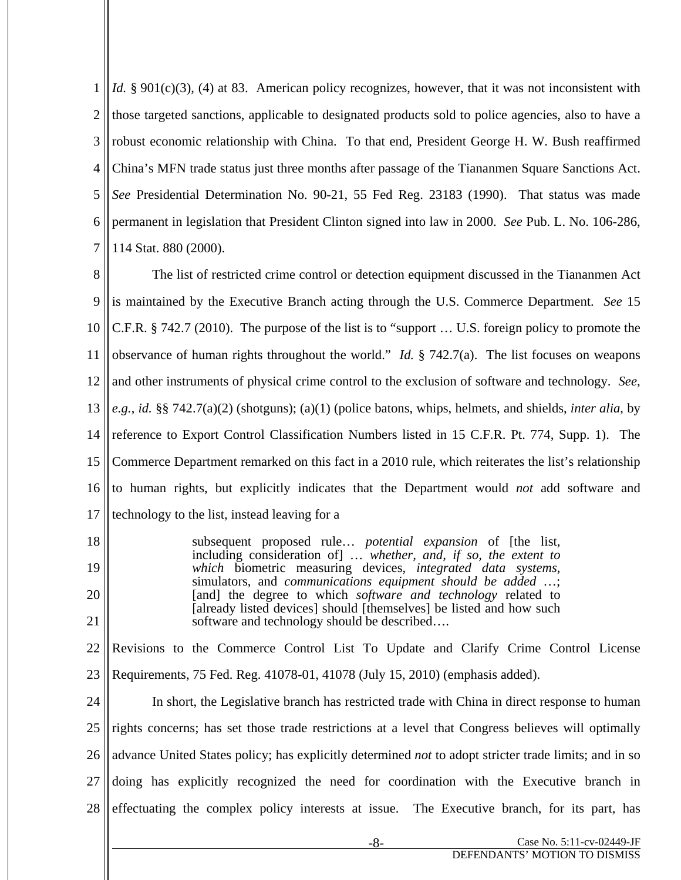*Id.* § 901(c)(3), (4) at 83. American policy recognizes, however, that it was not inconsistent with those targeted sanctions, applicable to designated products sold to police agencies, also to have a robust economic relationship with China. To that end, President George H. W. Bush reaffirmed China's MFN trade status just three months after passage of the Tiananmen Square Sanctions Act. *See* Presidential Determination No. 90-21, 55 Fed Reg. 23183 (1990). That status was made permanent in legislation that President Clinton signed into law in 2000. *See* Pub. L. No. 106-286, 114 Stat. 880 (2000).

The list of restricted crime control or detection equipment discussed in the Tiananmen Act is maintained by the Executive Branch acting through the U.S. Commerce Department. *See* 15 C.F.R. § 742.7 (2010). The purpose of the list is to "support … U.S. foreign policy to promote the observance of human rights throughout the world." *Id.* § 742.7(a). The list focuses on weapons and other instruments of physical crime control to the exclusion of software and technology. *See, e.g.*, *id.* §§ 742.7(a)(2) (shotguns); (a)(1) (police batons, whips, helmets, and shields, *inter alia*, by reference to Export Control Classification Numbers listed in 15 C.F.R. Pt. 774, Supp. 1). The Commerce Department remarked on this fact in a 2010 rule, which reiterates the list's relationship to human rights, but explicitly indicates that the Department would *not* add software and technology to the list, instead leaving for a

> subsequent proposed rule… *potential expansion* of [the list, including consideration of] … *whether, and, if so, the extent to which* biometric measuring devices, *integrated data systems*, simulators, and *communications equipment should be added* …; [and] the degree to which *software and technology* related to [already listed devices] should [themselves] be listed and how such software and technology should be described….

Revisions to the Commerce Control List To Update and Clarify Crime Control License Requirements, 75 Fed. Reg. 41078-01, 41078 (July 15, 2010) (emphasis added).

In short, the Legislative branch has restricted trade with China in direct response to human rights concerns; has set those trade restrictions at a level that Congress believes will optimally advance United States policy; has explicitly determined *not* to adopt stricter trade limits; and in so doing has explicitly recognized the need for coordination with the Executive branch in effectuating the complex policy interests at issue. The Executive branch, for its part, has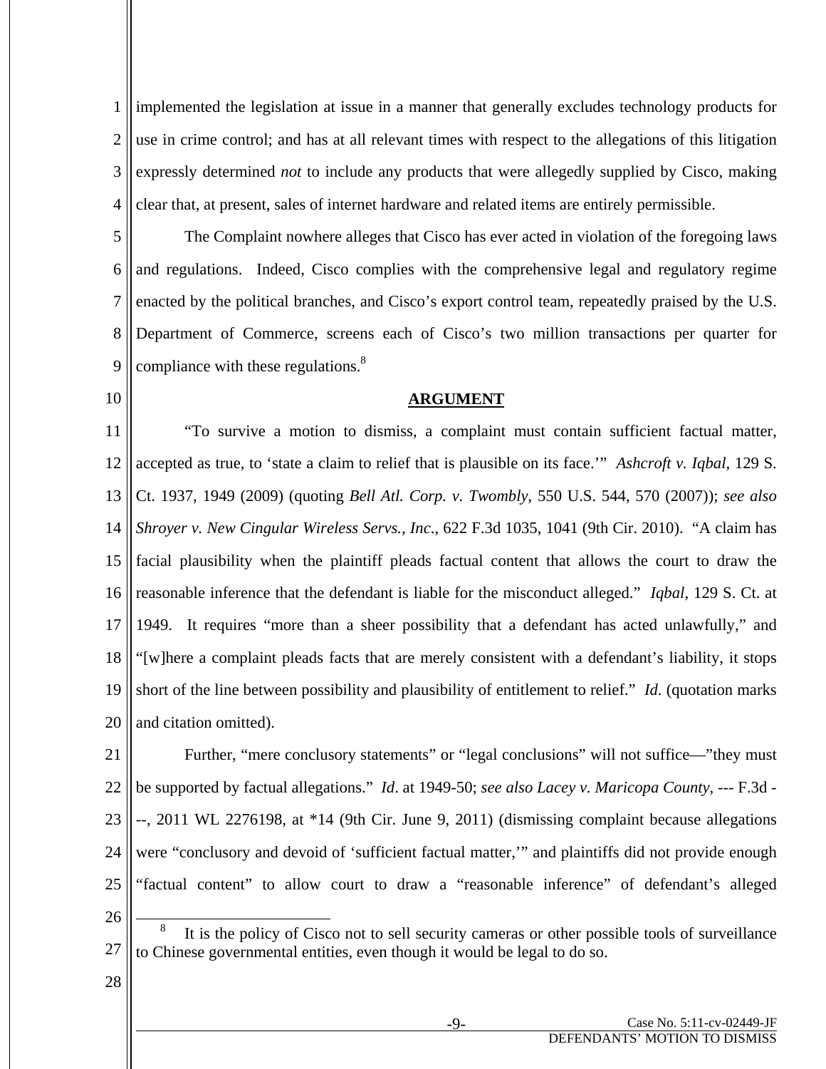implemented the legislation at issue in a manner that generally excludes technology products for use in crime control; and has at all relevant times with respect to the allegations of this litigation expressly determined *not* to include any products that were allegedly supplied by Cisco, making clear that, at present, sales of internet hardware and related items are entirely permissible.

The Complaint nowhere alleges that Cisco has ever acted in violation of the foregoing laws and regulations. Indeed, Cisco complies with the comprehensive legal and regulatory regime enacted by the political branches, and Cisco's export control team, repeatedly praised by the U.S. Department of Commerce, screens each of Cisco's two million transactions per quarter for compliance with these regulations.[8]

## ARGUMENT

"To survive a motion to dismiss, a complaint must contain sufficient factual matter, accepted as true, to 'state a claim to relief that is plausible on its face.'" *Ashcroft v. Iqbal*, 129 S. Ct. 1937, 1949 (2009) (quoting *Bell Atl. Corp. v. Twombly*, 550 U.S. 544, 570 (2007)); *see also Shroyer v. New Cingular Wireless Servs., Inc.*, 622 F.3d 1035, 1041 (9th Cir. 2010). "A claim has facial plausibility when the plaintiff pleads factual content that allows the court to draw the reasonable inference that the defendant is liable for the misconduct alleged." *Iqbal*, 129 S. Ct. at 1949. It requires "more than a sheer possibility that a defendant has acted unlawfully," and "[w]here a complaint pleads facts that are merely consistent with a defendant's liability, it stops short of the line between possibility and plausibility of entitlement to relief." *Id*. (quotation marks and citation omitted).

Further, "mere conclusory statements" or "legal conclusions" will not suffice—"they must be supported by factual allegations." *Id*. at 1949-50; *see also Lacey v. Maricopa County*, --- F.3d ---, 2011 WL 2276198, at *14 (9th Cir. June 9, 2011) (dismissing complaint because allegations were "conclusory and devoid of 'sufficient factual matter,'" and plaintiffs did not provide enough "factual content" to allow court to draw a "reasonable inference" of defendant's alleged

---

[8] It is the policy of Cisco not to sell security cameras or other possible tools of surveillance to Chinese governmental entities, even though it would be legal to do so.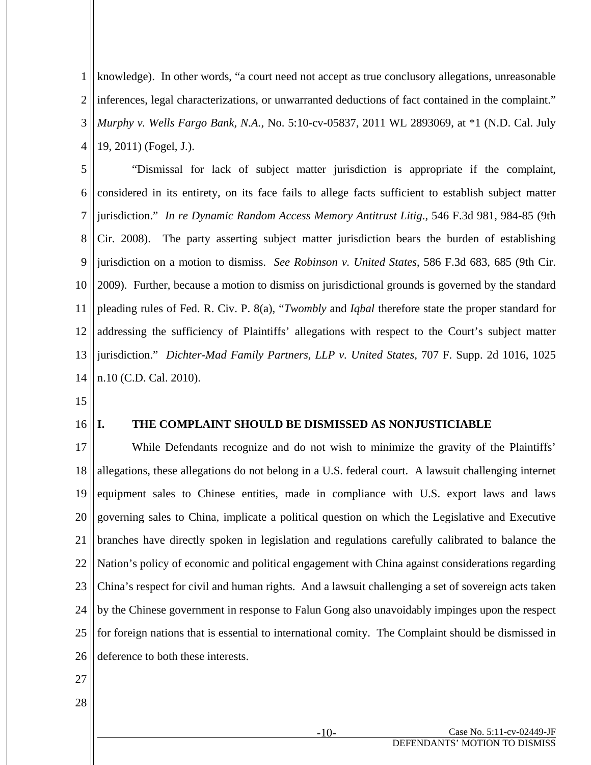knowledge). In other words, "a court need not accept as true conclusory allegations, unreasonable inferences, legal characterizations, or unwarranted deductions of fact contained in the complaint." *Murphy v. Wells Fargo Bank, N.A.*, No. 5:10-cv-05837, 2011 WL 2893069, at *1 (N.D. Cal. July 19, 2011) (Fogel, J.).

"Dismissal for lack of subject matter jurisdiction is appropriate if the complaint, considered in its entirety, on its face fails to allege facts sufficient to establish subject matter jurisdiction." *In re Dynamic Random Access Memory Antitrust Litig*., 546 F.3d 981, 984-85 (9th Cir. 2008). The party asserting subject matter jurisdiction bears the burden of establishing jurisdiction on a motion to dismiss. *See Robinson v. United States*, 586 F.3d 683, 685 (9th Cir. 2009). Further, because a motion to dismiss on jurisdictional grounds is governed by the standard pleading rules of Fed. R. Civ. P. 8(a), "*Twombly* and *Iqbal* therefore state the proper standard for addressing the sufficiency of Plaintiffs' allegations with respect to the Court's subject matter jurisdiction." *Dichter-Mad Family Partners, LLP v. United States*, 707 F. Supp. 2d 1016, 1025 n.10 (C.D. Cal. 2010).

## I. THE COMPLAINT SHOULD BE DISMISSED AS NONJUSTICIABLE

While Defendants recognize and do not wish to minimize the gravity of the Plaintiffs' allegations, these allegations do not belong in a U.S. federal court. A lawsuit challenging internet equipment sales to Chinese entities, made in compliance with U.S. export laws and laws governing sales to China, implicate a political question on which the Legislative and Executive branches have directly spoken in legislation and regulations carefully calibrated to balance the Nation's policy of economic and political engagement with China against considerations regarding China's respect for civil and human rights. And a lawsuit challenging a set of sovereign acts taken by the Chinese government in response to Falun Gong also unavoidably impinges upon the respect for foreign nations that is essential to international comity. The Complaint should be dismissed in deference to both these interests.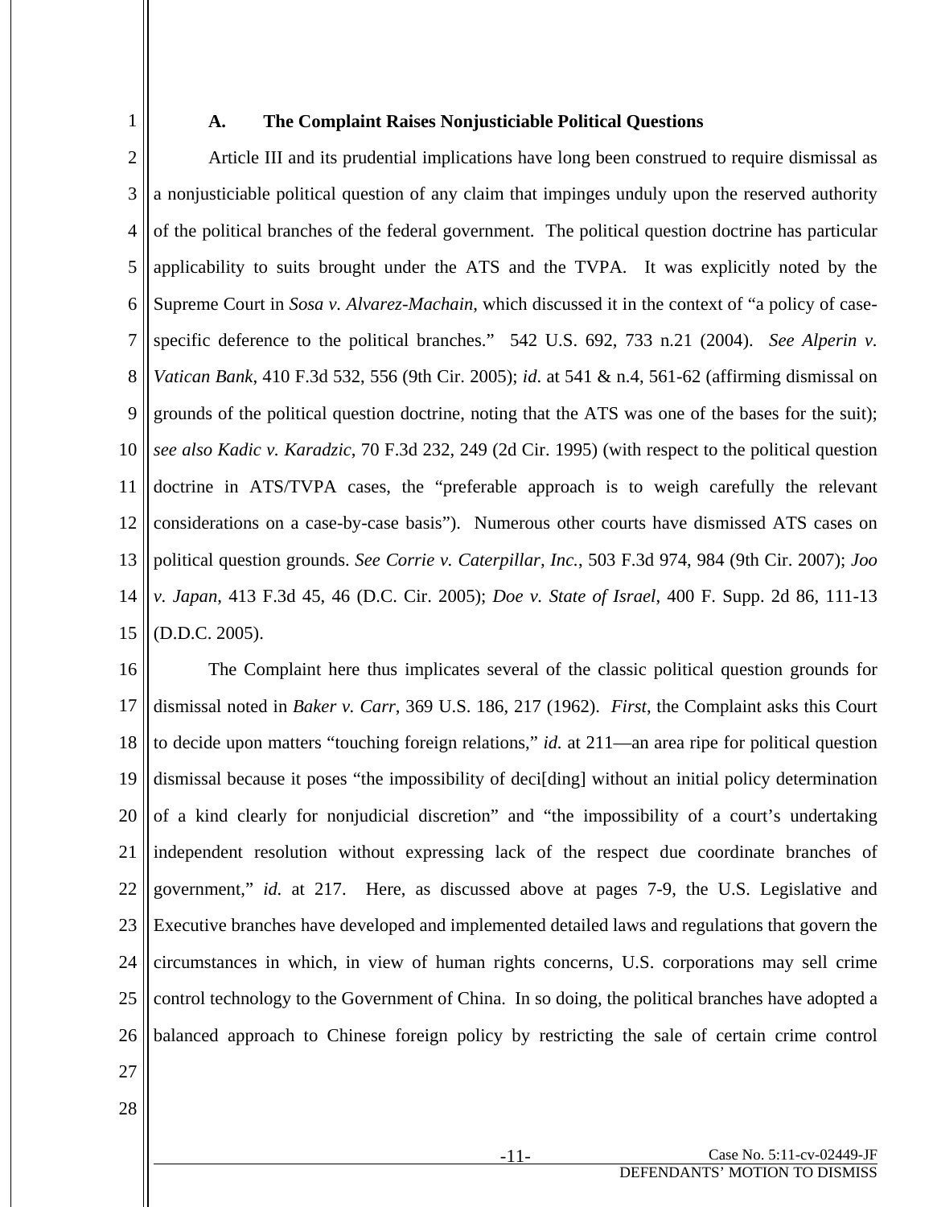### A. The Complaint Raises Nonjusticiable Political Questions

Article III and its prudential implications have long been construed to require dismissal as a nonjusticiable political question of any claim that impinges unduly upon the reserved authority of the political branches of the federal government. The political question doctrine has particular applicability to suits brought under the ATS and the TVPA. It was explicitly noted by the Supreme Court in *Sosa v. Alvarez-Machain*, which discussed it in the context of "a policy of case-specific deference to the political branches." 542 U.S. 692, 733 n.21 (2004). *See Alperin v. Vatican Bank*, 410 F.3d 532, 556 (9th Cir. 2005); *id*. at 541 & n.4, 561-62 (affirming dismissal on grounds of the political question doctrine, noting that the ATS was one of the bases for the suit); *see also Kadic v. Karadzic*, 70 F.3d 232, 249 (2d Cir. 1995) (with respect to the political question doctrine in ATS/TVPA cases, the "preferable approach is to weigh carefully the relevant considerations on a case-by-case basis"). Numerous other courts have dismissed ATS cases on political question grounds. *See Corrie v. Caterpillar, Inc.*, 503 F.3d 974, 984 (9th Cir. 2007); *Joo v. Japan*, 413 F.3d 45, 46 (D.C. Cir. 2005); *Doe v. State of Israel*, 400 F. Supp. 2d 86, 111-13 (D.D.C. 2005).

The Complaint here thus implicates several of the classic political question grounds for dismissal noted in *Baker v. Carr*, 369 U.S. 186, 217 (1962). *First*, the Complaint asks this Court to decide upon matters "touching foreign relations," *id.* at 211—an area ripe for political question dismissal because it poses "the impossibility of deci[ding] without an initial policy determination of a kind clearly for nonjudicial discretion" and "the impossibility of a court's undertaking independent resolution without expressing lack of the respect due coordinate branches of government," *id.* at 217. Here, as discussed above at pages 7-9, the U.S. Legislative and Executive branches have developed and implemented detailed laws and regulations that govern the circumstances in which, in view of human rights concerns, U.S. corporations may sell crime control technology to the Government of China. In so doing, the political branches have adopted a balanced approach to Chinese foreign policy by restricting the sale of certain crime control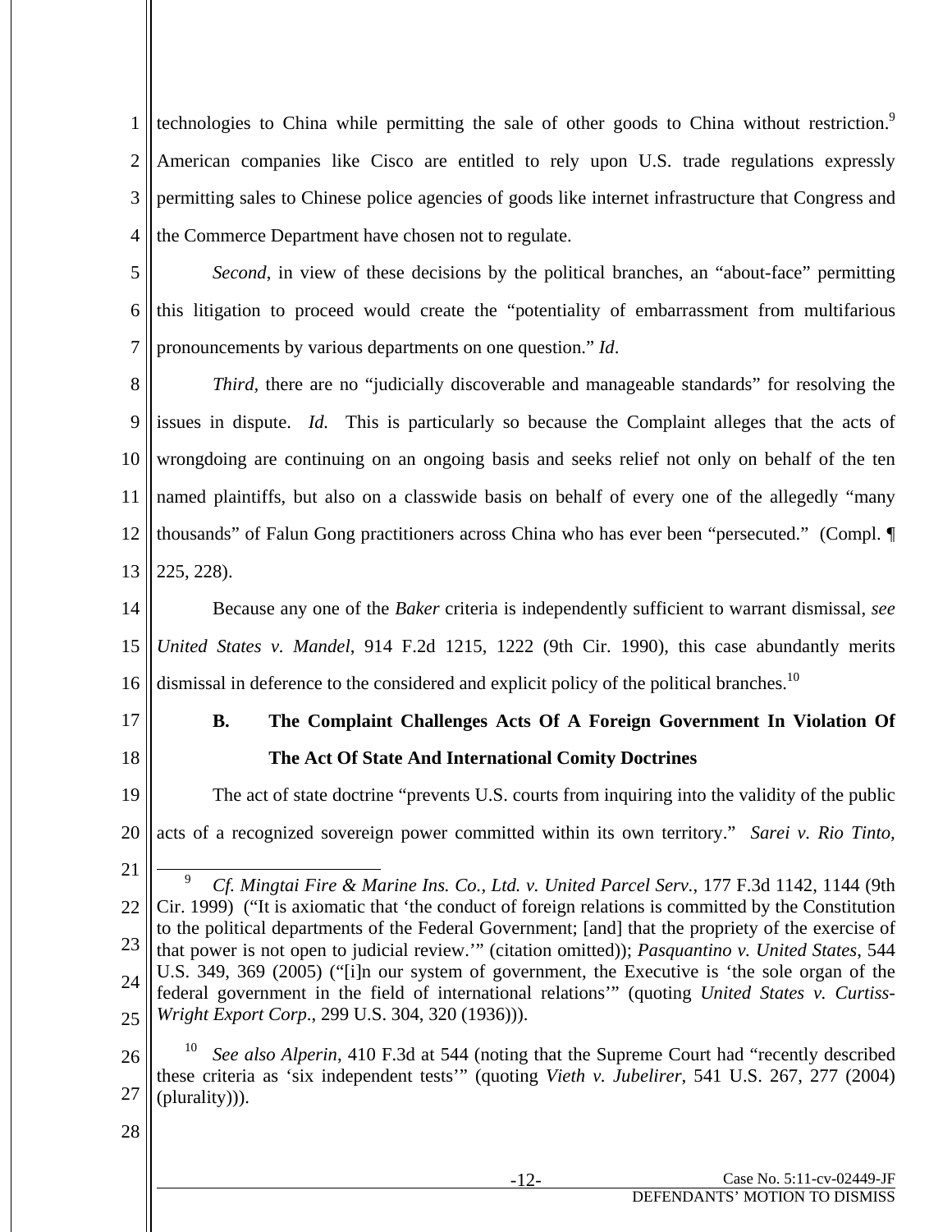technologies to China while permitting the sale of other goods to China without restriction.[9] American companies like Cisco are entitled to rely upon U.S. trade regulations expressly permitting sales to Chinese police agencies of goods like internet infrastructure that Congress and the Commerce Department have chosen not to regulate.

*Second*, in view of these decisions by the political branches, an "about-face" permitting this litigation to proceed would create the "potentiality of embarrassment from multifarious pronouncements by various departments on one question." *Id*.

*Third*, there are no "judicially discoverable and manageable standards" for resolving the issues in dispute. *Id.* This is particularly so because the Complaint alleges that the acts of wrongdoing are continuing on an ongoing basis and seeks relief not only on behalf of the ten named plaintiffs, but also on a classwide basis on behalf of every one of the allegedly "many thousands" of Falun Gong practitioners across China who has ever been "persecuted." (Compl. ¶ 225, 228).

Because any one of the *Baker* criteria is independently sufficient to warrant dismissal, *see United States v. Mandel*, 914 F.2d 1215, 1222 (9th Cir. 1990), this case abundantly merits dismissal in deference to the considered and explicit policy of the political branches.[10]

### B. The Complaint Challenges Acts Of A Foreign Government In Violation Of The Act Of State And International Comity Doctrines

The act of state doctrine "prevents U.S. courts from inquiring into the validity of the public acts of a recognized sovereign power committed within its own territory." *Sarei v. Rio Tinto,*

---

[9] *Cf. Mingtai Fire & Marine Ins. Co., Ltd. v. United Parcel Serv.*, 177 F.3d 1142, 1144 (9th Cir. 1999) ("It is axiomatic that 'the conduct of foreign relations is committed by the Constitution to the political departments of the Federal Government; [and] that the propriety of the exercise of that power is not open to judicial review.'" (citation omitted)); *Pasquantino v. United States*, 544 U.S. 349, 369 (2005) ("[i]n our system of government, the Executive is 'the sole organ of the federal government in the field of international relations'" (quoting *United States v. Curtiss-Wright Export Corp*., 299 U.S. 304, 320 (1936))).

[10] *See also Alperin*, 410 F.3d at 544 (noting that the Supreme Court had "recently described these criteria as 'six independent tests'" (quoting *Vieth v. Jubelirer*, 541 U.S. 267, 277 (2004) (plurality))).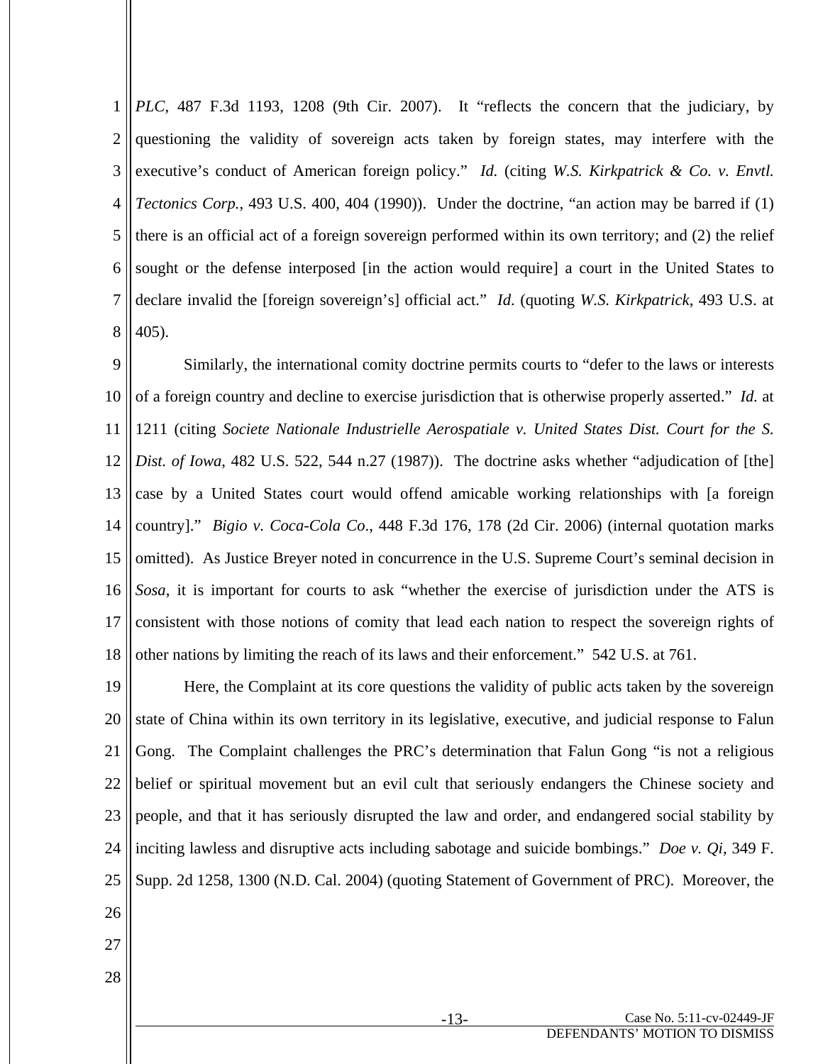*PLC*, 487 F.3d 1193, 1208 (9th Cir. 2007). It "reflects the concern that the judiciary, by questioning the validity of sovereign acts taken by foreign states, may interfere with the executive's conduct of American foreign policy." *Id.* (citing *W.S. Kirkpatrick & Co. v. Envtl. Tectonics Corp.*, 493 U.S. 400, 404 (1990)). Under the doctrine, "an action may be barred if (1) there is an official act of a foreign sovereign performed within its own territory; and (2) the relief sought or the defense interposed [in the action would require] a court in the United States to declare invalid the [foreign sovereign's] official act." *Id*. (quoting *W.S. Kirkpatrick*, 493 U.S. at 405).

Similarly, the international comity doctrine permits courts to "defer to the laws or interests of a foreign country and decline to exercise jurisdiction that is otherwise properly asserted." *Id.* at 1211 (citing *Societe Nationale Industrielle Aerospatiale v. United States Dist. Court for the S. Dist. of Iowa*, 482 U.S. 522, 544 n.27 (1987)). The doctrine asks whether "adjudication of [the] case by a United States court would offend amicable working relationships with [a foreign country]." *Bigio v. Coca-Cola Co*., 448 F.3d 176, 178 (2d Cir. 2006) (internal quotation marks omitted). As Justice Breyer noted in concurrence in the U.S. Supreme Court's seminal decision in *Sosa*, it is important for courts to ask "whether the exercise of jurisdiction under the ATS is consistent with those notions of comity that lead each nation to respect the sovereign rights of other nations by limiting the reach of its laws and their enforcement." 542 U.S. at 761.

Here, the Complaint at its core questions the validity of public acts taken by the sovereign state of China within its own territory in its legislative, executive, and judicial response to Falun Gong. The Complaint challenges the PRC's determination that Falun Gong "is not a religious belief or spiritual movement but an evil cult that seriously endangers the Chinese society and people, and that it has seriously disrupted the law and order, and endangered social stability by inciting lawless and disruptive acts including sabotage and suicide bombings." *Doe v. Qi*, 349 F. Supp. 2d 1258, 1300 (N.D. Cal. 2004) (quoting Statement of Government of PRC). Moreover, the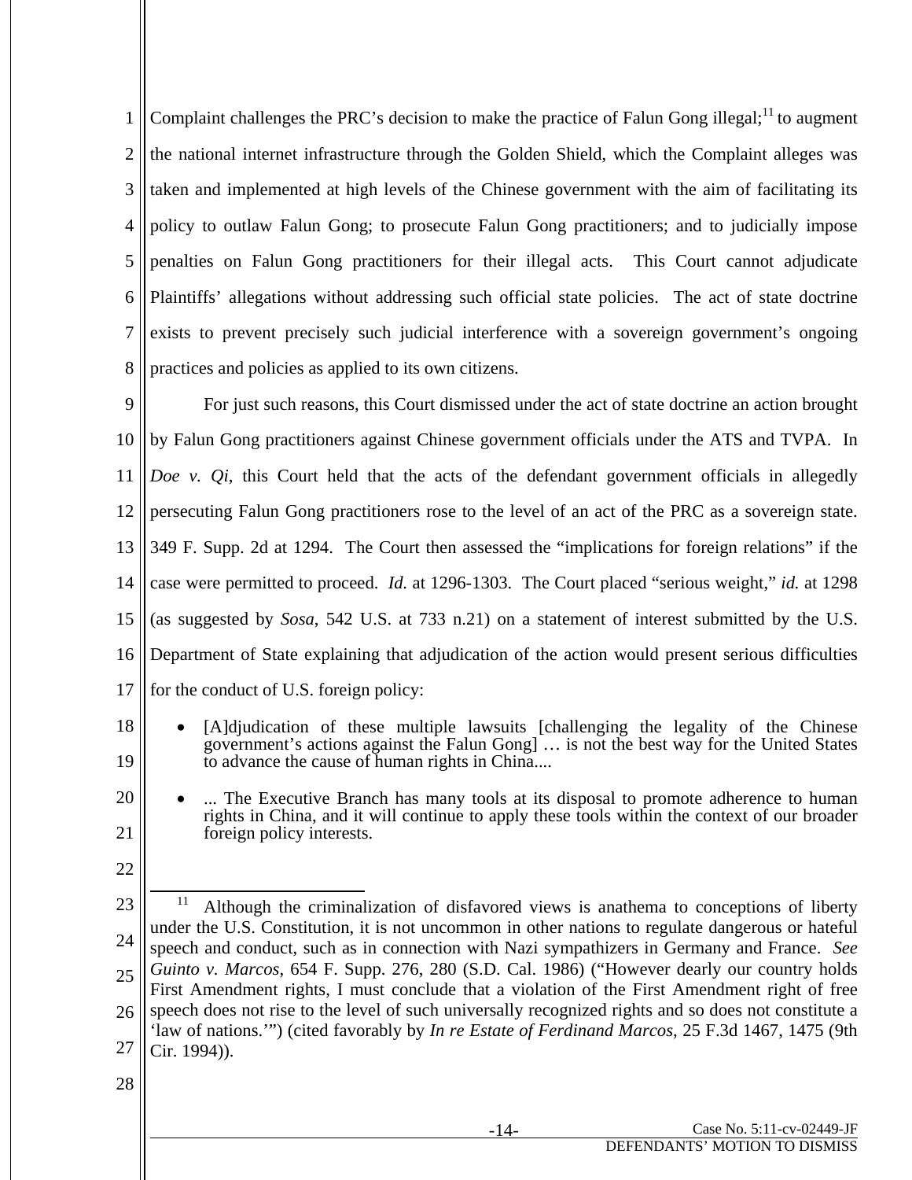Complaint challenges the PRC's decision to make the practice of Falun Gong illegal;[11] to augment the national internet infrastructure through the Golden Shield, which the Complaint alleges was taken and implemented at high levels of the Chinese government with the aim of facilitating its policy to outlaw Falun Gong; to prosecute Falun Gong practitioners; and to judicially impose penalties on Falun Gong practitioners for their illegal acts. This Court cannot adjudicate Plaintiffs' allegations without addressing such official state policies. The act of state doctrine exists to prevent precisely such judicial interference with a sovereign government's ongoing practices and policies as applied to its own citizens.

For just such reasons, this Court dismissed under the act of state doctrine an action brought by Falun Gong practitioners against Chinese government officials under the ATS and TVPA. In *Doe v. Qi*, this Court held that the acts of the defendant government officials in allegedly persecuting Falun Gong practitioners rose to the level of an act of the PRC as a sovereign state. 349 F. Supp. 2d at 1294. The Court then assessed the "implications for foreign relations" if the case were permitted to proceed. *Id.* at 1296-1303. The Court placed "serious weight," *id.* at 1298 (as suggested by *Sosa*, 542 U.S. at 733 n.21) on a statement of interest submitted by the U.S. Department of State explaining that adjudication of the action would present serious difficulties for the conduct of U.S. foreign policy:

- [A]djudication of these multiple lawsuits [challenging the legality of the Chinese government's actions against the Falun Gong] … is not the best way for the United States to advance the cause of human rights in China....

- ... The Executive Branch has many tools at its disposal to promote adherence to human rights in China, and it will continue to apply these tools within the context of our broader foreign policy interests.

---

[11] Although the criminalization of disfavored views is anathema to conceptions of liberty under the U.S. Constitution, it is not uncommon in other nations to regulate dangerous or hateful speech and conduct, such as in connection with Nazi sympathizers in Germany and France. *See Guinto v. Marcos*, 654 F. Supp. 276, 280 (S.D. Cal. 1986) ("However dearly our country holds First Amendment rights, I must conclude that a violation of the First Amendment right of free speech does not rise to the level of such universally recognized rights and so does not constitute a 'law of nations.'") (cited favorably by *In re Estate of Ferdinand Marcos*, 25 F.3d 1467, 1475 (9th Cir. 1994)).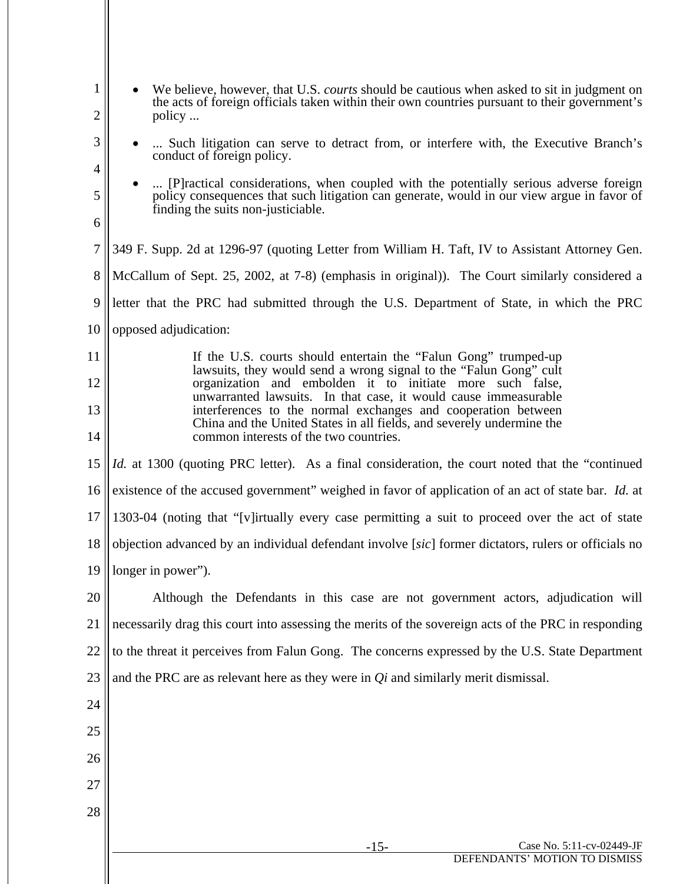- We believe, however, that U.S. *courts* should be cautious when asked to sit in judgment on the acts of foreign officials taken within their own countries pursuant to their government's policy ...
- ... Such litigation can serve to detract from, or interfere with, the Executive Branch's conduct of foreign policy.
- ... [P]ractical considerations, when coupled with the potentially serious adverse foreign policy consequences that such litigation can generate, would in our view argue in favor of finding the suits non-justiciable.

349 F. Supp. 2d at 1296-97 (quoting Letter from William H. Taft, IV to Assistant Attorney Gen. McCallum of Sept. 25, 2002, at 7-8) (emphasis in original)). The Court similarly considered a letter that the PRC had submitted through the U.S. Department of State, in which the PRC opposed adjudication:

> If the U.S. courts should entertain the "Falun Gong" trumped-up lawsuits, they would send a wrong signal to the "Falun Gong" cult organization and embolden it to initiate more such false, unwarranted lawsuits. In that case, it would cause immeasurable interferences to the normal exchanges and cooperation between China and the United States in all fields, and severely undermine the common interests of the two countries.

*Id.* at 1300 (quoting PRC letter). As a final consideration, the court noted that the "continued existence of the accused government" weighed in favor of application of an act of state bar. *Id.* at 1303-04 (noting that "[v]irtually every case permitting a suit to proceed over the act of state objection advanced by an individual defendant involve [*sic*] former dictators, rulers or officials no longer in power").

Although the Defendants in this case are not government actors, adjudication will necessarily drag this court into assessing the merits of the sovereign acts of the PRC in responding to the threat it perceives from Falun Gong. The concerns expressed by the U.S. State Department and the PRC are as relevant here as they were in *Qi* and similarly merit dismissal.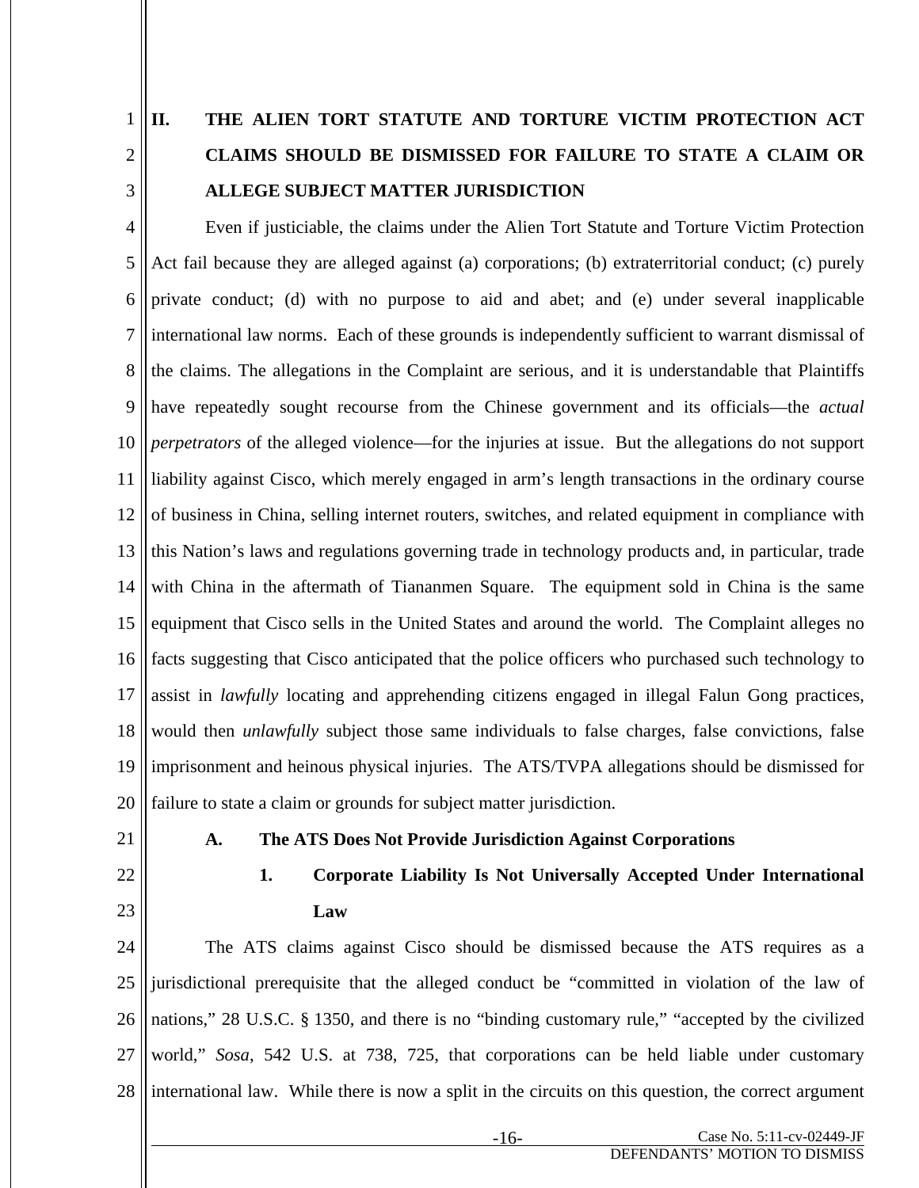## II. THE ALIEN TORT STATUTE AND TORTURE VICTIM PROTECTION ACT CLAIMS SHOULD BE DISMISSED FOR FAILURE TO STATE A CLAIM OR ALLEGE SUBJECT MATTER JURISDICTION

Even if justiciable, the claims under the Alien Tort Statute and Torture Victim Protection Act fail because they are alleged against (a) corporations; (b) extraterritorial conduct; (c) purely private conduct; (d) with no purpose to aid and abet; and (e) under several inapplicable international law norms. Each of these grounds is independently sufficient to warrant dismissal of the claims. The allegations in the Complaint are serious, and it is understandable that Plaintiffs have repeatedly sought recourse from the Chinese government and its officials—the *actual perpetrators* of the alleged violence—for the injuries at issue. But the allegations do not support liability against Cisco, which merely engaged in arm's length transactions in the ordinary course of business in China, selling internet routers, switches, and related equipment in compliance with this Nation's laws and regulations governing trade in technology products and, in particular, trade with China in the aftermath of Tiananmen Square. The equipment sold in China is the same equipment that Cisco sells in the United States and around the world. The Complaint alleges no facts suggesting that Cisco anticipated that the police officers who purchased such technology to assist in *lawfully* locating and apprehending citizens engaged in illegal Falun Gong practices, would then *unlawfully* subject those same individuals to false charges, false convictions, false imprisonment and heinous physical injuries. The ATS/TVPA allegations should be dismissed for failure to state a claim or grounds for subject matter jurisdiction.

### A. The ATS Does Not Provide Jurisdiction Against Corporations

#### 1. Corporate Liability Is Not Universally Accepted Under International Law

The ATS claims against Cisco should be dismissed because the ATS requires as a jurisdictional prerequisite that the alleged conduct be "committed in violation of the law of nations," 28 U.S.C. § 1350, and there is no "binding customary rule," "accepted by the civilized world," *Sosa*, 542 U.S. at 738, 725, that corporations can be held liable under customary international law. While there is now a split in the circuits on this question, the correct argument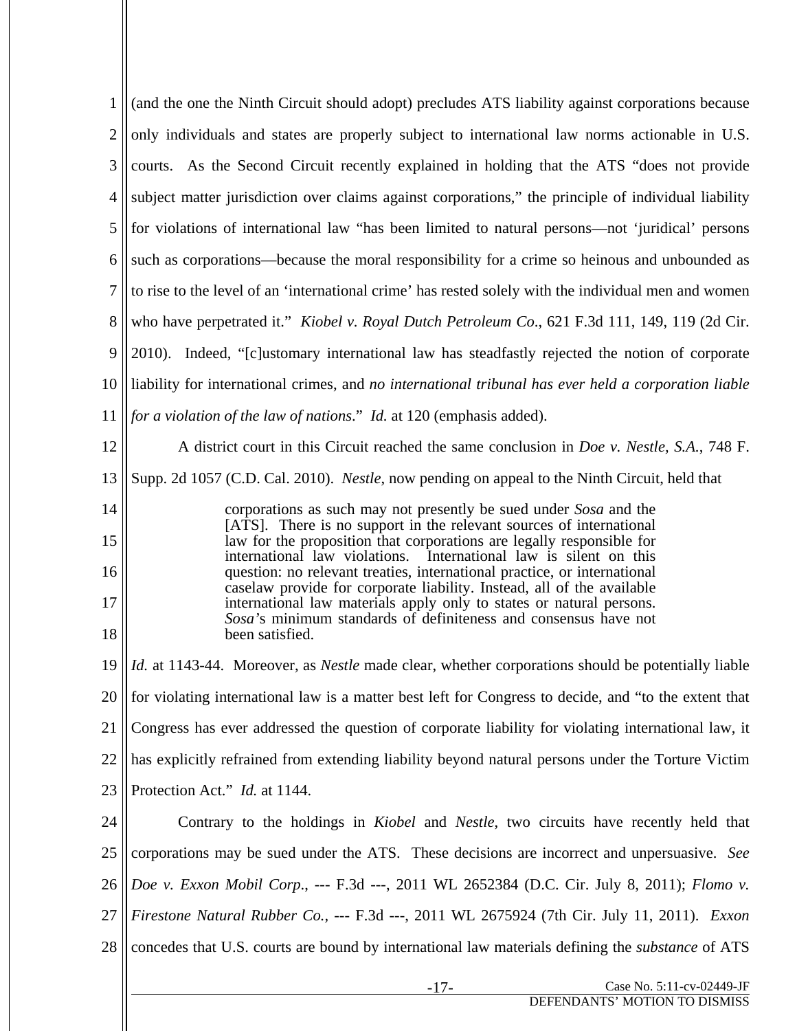(and the one the Ninth Circuit should adopt) precludes ATS liability against corporations because only individuals and states are properly subject to international law norms actionable in U.S. courts. As the Second Circuit recently explained in holding that the ATS "does not provide subject matter jurisdiction over claims against corporations," the principle of individual liability for violations of international law "has been limited to natural persons—not 'juridical' persons such as corporations—because the moral responsibility for a crime so heinous and unbounded as to rise to the level of an 'international crime' has rested solely with the individual men and women who have perpetrated it." *Kiobel v. Royal Dutch Petroleum Co*., 621 F.3d 111, 149, 119 (2d Cir. 2010). Indeed, "[c]ustomary international law has steadfastly rejected the notion of corporate liability for international crimes, and *no international tribunal has ever held a corporation liable for a violation of the law of nations*." *Id.* at 120 (emphasis added).

A district court in this Circuit reached the same conclusion in *Doe v. Nestle, S.A.*, 748 F. Supp. 2d 1057 (C.D. Cal. 2010). *Nestle*, now pending on appeal to the Ninth Circuit, held that

> corporations as such may not presently be sued under *Sosa* and the [ATS]. There is no support in the relevant sources of international law for the proposition that corporations are legally responsible for international law violations. International law is silent on this question: no relevant treaties, international practice, or international caselaw provide for corporate liability. Instead, all of the available international law materials apply only to states or natural persons. *Sosa*'s minimum standards of definiteness and consensus have not been satisfied.

*Id.* at 1143-44. Moreover, as *Nestle* made clear, whether corporations should be potentially liable for violating international law is a matter best left for Congress to decide, and "to the extent that Congress has ever addressed the question of corporate liability for violating international law, it has explicitly refrained from extending liability beyond natural persons under the Torture Victim Protection Act." *Id.* at 1144.

Contrary to the holdings in *Kiobel* and *Nestle*, two circuits have recently held that corporations may be sued under the ATS. These decisions are incorrect and unpersuasive. *See Doe v. Exxon Mobil Corp*., --- F.3d ---, 2011 WL 2652384 (D.C. Cir. July 8, 2011); *Flomo v. Firestone Natural Rubber Co.*, --- F.3d ---, 2011 WL 2675924 (7th Cir. July 11, 2011). *Exxon* concedes that U.S. courts are bound by international law materials defining the *substance* of ATS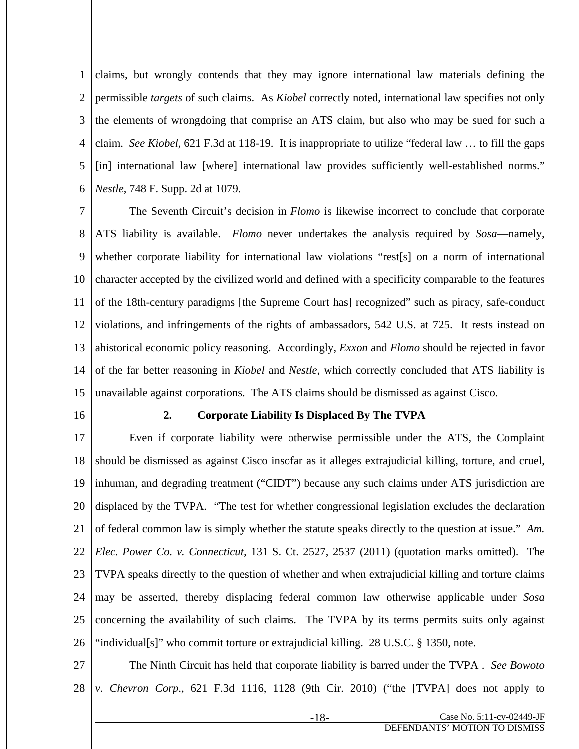claims, but wrongly contends that they may ignore international law materials defining the permissible *targets* of such claims. As *Kiobel* correctly noted, international law specifies not only the elements of wrongdoing that comprise an ATS claim, but also who may be sued for such a claim. *See Kiobel,* 621 F.3d at 118-19. It is inappropriate to utilize "federal law … to fill the gaps [in] international law [where] international law provides sufficiently well-established norms." *Nestle*, 748 F. Supp. 2d at 1079.

The Seventh Circuit's decision in *Flomo* is likewise incorrect to conclude that corporate ATS liability is available. *Flomo* never undertakes the analysis required by *Sosa*—namely, whether corporate liability for international law violations "rest[s] on a norm of international character accepted by the civilized world and defined with a specificity comparable to the features of the 18th-century paradigms [the Supreme Court has] recognized" such as piracy, safe-conduct violations, and infringements of the rights of ambassadors, 542 U.S. at 725. It rests instead on ahistorical economic policy reasoning. Accordingly, *Exxon* and *Flomo* should be rejected in favor of the far better reasoning in *Kiobel* and *Nestle*, which correctly concluded that ATS liability is unavailable against corporations. The ATS claims should be dismissed as against Cisco.

### 2. Corporate Liability Is Displaced By The TVPA

Even if corporate liability were otherwise permissible under the ATS, the Complaint should be dismissed as against Cisco insofar as it alleges extrajudicial killing, torture, and cruel, inhuman, and degrading treatment ("CIDT") because any such claims under ATS jurisdiction are displaced by the TVPA. "The test for whether congressional legislation excludes the declaration of federal common law is simply whether the statute speaks directly to the question at issue." *Am. Elec. Power Co. v. Connecticut,* 131 S. Ct. 2527, 2537 (2011) (quotation marks omitted). The TVPA speaks directly to the question of whether and when extrajudicial killing and torture claims may be asserted, thereby displacing federal common law otherwise applicable under *Sosa* concerning the availability of such claims. The TVPA by its terms permits suits only against "individual[s]" who commit torture or extrajudicial killing. 28 U.S.C. § 1350, note.

The Ninth Circuit has held that corporate liability is barred under the TVPA . *See Bowoto v. Chevron Corp*., 621 F.3d 1116, 1128 (9th Cir. 2010) ("the [TVPA] does not apply to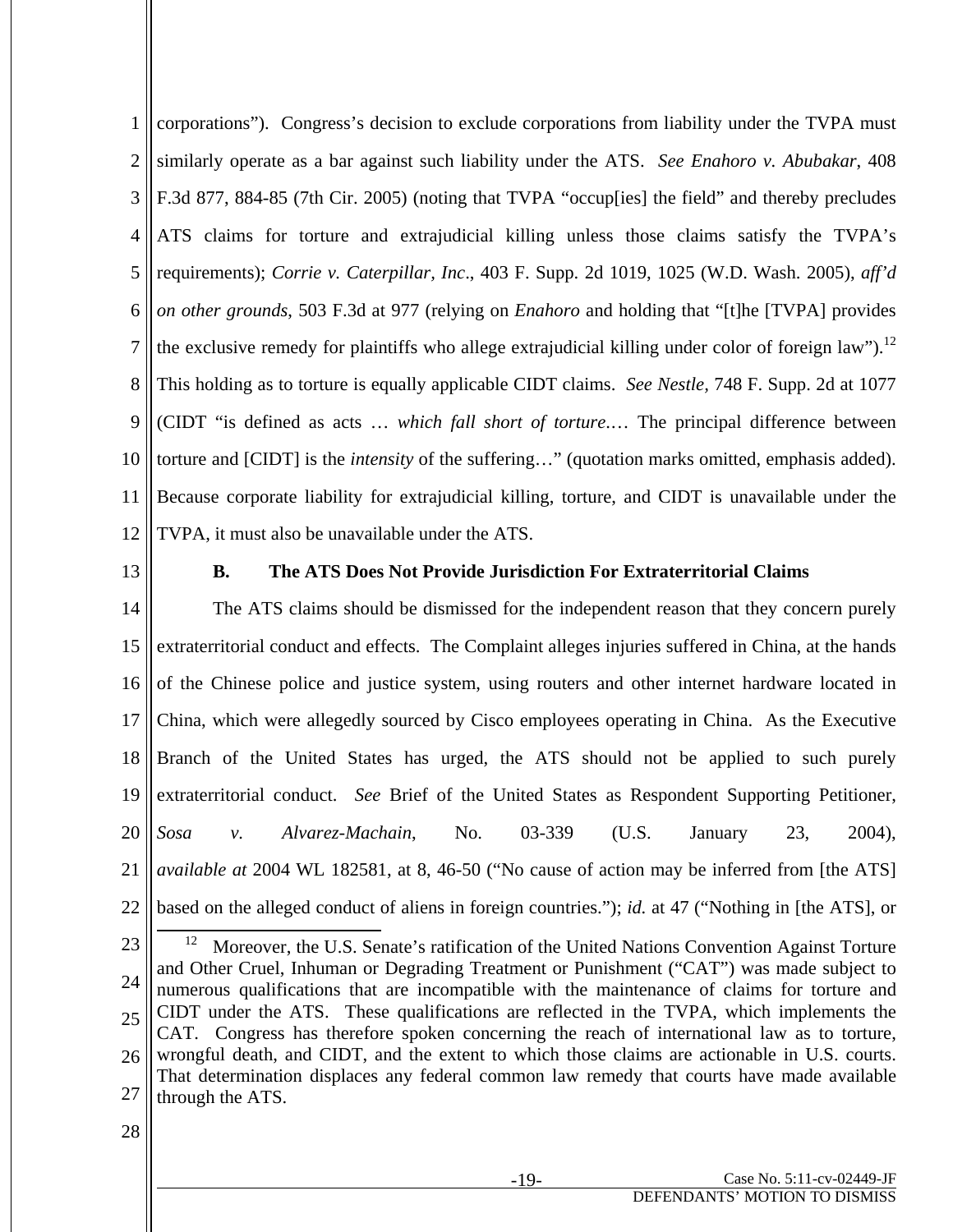corporations"). Congress's decision to exclude corporations from liability under the TVPA must similarly operate as a bar against such liability under the ATS. *See Enahoro v. Abubakar*, 408 F.3d 877, 884-85 (7th Cir. 2005) (noting that TVPA "occup[ies] the field" and thereby precludes ATS claims for torture and extrajudicial killing unless those claims satisfy the TVPA's requirements); *Corrie v. Caterpillar, Inc*., 403 F. Supp. 2d 1019, 1025 (W.D. Wash. 2005), *aff'd on other grounds*, 503 F.3d at 977 (relying on *Enahoro* and holding that "[t]he [TVPA] provides the exclusive remedy for plaintiffs who allege extrajudicial killing under color of foreign law").[12] This holding as to torture is equally applicable CIDT claims. *See Nestle*, 748 F. Supp. 2d at 1077 (CIDT "is defined as acts … *which fall short of torture*.… The principal difference between torture and [CIDT] is the *intensity* of the suffering…" (quotation marks omitted, emphasis added). Because corporate liability for extrajudicial killing, torture, and CIDT is unavailable under the TVPA, it must also be unavailable under the ATS.

### B. The ATS Does Not Provide Jurisdiction For Extraterritorial Claims

The ATS claims should be dismissed for the independent reason that they concern purely extraterritorial conduct and effects. The Complaint alleges injuries suffered in China, at the hands of the Chinese police and justice system, using routers and other internet hardware located in China, which were allegedly sourced by Cisco employees operating in China. As the Executive Branch of the United States has urged, the ATS should not be applied to such purely extraterritorial conduct. *See* Brief of the United States as Respondent Supporting Petitioner, *Sosa v. Alvarez-Machain*, No. 03-339 (U.S. January 23, 2004), *available at* 2004 WL 182581, at 8, 46-50 ("No cause of action may be inferred from [the ATS] based on the alleged conduct of aliens in foreign countries."); *id.* at 47 ("Nothing in [the ATS], or

---

[12] Moreover, the U.S. Senate's ratification of the United Nations Convention Against Torture and Other Cruel, Inhuman or Degrading Treatment or Punishment ("CAT") was made subject to numerous qualifications that are incompatible with the maintenance of claims for torture and CIDT under the ATS. These qualifications are reflected in the TVPA, which implements the CAT. Congress has therefore spoken concerning the reach of international law as to torture, wrongful death, and CIDT, and the extent to which those claims are actionable in U.S. courts. That determination displaces any federal common law remedy that courts have made available through the ATS.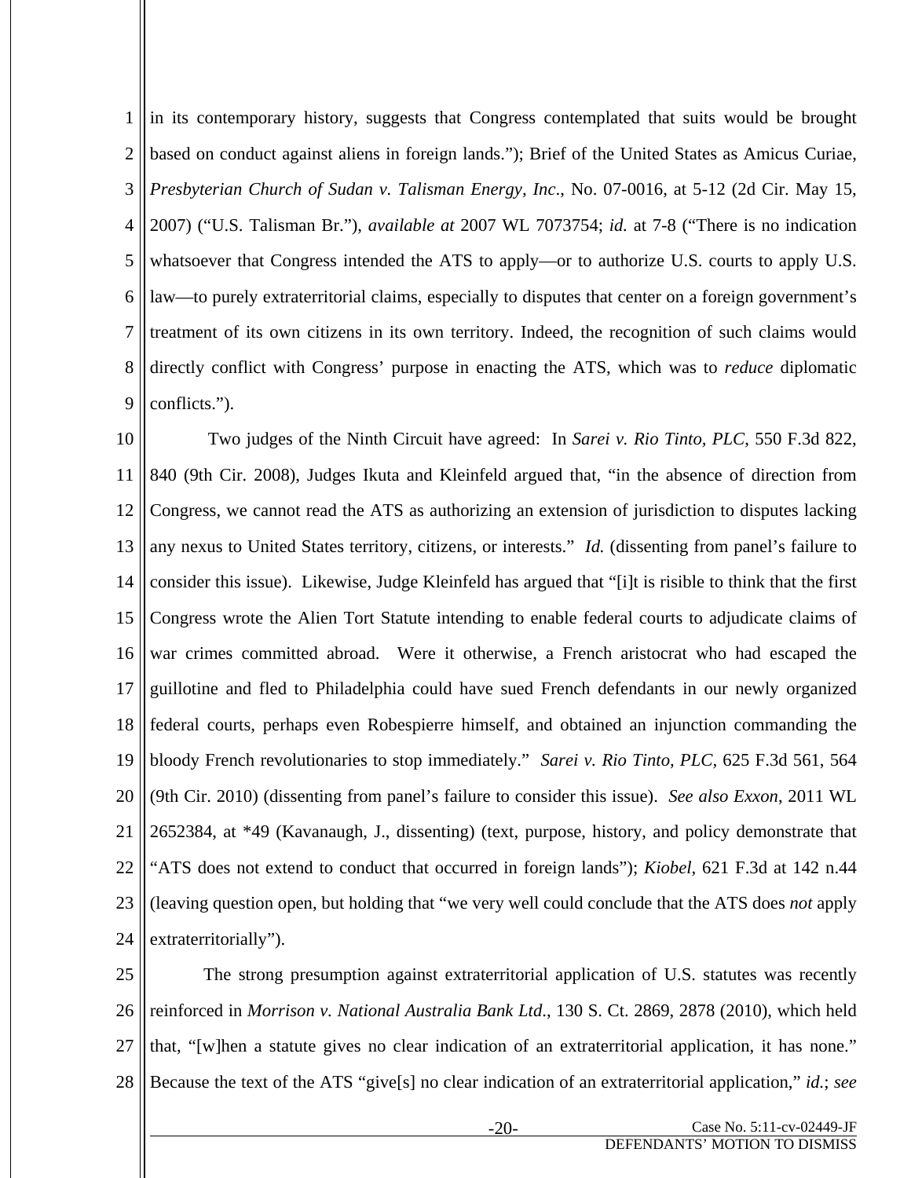in its contemporary history, suggests that Congress contemplated that suits would be brought based on conduct against aliens in foreign lands."); Brief of the United States as Amicus Curiae, *Presbyterian Church of Sudan v. Talisman Energy, Inc*., No. 07-0016, at 5-12 (2d Cir. May 15, 2007) ("U.S. Talisman Br."), *available at* 2007 WL 7073754; *id.* at 7-8 ("There is no indication whatsoever that Congress intended the ATS to apply—or to authorize U.S. courts to apply U.S. law—to purely extraterritorial claims, especially to disputes that center on a foreign government's treatment of its own citizens in its own territory. Indeed, the recognition of such claims would directly conflict with Congress' purpose in enacting the ATS, which was to *reduce* diplomatic conflicts.").

Two judges of the Ninth Circuit have agreed: In *Sarei v. Rio Tinto, PLC*, 550 F.3d 822, 840 (9th Cir. 2008), Judges Ikuta and Kleinfeld argued that, "in the absence of direction from Congress, we cannot read the ATS as authorizing an extension of jurisdiction to disputes lacking any nexus to United States territory, citizens, or interests." *Id.* (dissenting from panel's failure to consider this issue). Likewise, Judge Kleinfeld has argued that "[i]t is risible to think that the first Congress wrote the Alien Tort Statute intending to enable federal courts to adjudicate claims of war crimes committed abroad. Were it otherwise, a French aristocrat who had escaped the guillotine and fled to Philadelphia could have sued French defendants in our newly organized federal courts, perhaps even Robespierre himself, and obtained an injunction commanding the bloody French revolutionaries to stop immediately." *Sarei v. Rio Tinto, PLC*, 625 F.3d 561, 564 (9th Cir. 2010) (dissenting from panel's failure to consider this issue). *See also Exxon*, 2011 WL 2652384, at *49 (Kavanaugh, J., dissenting) (text, purpose, history, and policy demonstrate that "ATS does not extend to conduct that occurred in foreign lands"); *Kiobel*, 621 F.3d at 142 n.44 (leaving question open, but holding that "we very well could conclude that the ATS does *not* apply extraterritorially").

The strong presumption against extraterritorial application of U.S. statutes was recently reinforced in *Morrison v. National Australia Bank Ltd*., 130 S. Ct. 2869, 2878 (2010), which held that, "[w]hen a statute gives no clear indication of an extraterritorial application, it has none." Because the text of the ATS "give[s] no clear indication of an extraterritorial application," *id.*; *see*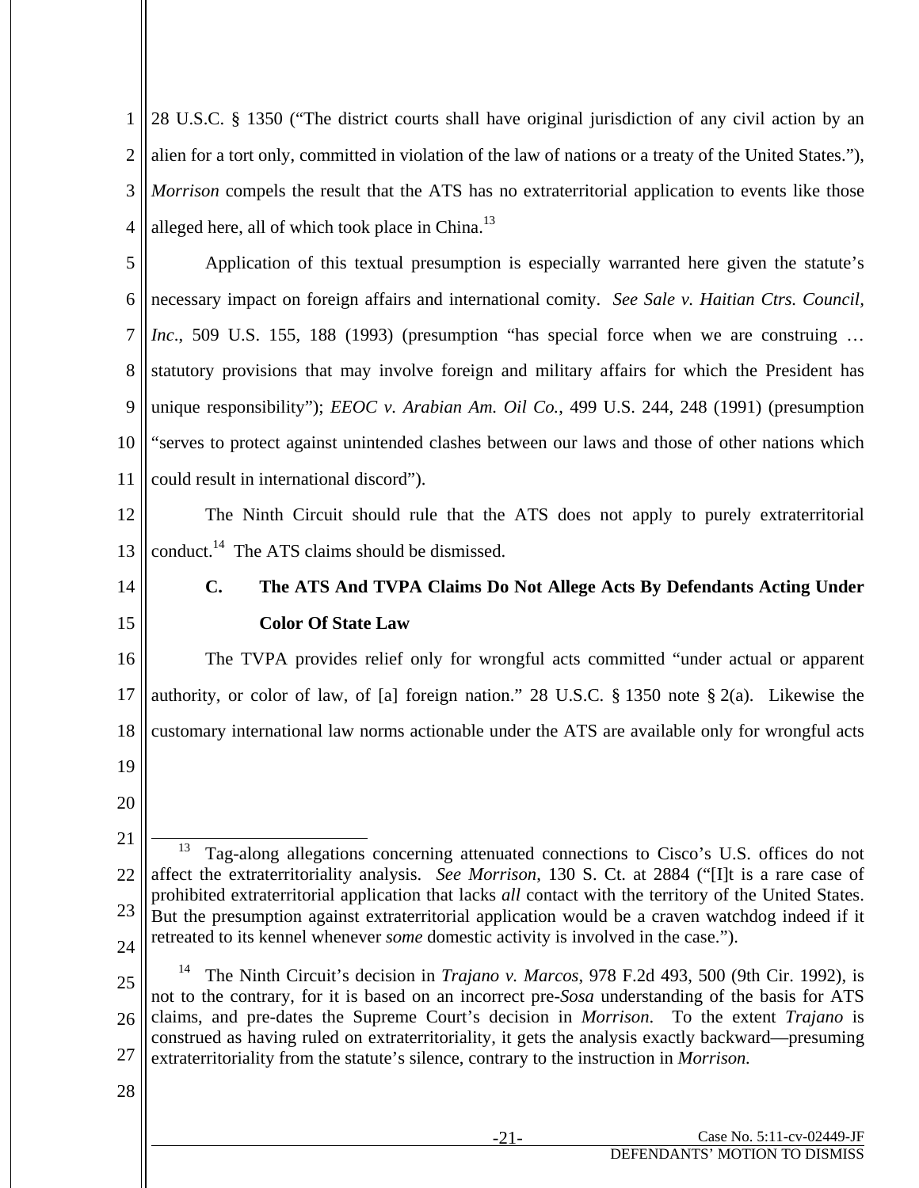28 U.S.C. § 1350 ("The district courts shall have original jurisdiction of any civil action by an alien for a tort only, committed in violation of the law of nations or a treaty of the United States."), *Morrison* compels the result that the ATS has no extraterritorial application to events like those alleged here, all of which took place in China.[13]

Application of this textual presumption is especially warranted here given the statute's necessary impact on foreign affairs and international comity. *See Sale v. Haitian Ctrs. Council, Inc*., 509 U.S. 155, 188 (1993) (presumption "has special force when we are construing … statutory provisions that may involve foreign and military affairs for which the President has unique responsibility"); *EEOC v. Arabian Am. Oil Co.*, 499 U.S. 244, 248 (1991) (presumption "serves to protect against unintended clashes between our laws and those of other nations which could result in international discord").

The Ninth Circuit should rule that the ATS does not apply to purely extraterritorial conduct.[14] The ATS claims should be dismissed.

### C. The ATS And TVPA Claims Do Not Allege Acts By Defendants Acting Under Color Of State Law

The TVPA provides relief only for wrongful acts committed "under actual or apparent authority, or color of law, of [a] foreign nation." 28 U.S.C. § 1350 note § 2(a). Likewise the customary international law norms actionable under the ATS are available only for wrongful acts

---

[13] Tag-along allegations concerning attenuated connections to Cisco's U.S. offices do not affect the extraterritoriality analysis. *See Morrison*, 130 S. Ct. at 2884 ("[I]t is a rare case of prohibited extraterritorial application that lacks *all* contact with the territory of the United States. But the presumption against extraterritorial application would be a craven watchdog indeed if it retreated to its kennel whenever *some* domestic activity is involved in the case.").

[14] The Ninth Circuit's decision in *Trajano v. Marcos*, 978 F.2d 493, 500 (9th Cir. 1992), is not to the contrary, for it is based on an incorrect pre-*Sosa* understanding of the basis for ATS claims, and pre-dates the Supreme Court's decision in *Morrison*. To the extent *Trajano* is construed as having ruled on extraterritoriality, it gets the analysis exactly backward—presuming extraterritoriality from the statute's silence, contrary to the instruction in *Morrison.*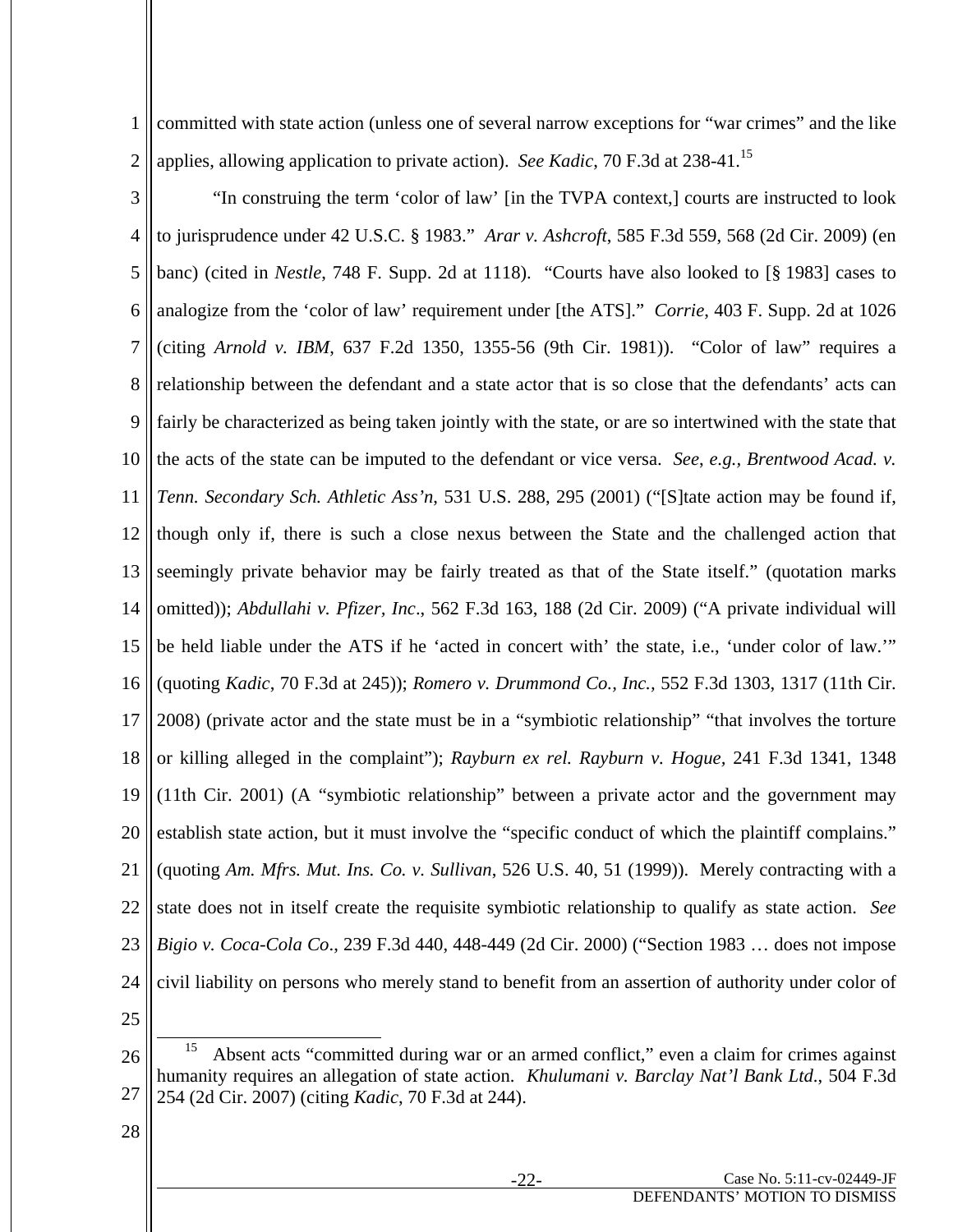committed with state action (unless one of several narrow exceptions for "war crimes" and the like applies, allowing application to private action). *See Kadic*, 70 F.3d at 238-41.[15]

"In construing the term 'color of law' [in the TVPA context,] courts are instructed to look to jurisprudence under 42 U.S.C. § 1983." *Arar v. Ashcroft*, 585 F.3d 559, 568 (2d Cir. 2009) (en banc) (cited in *Nestle*, 748 F. Supp. 2d at 1118). "Courts have also looked to [§ 1983] cases to analogize from the 'color of law' requirement under [the ATS]." *Corrie*, 403 F. Supp. 2d at 1026 (citing *Arnold v. IBM*, 637 F.2d 1350, 1355-56 (9th Cir. 1981)). "Color of law" requires a relationship between the defendant and a state actor that is so close that the defendants' acts can fairly be characterized as being taken jointly with the state, or are so intertwined with the state that the acts of the state can be imputed to the defendant or vice versa. *See, e.g., Brentwood Acad. v. Tenn. Secondary Sch. Athletic Ass'n*, 531 U.S. 288, 295 (2001) ("[S]tate action may be found if, though only if, there is such a close nexus between the State and the challenged action that seemingly private behavior may be fairly treated as that of the State itself." (quotation marks omitted)); *Abdullahi v. Pfizer, Inc*., 562 F.3d 163, 188 (2d Cir. 2009) ("A private individual will be held liable under the ATS if he 'acted in concert with' the state, i.e., 'under color of law.'" (quoting *Kadic*, 70 F.3d at 245)); *Romero v. Drummond Co., Inc.*, 552 F.3d 1303, 1317 (11th Cir. 2008) (private actor and the state must be in a "symbiotic relationship" "that involves the torture or killing alleged in the complaint"); *Rayburn ex rel. Rayburn v. Hogue*, 241 F.3d 1341, 1348 (11th Cir. 2001) (A "symbiotic relationship" between a private actor and the government may establish state action, but it must involve the "specific conduct of which the plaintiff complains." (quoting *Am. Mfrs. Mut. Ins. Co. v. Sullivan*, 526 U.S. 40, 51 (1999)). Merely contracting with a state does not in itself create the requisite symbiotic relationship to qualify as state action. *See Bigio v. Coca-Cola Co*., 239 F.3d 440, 448-449 (2d Cir. 2000) ("Section 1983 … does not impose civil liability on persons who merely stand to benefit from an assertion of authority under color of

---

[15] Absent acts "committed during war or an armed conflict," even a claim for crimes against humanity requires an allegation of state action. *Khulumani v. Barclay Nat'l Bank Ltd*., 504 F.3d 254 (2d Cir. 2007) (citing *Kadic*, 70 F.3d at 244).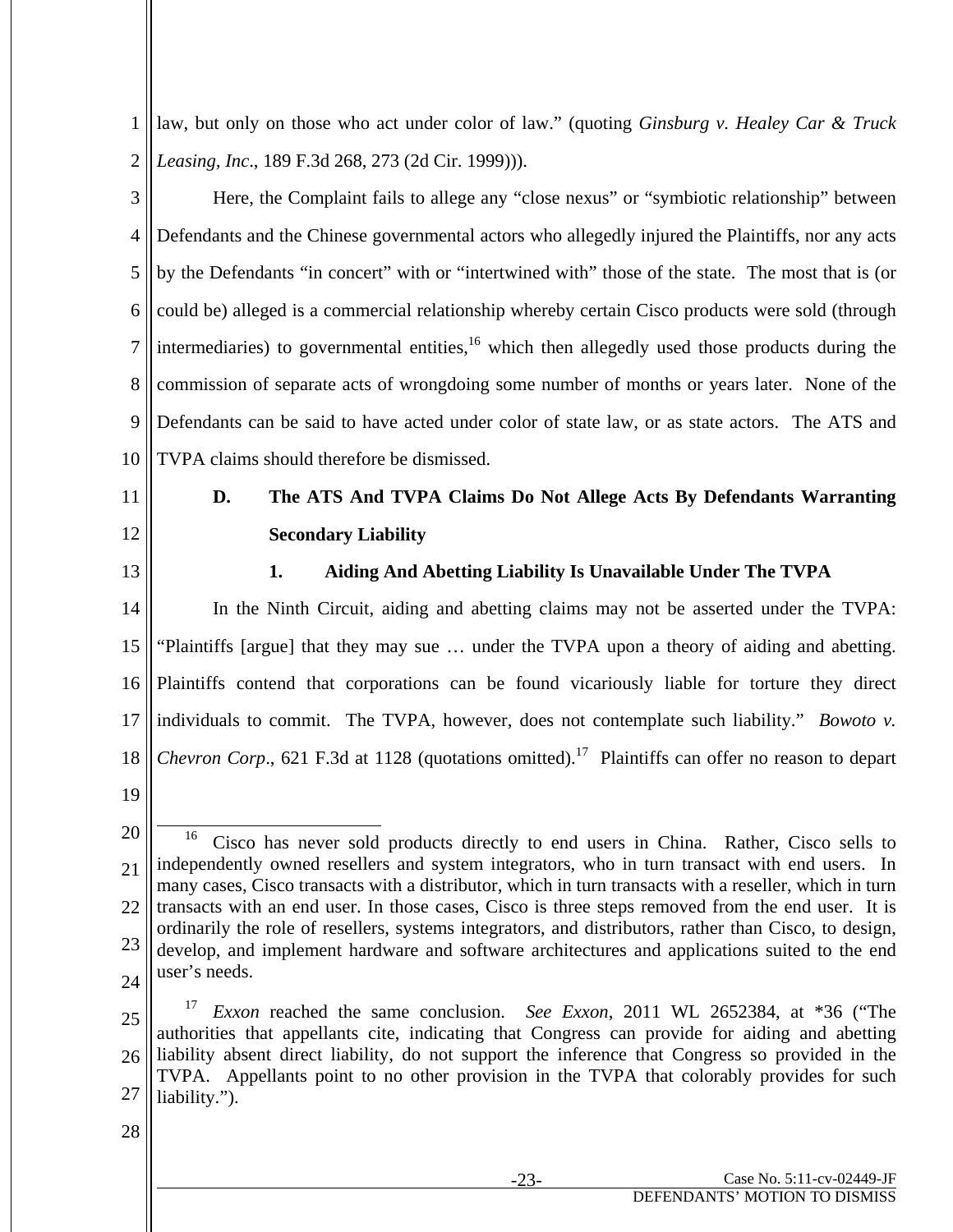law, but only on those who act under color of law." (quoting *Ginsburg v. Healey Car & Truck Leasing, Inc*., 189 F.3d 268, 273 (2d Cir. 1999))).

Here, the Complaint fails to allege any "close nexus" or "symbiotic relationship" between Defendants and the Chinese governmental actors who allegedly injured the Plaintiffs, nor any acts by the Defendants "in concert" with or "intertwined with" those of the state. The most that is (or could be) alleged is a commercial relationship whereby certain Cisco products were sold (through intermediaries) to governmental entities,[16] which then allegedly used those products during the commission of separate acts of wrongdoing some number of months or years later. None of the Defendants can be said to have acted under color of state law, or as state actors. The ATS and TVPA claims should therefore be dismissed.

### D. The ATS And TVPA Claims Do Not Allege Acts By Defendants Warranting Secondary Liability

#### 1. Aiding And Abetting Liability Is Unavailable Under The TVPA

In the Ninth Circuit, aiding and abetting claims may not be asserted under the TVPA: "Plaintiffs [argue] that they may sue … under the TVPA upon a theory of aiding and abetting. Plaintiffs contend that corporations can be found vicariously liable for torture they direct individuals to commit. The TVPA, however, does not contemplate such liability." *Bowoto v. Chevron Corp*., 621 F.3d at 1128 (quotations omitted).[17] Plaintiffs can offer no reason to depart

---

[16] Cisco has never sold products directly to end users in China. Rather, Cisco sells to independently owned resellers and system integrators, who in turn transact with end users. In many cases, Cisco transacts with a distributor, which in turn transacts with a reseller, which in turn transacts with an end user. In those cases, Cisco is three steps removed from the end user. It is ordinarily the role of resellers, systems integrators, and distributors, rather than Cisco, to design, develop, and implement hardware and software architectures and applications suited to the end user's needs.

[17] *Exxon* reached the same conclusion. *See Exxon*, 2011 WL 2652384, at *36 ("The authorities that appellants cite, indicating that Congress can provide for aiding and abetting liability absent direct liability, do not support the inference that Congress so provided in the TVPA. Appellants point to no other provision in the TVPA that colorably provides for such liability.").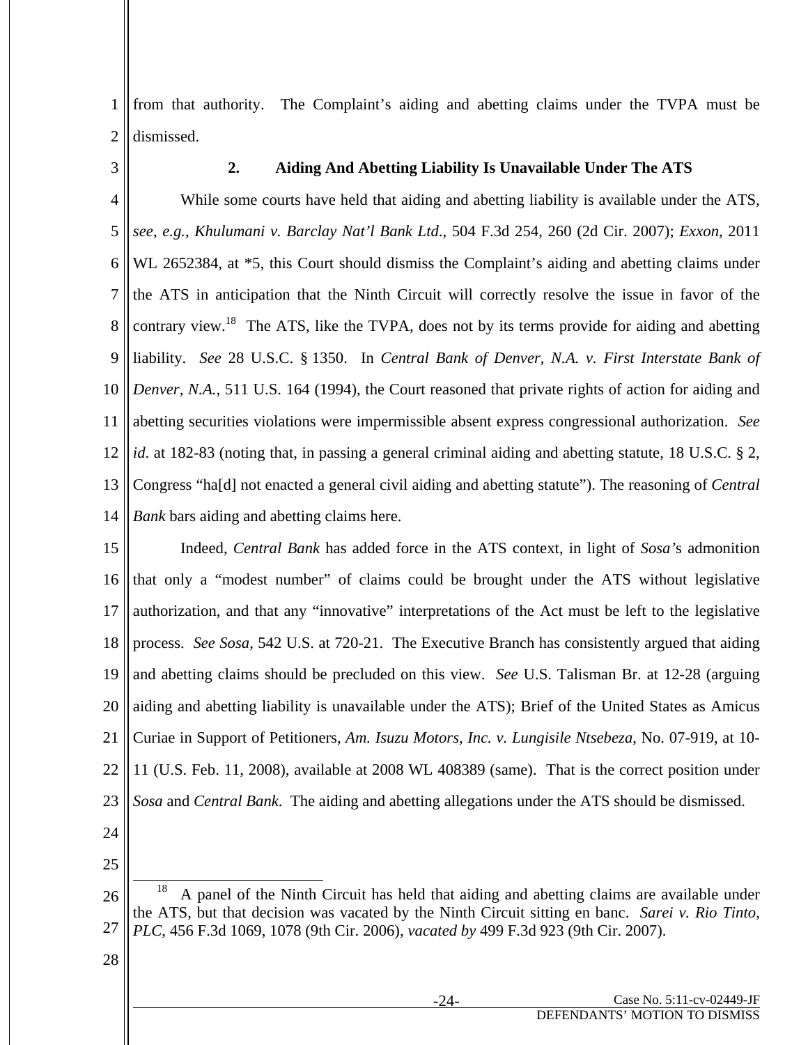from that authority. The Complaint's aiding and abetting claims under the TVPA must be dismissed.

### 2. Aiding And Abetting Liability Is Unavailable Under The ATS

While some courts have held that aiding and abetting liability is available under the ATS, *see*, *e.g.*, *Khulumani v. Barclay Nat'l Bank Ltd*., 504 F.3d 254, 260 (2d Cir. 2007); *Exxon*, 2011 WL 2652384, at *5, this Court should dismiss the Complaint's aiding and abetting claims under the ATS in anticipation that the Ninth Circuit will correctly resolve the issue in favor of the contrary view.[18] The ATS, like the TVPA, does not by its terms provide for aiding and abetting liability. *See* 28 U.S.C. § 1350. In *Central Bank of Denver, N.A. v. First Interstate Bank of Denver, N.A.*, 511 U.S. 164 (1994), the Court reasoned that private rights of action for aiding and abetting securities violations were impermissible absent express congressional authorization. *See id*. at 182-83 (noting that, in passing a general criminal aiding and abetting statute, 18 U.S.C. § 2, Congress "ha[d] not enacted a general civil aiding and abetting statute"). The reasoning of *Central Bank* bars aiding and abetting claims here.

Indeed, *Central Bank* has added force in the ATS context, in light of *Sosa*'s admonition that only a "modest number" of claims could be brought under the ATS without legislative authorization, and that any "innovative" interpretations of the Act must be left to the legislative process. *See Sosa*, 542 U.S. at 720-21. The Executive Branch has consistently argued that aiding and abetting claims should be precluded on this view. *See* U.S. Talisman Br. at 12-28 (arguing aiding and abetting liability is unavailable under the ATS); Brief of the United States as Amicus Curiae in Support of Petitioners, *Am. Isuzu Motors, Inc. v. Lungisile Ntsebeza*, No. 07-919, at 10-11 (U.S. Feb. 11, 2008), available at 2008 WL 408389 (same). That is the correct position under *Sosa* and *Central Bank*. The aiding and abetting allegations under the ATS should be dismissed.

---

[18] A panel of the Ninth Circuit has held that aiding and abetting claims are available under the ATS, but that decision was vacated by the Ninth Circuit sitting en banc. *Sarei v. Rio Tinto, PLC*, 456 F.3d 1069, 1078 (9th Cir. 2006), *vacated by* 499 F.3d 923 (9th Cir. 2007).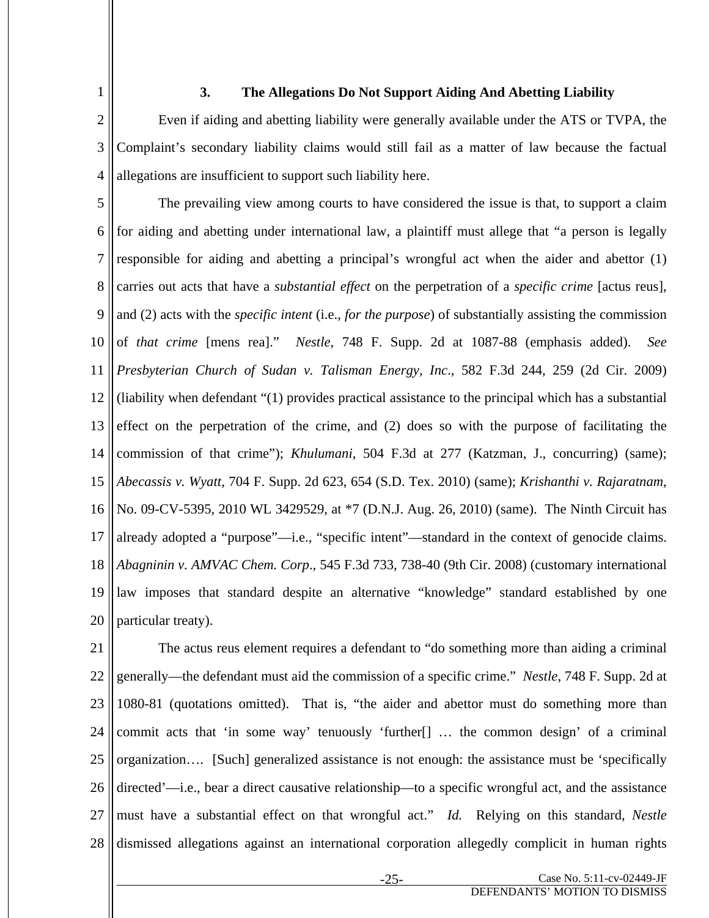### 3. The Allegations Do Not Support Aiding And Abetting Liability

Even if aiding and abetting liability were generally available under the ATS or TVPA, the Complaint's secondary liability claims would still fail as a matter of law because the factual allegations are insufficient to support such liability here.

The prevailing view among courts to have considered the issue is that, to support a claim for aiding and abetting under international law, a plaintiff must allege that "a person is legally responsible for aiding and abetting a principal's wrongful act when the aider and abettor (1) carries out acts that have a *substantial effect* on the perpetration of a *specific crime* [actus reus], and (2) acts with the *specific intent* (i.e., *for the purpose*) of substantially assisting the commission of *that crime* [mens rea]." *Nestle*, 748 F. Supp. 2d at 1087-88 (emphasis added). *See Presbyterian Church of Sudan v. Talisman Energy, Inc*., 582 F.3d 244, 259 (2d Cir. 2009) (liability when defendant "(1) provides practical assistance to the principal which has a substantial effect on the perpetration of the crime, and (2) does so with the purpose of facilitating the commission of that crime"); *Khulumani*, 504 F.3d at 277 (Katzman, J., concurring) (same); *Abecassis v. Wyatt*, 704 F. Supp. 2d 623, 654 (S.D. Tex. 2010) (same); *Krishanthi v. Rajaratnam*, No. 09-CV-5395, 2010 WL 3429529, at *7 (D.N.J. Aug. 26, 2010) (same). The Ninth Circuit has already adopted a "purpose"—i.e., "specific intent"—standard in the context of genocide claims. *Abagninin v. AMVAC Chem. Corp*., 545 F.3d 733, 738-40 (9th Cir. 2008) (customary international law imposes that standard despite an alternative "knowledge" standard established by one particular treaty).

The actus reus element requires a defendant to "do something more than aiding a criminal generally—the defendant must aid the commission of a specific crime." *Nestle*, 748 F. Supp. 2d at 1080-81 (quotations omitted). That is, "the aider and abettor must do something more than commit acts that 'in some way' tenuously 'further[] … the common design' of a criminal organization…. [Such] generalized assistance is not enough: the assistance must be 'specifically directed'—i.e., bear a direct causative relationship—to a specific wrongful act, and the assistance must have a substantial effect on that wrongful act." *Id.* Relying on this standard, *Nestle* dismissed allegations against an international corporation allegedly complicit in human rights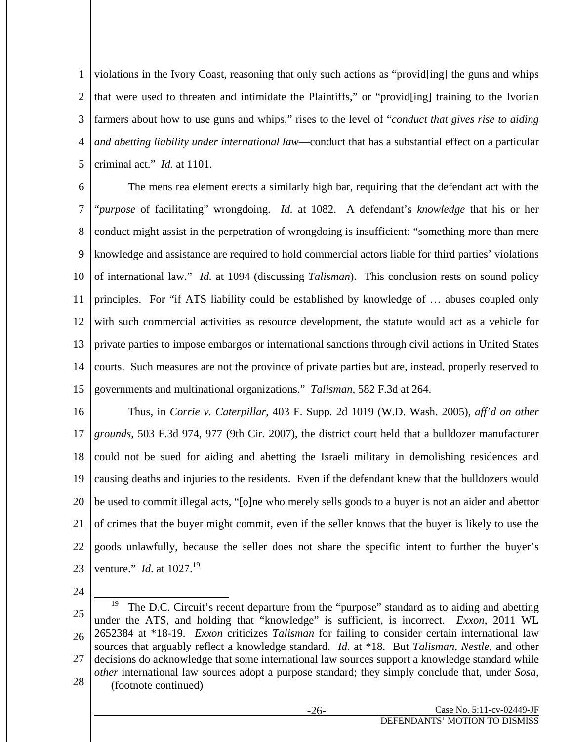violations in the Ivory Coast, reasoning that only such actions as "provid[ing] the guns and whips that were used to threaten and intimidate the Plaintiffs," or "provid[ing] training to the Ivorian farmers about how to use guns and whips," rises to the level of "*conduct that gives rise to aiding and abetting liability under international law*—conduct that has a substantial effect on a particular criminal act." *Id.* at 1101.

The mens rea element erects a similarly high bar, requiring that the defendant act with the "*purpose* of facilitating" wrongdoing. *Id.* at 1082. A defendant's *knowledge* that his or her conduct might assist in the perpetration of wrongdoing is insufficient: "something more than mere knowledge and assistance are required to hold commercial actors liable for third parties' violations of international law." *Id.* at 1094 (discussing *Talisman*). This conclusion rests on sound policy principles. For "if ATS liability could be established by knowledge of … abuses coupled only with such commercial activities as resource development, the statute would act as a vehicle for private parties to impose embargos or international sanctions through civil actions in United States courts. Such measures are not the province of private parties but are, instead, properly reserved to governments and multinational organizations." *Talisman*, 582 F.3d at 264.

Thus, in *Corrie v. Caterpillar*, 403 F. Supp. 2d 1019 (W.D. Wash. 2005), *aff'd on other grounds*, 503 F.3d 974, 977 (9th Cir. 2007), the district court held that a bulldozer manufacturer could not be sued for aiding and abetting the Israeli military in demolishing residences and causing deaths and injuries to the residents. Even if the defendant knew that the bulldozers would be used to commit illegal acts, "[o]ne who merely sells goods to a buyer is not an aider and abettor of crimes that the buyer might commit, even if the seller knows that the buyer is likely to use the goods unlawfully, because the seller does not share the specific intent to further the buyer's venture." *Id.* at 1027.[19]

---

[19] The D.C. Circuit's recent departure from the "purpose" standard as to aiding and abetting under the ATS, and holding that "knowledge" is sufficient, is incorrect. *Exxon*, 2011 WL 2652384 at *18-19. *Exxon* criticizes *Talisman* for failing to consider certain international law sources that arguably reflect a knowledge standard. *Id.* at *18. But *Talisman*, *Nestle*, and other decisions do acknowledge that some international law sources support a knowledge standard while *other* international law sources adopt a purpose standard; they simply conclude that, under *Sosa*,
(footnote continued)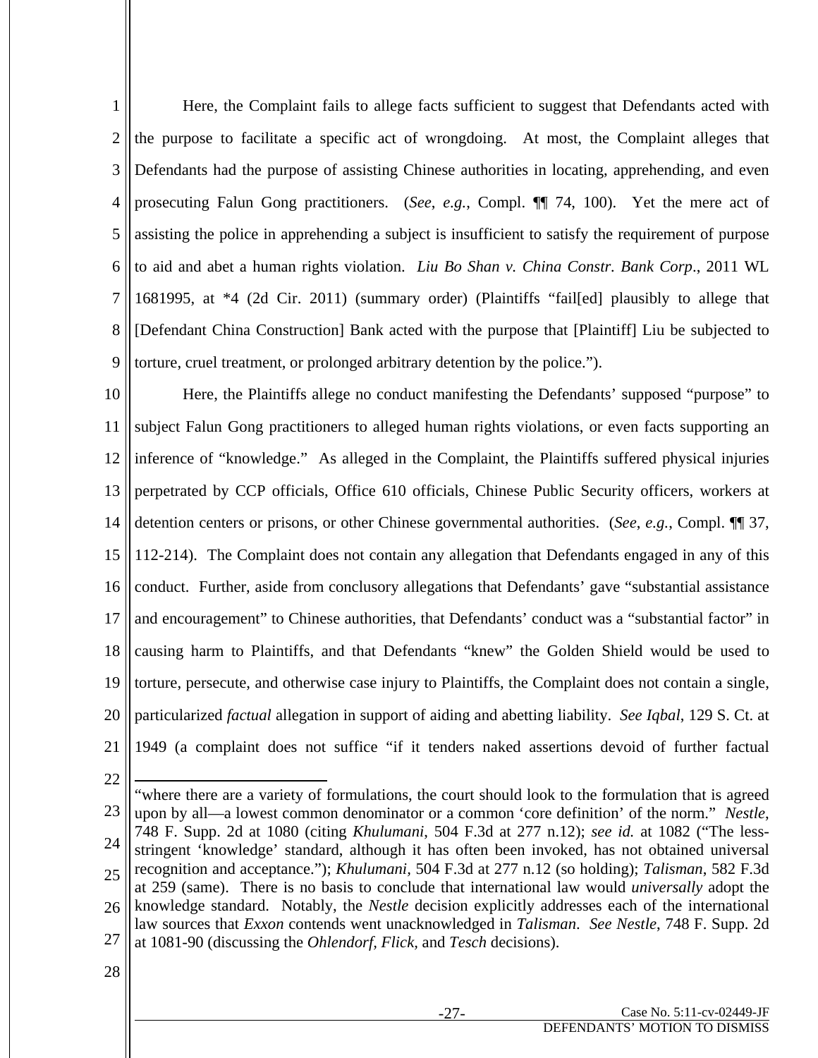Here, the Complaint fails to allege facts sufficient to suggest that Defendants acted with the purpose to facilitate a specific act of wrongdoing. At most, the Complaint alleges that Defendants had the purpose of assisting Chinese authorities in locating, apprehending, and even prosecuting Falun Gong practitioners. (*See*, *e.g.*, Compl. ¶¶ 74, 100). Yet the mere act of assisting the police in apprehending a subject is insufficient to satisfy the requirement of purpose to aid and abet a human rights violation. *Liu Bo Shan v. China Constr. Bank Corp*., 2011 WL 1681995, at *4 (2d Cir. 2011) (summary order) (Plaintiffs "fail[ed] plausibly to allege that [Defendant China Construction] Bank acted with the purpose that [Plaintiff] Liu be subjected to torture, cruel treatment, or prolonged arbitrary detention by the police.").

Here, the Plaintiffs allege no conduct manifesting the Defendants' supposed "purpose" to subject Falun Gong practitioners to alleged human rights violations, or even facts supporting an inference of "knowledge." As alleged in the Complaint, the Plaintiffs suffered physical injuries perpetrated by CCP officials, Office 610 officials, Chinese Public Security officers, workers at detention centers or prisons, or other Chinese governmental authorities. (*See*, *e.g.*, Compl. ¶¶ 37, 112-214). The Complaint does not contain any allegation that Defendants engaged in any of this conduct. Further, aside from conclusory allegations that Defendants' gave "substantial assistance and encouragement" to Chinese authorities, that Defendants' conduct was a "substantial factor" in causing harm to Plaintiffs, and that Defendants "knew" the Golden Shield would be used to torture, persecute, and otherwise case injury to Plaintiffs, the Complaint does not contain a single, particularized *factual* allegation in support of aiding and abetting liability. *See Iqbal*, 129 S. Ct. at 1949 (a complaint does not suffice "if it tenders naked assertions devoid of further factual

---

"where there are a variety of formulations, the court should look to the formulation that is agreed upon by all—a lowest common denominator or a common 'core definition' of the norm." *Nestle*, 748 F. Supp. 2d at 1080 (citing *Khulumani*, 504 F.3d at 277 n.12); *see id.* at 1082 ("The less-stringent 'knowledge' standard, although it has often been invoked, has not obtained universal recognition and acceptance."); *Khulumani,* 504 F.3d at 277 n.12 (so holding); *Talisman*, 582 F.3d at 259 (same). There is no basis to conclude that international law would *universally* adopt the knowledge standard. Notably, the *Nestle* decision explicitly addresses each of the international law sources that *Exxon* contends went unacknowledged in *Talisman*. *See Nestle*, 748 F. Supp. 2d at 1081-90 (discussing the *Ohlendorf*, *Flick*, and *Tesch* decisions).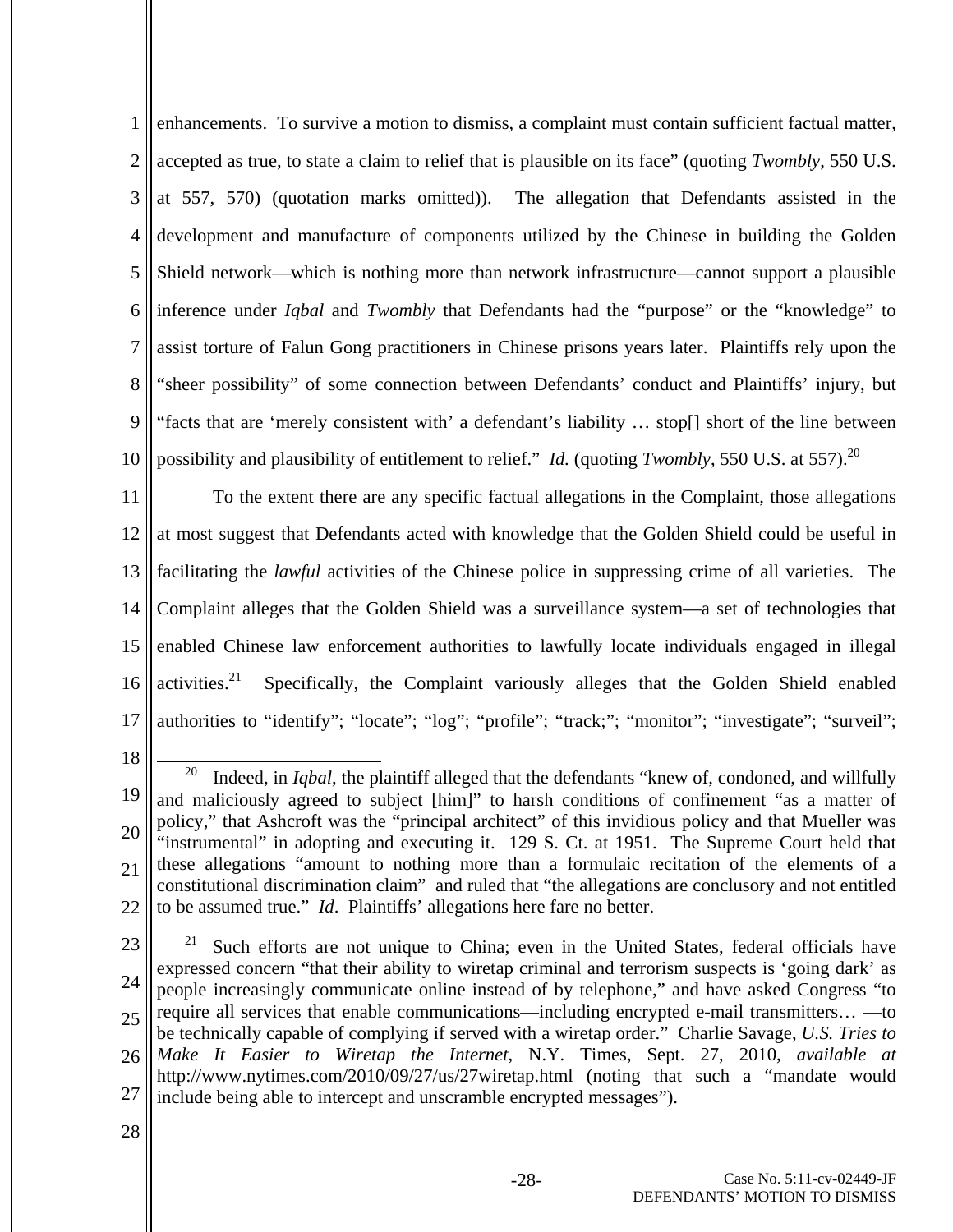enhancements. To survive a motion to dismiss, a complaint must contain sufficient factual matter, accepted as true, to state a claim to relief that is plausible on its face" (quoting *Twombly*, 550 U.S. at 557, 570) (quotation marks omitted)). The allegation that Defendants assisted in the development and manufacture of components utilized by the Chinese in building the Golden Shield network—which is nothing more than network infrastructure—cannot support a plausible inference under *Iqbal* and *Twombly* that Defendants had the "purpose" or the "knowledge" to assist torture of Falun Gong practitioners in Chinese prisons years later. Plaintiffs rely upon the "sheer possibility" of some connection between Defendants' conduct and Plaintiffs' injury, but "facts that are 'merely consistent with' a defendant's liability … stop[] short of the line between possibility and plausibility of entitlement to relief." *Id.* (quoting *Twombly*, 550 U.S. at 557).[20]

To the extent there are any specific factual allegations in the Complaint, those allegations at most suggest that Defendants acted with knowledge that the Golden Shield could be useful in facilitating the *lawful* activities of the Chinese police in suppressing crime of all varieties. The Complaint alleges that the Golden Shield was a surveillance system—a set of technologies that enabled Chinese law enforcement authorities to lawfully locate individuals engaged in illegal activities.[21] Specifically, the Complaint variously alleges that the Golden Shield enabled authorities to "identify"; "locate"; "log"; "profile"; "track;"; "monitor"; "investigate"; "surveil";

[20] Indeed, in *Iqbal*, the plaintiff alleged that the defendants "knew of, condoned, and willfully and maliciously agreed to subject [him]" to harsh conditions of confinement "as a matter of policy," that Ashcroft was the "principal architect" of this invidious policy and that Mueller was "instrumental" in adopting and executing it. 129 S. Ct. at 1951. The Supreme Court held that these allegations "amount to nothing more than a formulaic recitation of the elements of a constitutional discrimination claim" and ruled that "the allegations are conclusory and not entitled to be assumed true." *Id*. Plaintiffs' allegations here fare no better.

[21] Such efforts are not unique to China; even in the United States, federal officials have expressed concern "that their ability to wiretap criminal and terrorism suspects is 'going dark' as people increasingly communicate online instead of by telephone," and have asked Congress "to require all services that enable communications—including encrypted e-mail transmitters… —to be technically capable of complying if served with a wiretap order." Charlie Savage, *U.S. Tries to Make It Easier to Wiretap the Internet*, N.Y. Times, Sept. 27, 2010, *available at* http://www.nytimes.com/2010/09/27/us/27wiretap.html (noting that such a "mandate would include being able to intercept and unscramble encrypted messages").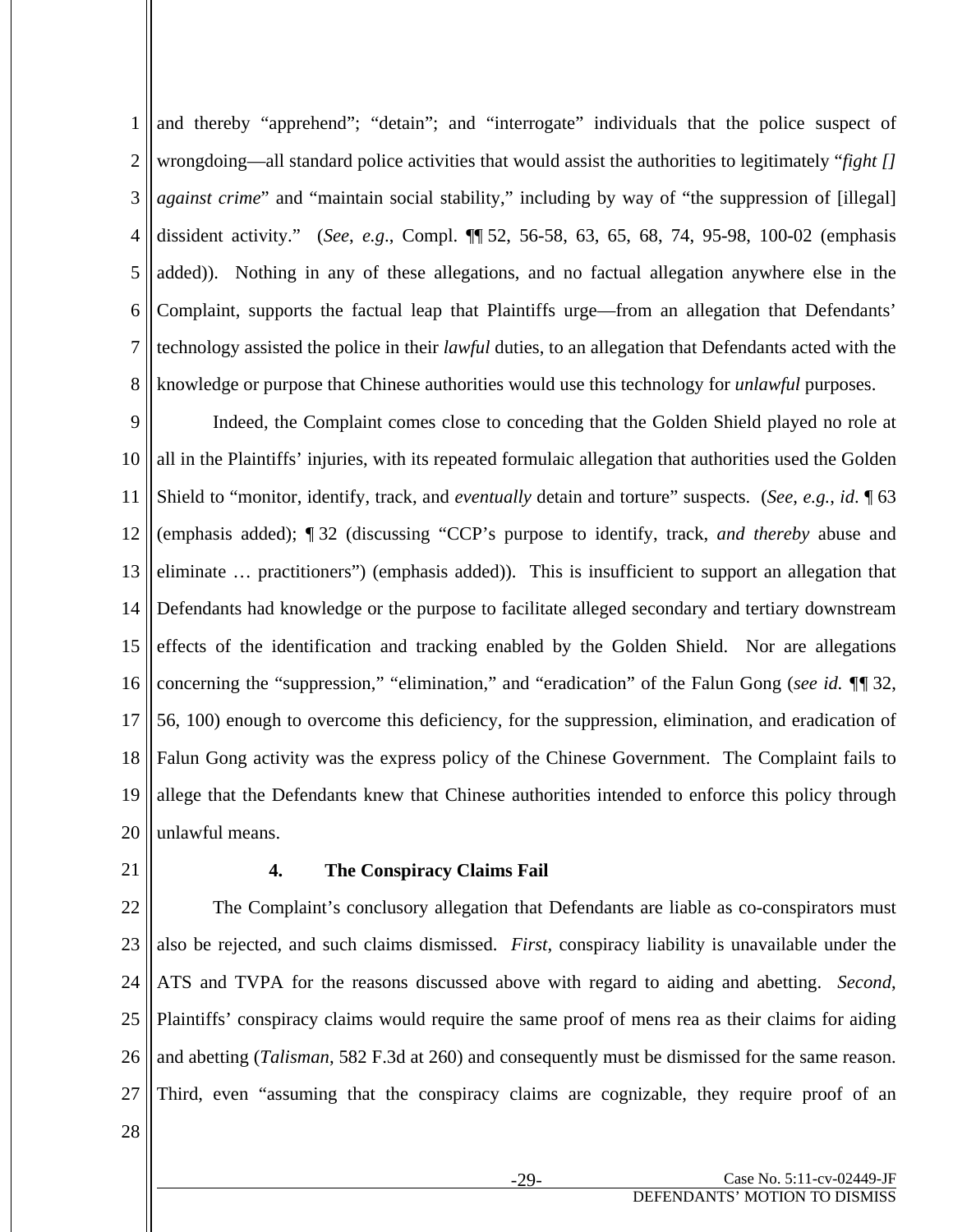and thereby "apprehend"; "detain"; and "interrogate" individuals that the police suspect of wrongdoing—all standard police activities that would assist the authorities to legitimately "*fight [] against crime*" and "maintain social stability," including by way of "the suppression of [illegal] dissident activity." (*See*, *e.g*., Compl. ¶¶ 52, 56-58, 63, 65, 68, 74, 95-98, 100-02 (emphasis added)). Nothing in any of these allegations, and no factual allegation anywhere else in the Complaint, supports the factual leap that Plaintiffs urge—from an allegation that Defendants' technology assisted the police in their *lawful* duties, to an allegation that Defendants acted with the knowledge or purpose that Chinese authorities would use this technology for *unlawful* purposes.

Indeed, the Complaint comes close to conceding that the Golden Shield played no role at all in the Plaintiffs' injuries, with its repeated formulaic allegation that authorities used the Golden Shield to "monitor, identify, track, and *eventually* detain and torture" suspects. (*See*, *e.g.*, *id*. ¶ 63 (emphasis added); ¶ 32 (discussing "CCP's purpose to identify, track, *and thereby* abuse and eliminate … practitioners") (emphasis added)). This is insufficient to support an allegation that Defendants had knowledge or the purpose to facilitate alleged secondary and tertiary downstream effects of the identification and tracking enabled by the Golden Shield. Nor are allegations concerning the "suppression," "elimination," and "eradication" of the Falun Gong (*see id.* ¶¶ 32, 56, 100) enough to overcome this deficiency, for the suppression, elimination, and eradication of Falun Gong activity was the express policy of the Chinese Government. The Complaint fails to allege that the Defendants knew that Chinese authorities intended to enforce this policy through unlawful means.

### 4. The Conspiracy Claims Fail

The Complaint's conclusory allegation that Defendants are liable as co-conspirators must also be rejected, and such claims dismissed. *First*, conspiracy liability is unavailable under the ATS and TVPA for the reasons discussed above with regard to aiding and abetting. *Second*, Plaintiffs' conspiracy claims would require the same proof of mens rea as their claims for aiding and abetting (*Talisman*, 582 F.3d at 260) and consequently must be dismissed for the same reason. Third, even "assuming that the conspiracy claims are cognizable, they require proof of an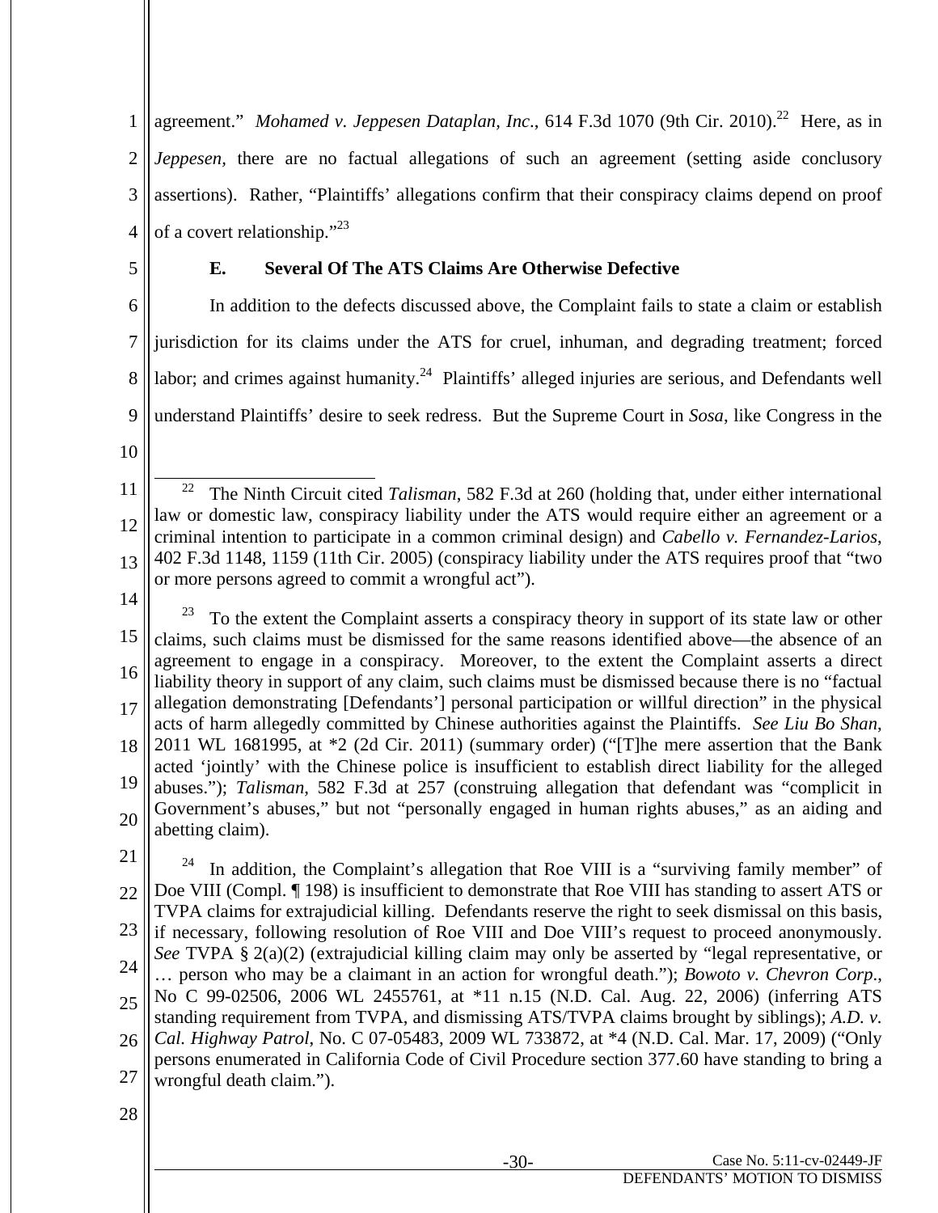agreement." *Mohamed v. Jeppesen Dataplan, Inc*., 614 F.3d 1070 (9th Cir. 2010).[22] Here, as in *Jeppesen,* there are no factual allegations of such an agreement (setting aside conclusory assertions). Rather, "Plaintiffs' allegations confirm that their conspiracy claims depend on proof of a covert relationship."[23]

### E. Several Of The ATS Claims Are Otherwise Defective

In addition to the defects discussed above, the Complaint fails to state a claim or establish jurisdiction for its claims under the ATS for cruel, inhuman, and degrading treatment; forced labor; and crimes against humanity.[24] Plaintiffs' alleged injuries are serious, and Defendants well understand Plaintiffs' desire to seek redress. But the Supreme Court in *Sosa*, like Congress in the

---

[22] The Ninth Circuit cited *Talisman*, 582 F.3d at 260 (holding that, under either international law or domestic law, conspiracy liability under the ATS would require either an agreement or a criminal intention to participate in a common criminal design) and *Cabello v. Fernandez-Larios*, 402 F.3d 1148, 1159 (11th Cir. 2005) (conspiracy liability under the ATS requires proof that "two or more persons agreed to commit a wrongful act").

[23] To the extent the Complaint asserts a conspiracy theory in support of its state law or other claims, such claims must be dismissed for the same reasons identified above—the absence of an agreement to engage in a conspiracy. Moreover, to the extent the Complaint asserts a direct liability theory in support of any claim, such claims must be dismissed because there is no "factual allegation demonstrating [Defendants'] personal participation or willful direction" in the physical acts of harm allegedly committed by Chinese authorities against the Plaintiffs. *See Liu Bo Shan*, 2011 WL 1681995, at *2 (2d Cir. 2011) (summary order) ("[T]he mere assertion that the Bank acted 'jointly' with the Chinese police is insufficient to establish direct liability for the alleged abuses."); *Talisman*, 582 F.3d at 257 (construing allegation that defendant was "complicit in Government's abuses," but not "personally engaged in human rights abuses," as an aiding and abetting claim).

[24] In addition, the Complaint's allegation that Roe VIII is a "surviving family member" of Doe VIII (Compl. ¶ 198) is insufficient to demonstrate that Roe VIII has standing to assert ATS or TVPA claims for extrajudicial killing. Defendants reserve the right to seek dismissal on this basis, if necessary, following resolution of Roe VIII and Doe VIII's request to proceed anonymously. *See* TVPA § 2(a)(2) (extrajudicial killing claim may only be asserted by "legal representative, or … person who may be a claimant in an action for wrongful death."); *Bowoto v. Chevron Corp*., No C 99-02506, 2006 WL 2455761, at *11 n.15 (N.D. Cal. Aug. 22, 2006) (inferring ATS standing requirement from TVPA, and dismissing ATS/TVPA claims brought by siblings); *A.D. v. Cal. Highway Patrol*, No. C 07-05483, 2009 WL 733872, at *4 (N.D. Cal. Mar. 17, 2009) ("Only persons enumerated in California Code of Civil Procedure section 377.60 have standing to bring a wrongful death claim.").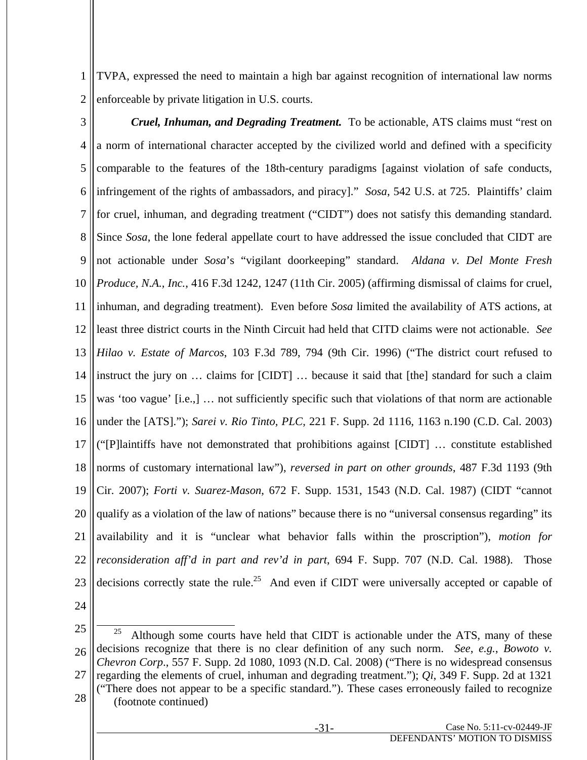TVPA, expressed the need to maintain a high bar against recognition of international law norms enforceable by private litigation in U.S. courts.

***Cruel, Inhuman, and Degrading Treatment.*** To be actionable, ATS claims must "rest on a norm of international character accepted by the civilized world and defined with a specificity comparable to the features of the 18th-century paradigms [against violation of safe conducts, infringement of the rights of ambassadors, and piracy]." *Sosa*, 542 U.S. at 725. Plaintiffs' claim for cruel, inhuman, and degrading treatment ("CIDT") does not satisfy this demanding standard. Since *Sosa*, the lone federal appellate court to have addressed the issue concluded that CIDT are not actionable under *Sosa*'s "vigilant doorkeeping" standard. *Aldana v. Del Monte Fresh Produce, N.A., Inc.*, 416 F.3d 1242, 1247 (11th Cir. 2005) (affirming dismissal of claims for cruel, inhuman, and degrading treatment). Even before *Sosa* limited the availability of ATS actions, at least three district courts in the Ninth Circuit had held that CITD claims were not actionable. *See Hilao v. Estate of Marcos*, 103 F.3d 789, 794 (9th Cir. 1996) ("The district court refused to instruct the jury on … claims for [CIDT] … because it said that [the] standard for such a claim was 'too vague' [i.e.,] … not sufficiently specific such that violations of that norm are actionable under the [ATS]."); *Sarei v. Rio Tinto, PLC*, 221 F. Supp. 2d 1116, 1163 n.190 (C.D. Cal. 2003) ("[P]laintiffs have not demonstrated that prohibitions against [CIDT] … constitute established norms of customary international law"), *reversed in part on other grounds*, 487 F.3d 1193 (9th Cir. 2007); *Forti v. Suarez-Mason*, 672 F. Supp. 1531, 1543 (N.D. Cal. 1987) (CIDT "cannot qualify as a violation of the law of nations" because there is no "universal consensus regarding" its availability and it is "unclear what behavior falls within the proscription"), *motion for reconsideration aff'd in part and rev'd in part*, 694 F. Supp. 707 (N.D. Cal. 1988). Those decisions correctly state the rule.[25] And even if CIDT were universally accepted or capable of

[25] Although some courts have held that CIDT is actionable under the ATS, many of these decisions recognize that there is no clear definition of any such norm. *See, e.g.*, *Bowoto v. Chevron Corp*., 557 F. Supp. 2d 1080, 1093 (N.D. Cal. 2008) ("There is no widespread consensus regarding the elements of cruel, inhuman and degrading treatment."); *Qi*, 349 F. Supp. 2d at 1321 ("There does not appear to be a specific standard."). These cases erroneously failed to recognize (footnote continued)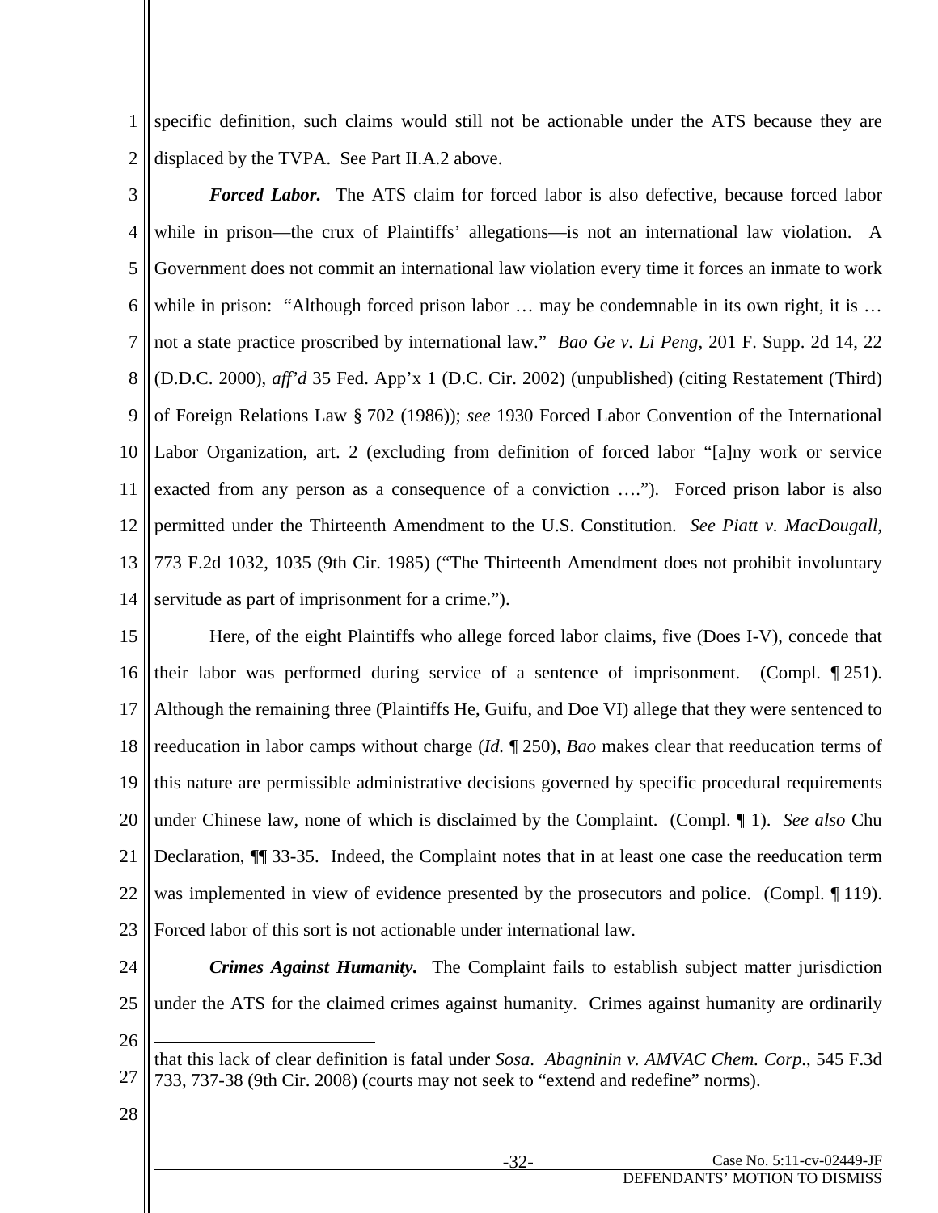specific definition, such claims would still not be actionable under the ATS because they are displaced by the TVPA. See Part II.A.2 above.

***Forced Labor.*** The ATS claim for forced labor is also defective, because forced labor while in prison—the crux of Plaintiffs' allegations—is not an international law violation. A Government does not commit an international law violation every time it forces an inmate to work while in prison: "Although forced prison labor … may be condemnable in its own right, it is … not a state practice proscribed by international law." *Bao Ge v. Li Peng*, 201 F. Supp. 2d 14, 22 (D.D.C. 2000), *aff'd* 35 Fed. App'x 1 (D.C. Cir. 2002) (unpublished) (citing Restatement (Third) of Foreign Relations Law § 702 (1986)); *see* 1930 Forced Labor Convention of the International Labor Organization, art. 2 (excluding from definition of forced labor "[a]ny work or service exacted from any person as a consequence of a conviction …."). Forced prison labor is also permitted under the Thirteenth Amendment to the U.S. Constitution. *See Piatt v. MacDougall,* 773 F.2d 1032, 1035 (9th Cir. 1985) ("The Thirteenth Amendment does not prohibit involuntary servitude as part of imprisonment for a crime.").

Here, of the eight Plaintiffs who allege forced labor claims, five (Does I-V), concede that their labor was performed during service of a sentence of imprisonment. (Compl. ¶ 251). Although the remaining three (Plaintiffs He, Guifu, and Doe VI) allege that they were sentenced to reeducation in labor camps without charge (*Id.* ¶ 250), *Bao* makes clear that reeducation terms of this nature are permissible administrative decisions governed by specific procedural requirements under Chinese law, none of which is disclaimed by the Complaint. (Compl. ¶ 1). *See also* Chu Declaration, ¶¶ 33-35. Indeed, the Complaint notes that in at least one case the reeducation term was implemented in view of evidence presented by the prosecutors and police. (Compl. ¶ 119). Forced labor of this sort is not actionable under international law.

***Crimes Against Humanity.*** The Complaint fails to establish subject matter jurisdiction under the ATS for the claimed crimes against humanity. Crimes against humanity are ordinarily

---

that this lack of clear definition is fatal under *Sosa*. *Abagninin v. AMVAC Chem. Corp*., 545 F.3d 733, 737-38 (9th Cir. 2008) (courts may not seek to "extend and redefine" norms).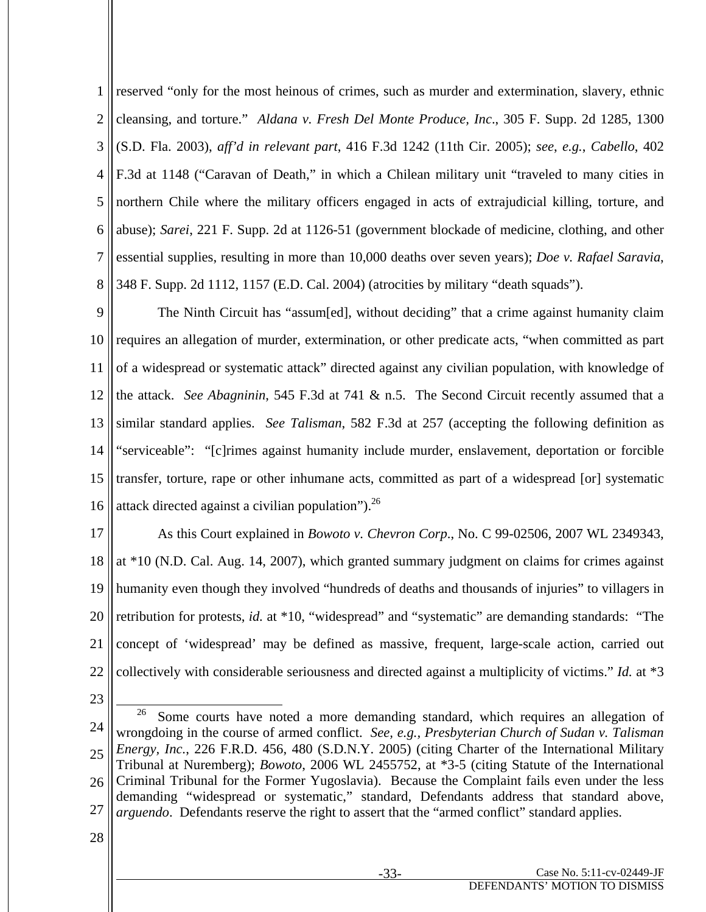reserved "only for the most heinous of crimes, such as murder and extermination, slavery, ethnic cleansing, and torture." *Aldana v. Fresh Del Monte Produce, Inc*., 305 F. Supp. 2d 1285, 1300 (S.D. Fla. 2003), *aff'd in relevant part*, 416 F.3d 1242 (11th Cir. 2005); *see*, *e.g.*, *Cabello*, 402 F.3d at 1148 ("Caravan of Death," in which a Chilean military unit "traveled to many cities in northern Chile where the military officers engaged in acts of extrajudicial killing, torture, and abuse); *Sarei*, 221 F. Supp. 2d at 1126-51 (government blockade of medicine, clothing, and other essential supplies, resulting in more than 10,000 deaths over seven years); *Doe v. Rafael Saravia*, 348 F. Supp. 2d 1112, 1157 (E.D. Cal. 2004) (atrocities by military "death squads").

The Ninth Circuit has "assum[ed], without deciding" that a crime against humanity claim requires an allegation of murder, extermination, or other predicate acts, "when committed as part of a widespread or systematic attack" directed against any civilian population, with knowledge of the attack. *See Abagninin*, 545 F.3d at 741 & n.5. The Second Circuit recently assumed that a similar standard applies. *See Talisman*, 582 F.3d at 257 (accepting the following definition as "serviceable": "[c]rimes against humanity include murder, enslavement, deportation or forcible transfer, torture, rape or other inhumane acts, committed as part of a widespread [or] systematic attack directed against a civilian population").[26]

As this Court explained in *Bowoto v. Chevron Corp*., No. C 99-02506, 2007 WL 2349343, at *10 (N.D. Cal. Aug. 14, 2007), which granted summary judgment on claims for crimes against humanity even though they involved "hundreds of deaths and thousands of injuries" to villagers in retribution for protests, *id.* at *10, "widespread" and "systematic" are demanding standards: "The concept of 'widespread' may be defined as massive, frequent, large-scale action, carried out collectively with considerable seriousness and directed against a multiplicity of victims." *Id.* at *3

---

[26] Some courts have noted a more demanding standard, which requires an allegation of wrongdoing in the course of armed conflict. *See, e.g., Presbyterian Church of Sudan v. Talisman Energy, Inc.*, 226 F.R.D. 456, 480 (S.D.N.Y. 2005) (citing Charter of the International Military Tribunal at Nuremberg); *Bowoto*, 2006 WL 2455752, at *3-5 (citing Statute of the International Criminal Tribunal for the Former Yugoslavia). Because the Complaint fails even under the less demanding "widespread or systematic," standard, Defendants address that standard above, *arguendo*. Defendants reserve the right to assert that the "armed conflict" standard applies.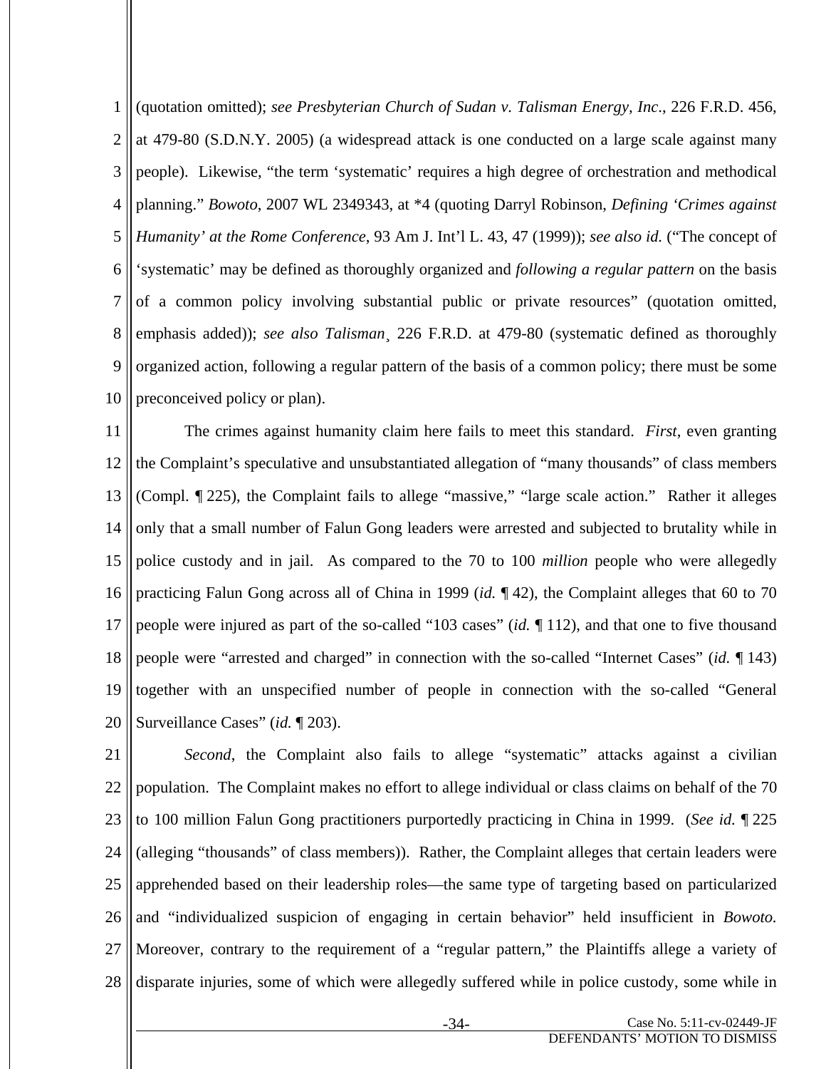(quotation omitted); *see Presbyterian Church of Sudan v. Talisman Energy, Inc*., 226 F.R.D. 456, at 479-80 (S.D.N.Y. 2005) (a widespread attack is one conducted on a large scale against many people). Likewise, "the term 'systematic' requires a high degree of orchestration and methodical planning." *Bowoto*, 2007 WL 2349343, at *4 (quoting Darryl Robinson, *Defining 'Crimes against Humanity' at the Rome Conference*, 93 Am J. Int'l L. 43, 47 (1999)); *see also id.* ("The concept of 'systematic' may be defined as thoroughly organized and *following a regular pattern* on the basis of a common policy involving substantial public or private resources" (quotation omitted, emphasis added)); *see also Talisman*¸ 226 F.R.D. at 479-80 (systematic defined as thoroughly organized action, following a regular pattern of the basis of a common policy; there must be some preconceived policy or plan).

The crimes against humanity claim here fails to meet this standard. *First*, even granting the Complaint's speculative and unsubstantiated allegation of "many thousands" of class members (Compl. ¶ 225), the Complaint fails to allege "massive," "large scale action." Rather it alleges only that a small number of Falun Gong leaders were arrested and subjected to brutality while in police custody and in jail. As compared to the 70 to 100 *million* people who were allegedly practicing Falun Gong across all of China in 1999 (*id.* ¶ 42), the Complaint alleges that 60 to 70 people were injured as part of the so-called "103 cases" (*id.* ¶ 112), and that one to five thousand people were "arrested and charged" in connection with the so-called "Internet Cases" (*id.* ¶ 143) together with an unspecified number of people in connection with the so-called "General Surveillance Cases" (*id.* ¶ 203).

*Second*, the Complaint also fails to allege "systematic" attacks against a civilian population. The Complaint makes no effort to allege individual or class claims on behalf of the 70 to 100 million Falun Gong practitioners purportedly practicing in China in 1999. (*See id.* ¶ 225 (alleging "thousands" of class members)). Rather, the Complaint alleges that certain leaders were apprehended based on their leadership roles—the same type of targeting based on particularized and "individualized suspicion of engaging in certain behavior" held insufficient in *Bowoto*. Moreover, contrary to the requirement of a "regular pattern," the Plaintiffs allege a variety of disparate injuries, some of which were allegedly suffered while in police custody, some while in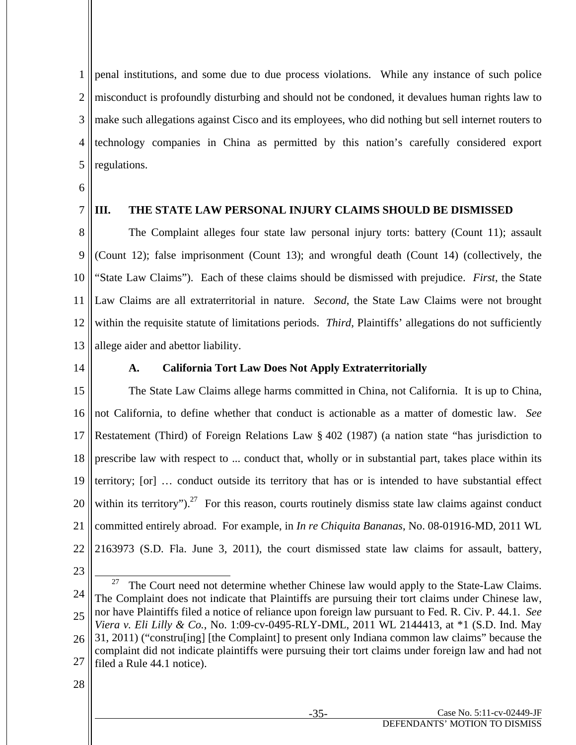penal institutions, and some due to due process violations. While any instance of such police misconduct is profoundly disturbing and should not be condoned, it devalues human rights law to make such allegations against Cisco and its employees, who did nothing but sell internet routers to technology companies in China as permitted by this nation's carefully considered export regulations.

## III. THE STATE LAW PERSONAL INJURY CLAIMS SHOULD BE DISMISSED

The Complaint alleges four state law personal injury torts: battery (Count 11); assault (Count 12); false imprisonment (Count 13); and wrongful death (Count 14) (collectively, the "State Law Claims"). Each of these claims should be dismissed with prejudice. *First*, the State Law Claims are all extraterritorial in nature. *Second*, the State Law Claims were not brought within the requisite statute of limitations periods. *Third*, Plaintiffs' allegations do not sufficiently allege aider and abettor liability.

### A. California Tort Law Does Not Apply Extraterritorially

The State Law Claims allege harms committed in China, not California. It is up to China, not California, to define whether that conduct is actionable as a matter of domestic law. *See* Restatement (Third) of Foreign Relations Law § 402 (1987) (a nation state "has jurisdiction to prescribe law with respect to ... conduct that, wholly or in substantial part, takes place within its territory; [or] … conduct outside its territory that has or is intended to have substantial effect within its territory").[27] For this reason, courts routinely dismiss state law claims against conduct committed entirely abroad. For example, in *In re Chiquita Bananas*, No. 08-01916-MD, 2011 WL 2163973 (S.D. Fla. June 3, 2011), the court dismissed state law claims for assault, battery,

---

[27] The Court need not determine whether Chinese law would apply to the State-Law Claims. The Complaint does not indicate that Plaintiffs are pursuing their tort claims under Chinese law, nor have Plaintiffs filed a notice of reliance upon foreign law pursuant to Fed. R. Civ. P. 44.1. *See Viera v. Eli Lilly & Co.*, No. 1:09-cv-0495-RLY-DML, 2011 WL 2144413, at *1 (S.D. Ind. May 31, 2011) ("constru[ing] [the Complaint] to present only Indiana common law claims" because the complaint did not indicate plaintiffs were pursuing their tort claims under foreign law and had not filed a Rule 44.1 notice).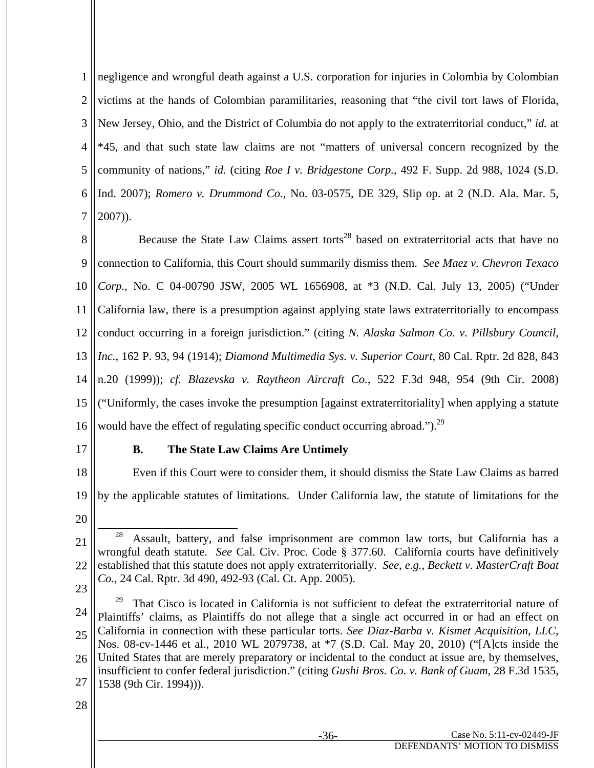negligence and wrongful death against a U.S. corporation for injuries in Colombia by Colombian victims at the hands of Colombian paramilitaries, reasoning that "the civil tort laws of Florida, New Jersey, Ohio, and the District of Columbia do not apply to the extraterritorial conduct," *id.* at \*45, and that such state law claims are not "matters of universal concern recognized by the community of nations," *id.* (citing *Roe I v. Bridgestone Corp.*, 492 F. Supp. 2d 988, 1024 (S.D. Ind. 2007); *Romero v. Drummond Co.*, No. 03-0575, DE 329, Slip op. at 2 (N.D. Ala. Mar. 5, 2007)).

Because the State Law Claims assert torts[28] based on extraterritorial acts that have no connection to California, this Court should summarily dismiss them. *See Maez v. Chevron Texaco Corp.*, No. C 04-00790 JSW, 2005 WL 1656908, at \*3 (N.D. Cal. July 13, 2005) ("Under California law, there is a presumption against applying state laws extraterritorially to encompass conduct occurring in a foreign jurisdiction." (citing *N. Alaska Salmon Co. v. Pillsbury Council, Inc.*, 162 P. 93, 94 (1914); *Diamond Multimedia Sys. v. Superior Court*, 80 Cal. Rptr. 2d 828, 843 n.20 (1999)); *cf. Blazevska v. Raytheon Aircraft Co.*, 522 F.3d 948, 954 (9th Cir. 2008) ("Uniformly, the cases invoke the presumption [against extraterritoriality] when applying a statute would have the effect of regulating specific conduct occurring abroad.").[29]

### B. The State Law Claims Are Untimely

Even if this Court were to consider them, it should dismiss the State Law Claims as barred by the applicable statutes of limitations. Under California law, the statute of limitations for the

---

[28] Assault, battery, and false imprisonment are common law torts, but California has a wrongful death statute. *See* Cal. Civ. Proc. Code § 377.60. California courts have definitively established that this statute does not apply extraterritorially. *See, e.g.*, *Beckett v. MasterCraft Boat Co.*, 24 Cal. Rptr. 3d 490, 492-93 (Cal. Ct. App. 2005).

[29] That Cisco is located in California is not sufficient to defeat the extraterritorial nature of Plaintiffs' claims, as Plaintiffs do not allege that a single act occurred in or had an effect on California in connection with these particular torts. *See Diaz-Barba v. Kismet Acquisition, LLC*, Nos. 08-cv-1446 et al., 2010 WL 2079738, at \*7 (S.D. Cal. May 20, 2010) ("[A]cts inside the United States that are merely preparatory or incidental to the conduct at issue are, by themselves, insufficient to confer federal jurisdiction." (citing *Gushi Bros. Co. v. Bank of Guam*, 28 F.3d 1535, 1538 (9th Cir. 1994))).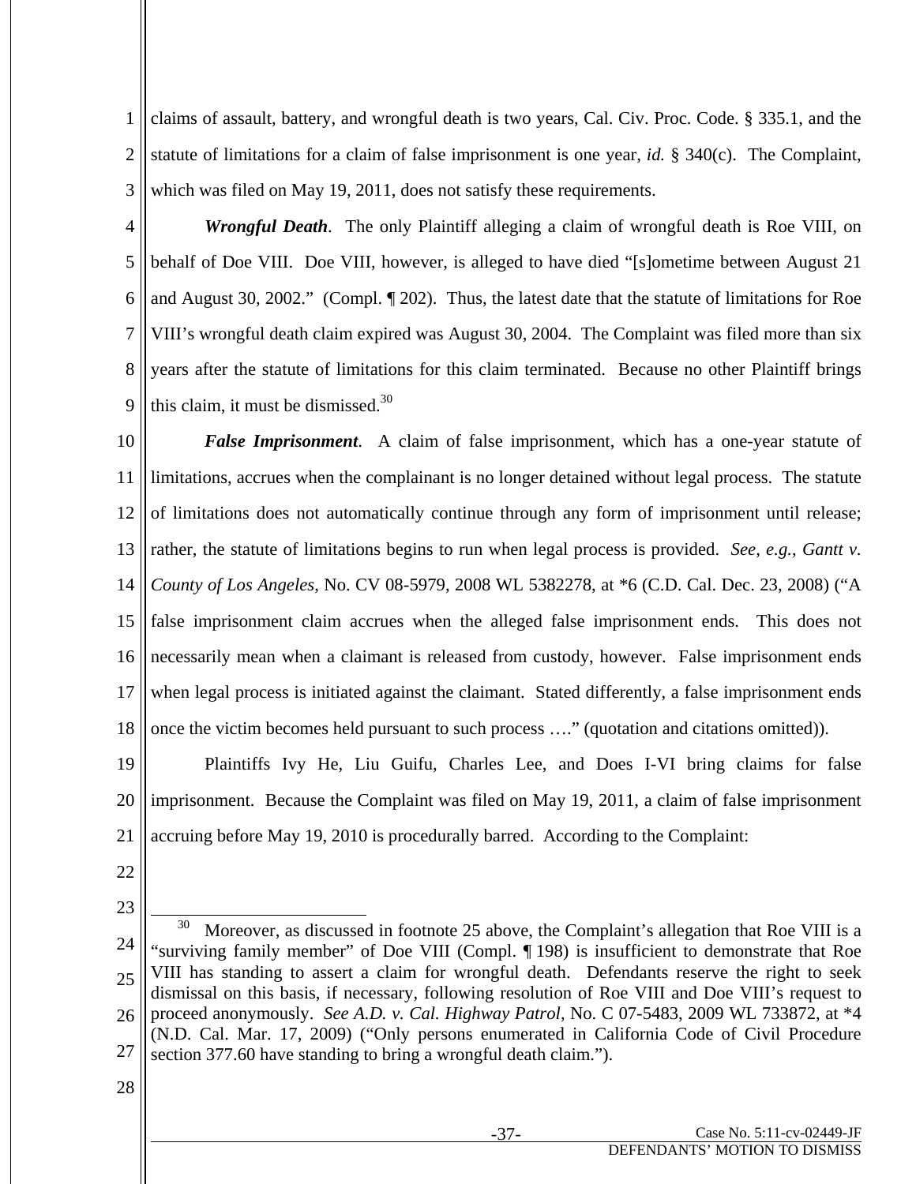claims of assault, battery, and wrongful death is two years, Cal. Civ. Proc. Code. § 335.1, and the statute of limitations for a claim of false imprisonment is one year, *id.* § 340(c). The Complaint, which was filed on May 19, 2011, does not satisfy these requirements.

***Wrongful Death***. The only Plaintiff alleging a claim of wrongful death is Roe VIII, on behalf of Doe VIII. Doe VIII, however, is alleged to have died "[s]ometime between August 21 and August 30, 2002." (Compl. ¶ 202). Thus, the latest date that the statute of limitations for Roe VIII's wrongful death claim expired was August 30, 2004. The Complaint was filed more than six years after the statute of limitations for this claim terminated. Because no other Plaintiff brings this claim, it must be dismissed.[30]

***False Imprisonment***. A claim of false imprisonment, which has a one-year statute of limitations, accrues when the complainant is no longer detained without legal process. The statute of limitations does not automatically continue through any form of imprisonment until release; rather, the statute of limitations begins to run when legal process is provided. *See, e.g.*, *Gantt v. County of Los Angeles*, No. CV 08-5979, 2008 WL 5382278, at *6 (C.D. Cal. Dec. 23, 2008) ("A false imprisonment claim accrues when the alleged false imprisonment ends. This does not necessarily mean when a claimant is released from custody, however. False imprisonment ends when legal process is initiated against the claimant. Stated differently, a false imprisonment ends once the victim becomes held pursuant to such process …." (quotation and citations omitted)).

Plaintiffs Ivy He, Liu Guifu, Charles Lee, and Does I-VI bring claims for false imprisonment. Because the Complaint was filed on May 19, 2011, a claim of false imprisonment accruing before May 19, 2010 is procedurally barred. According to the Complaint:

---

[30] Moreover, as discussed in footnote 25 above, the Complaint's allegation that Roe VIII is a "surviving family member" of Doe VIII (Compl. ¶ 198) is insufficient to demonstrate that Roe VIII has standing to assert a claim for wrongful death. Defendants reserve the right to seek dismissal on this basis, if necessary, following resolution of Roe VIII and Doe VIII's request to proceed anonymously. *See A.D. v. Cal. Highway Patrol*, No. C 07-5483, 2009 WL 733872, at *4 (N.D. Cal. Mar. 17, 2009) ("Only persons enumerated in California Code of Civil Procedure section 377.60 have standing to bring a wrongful death claim.").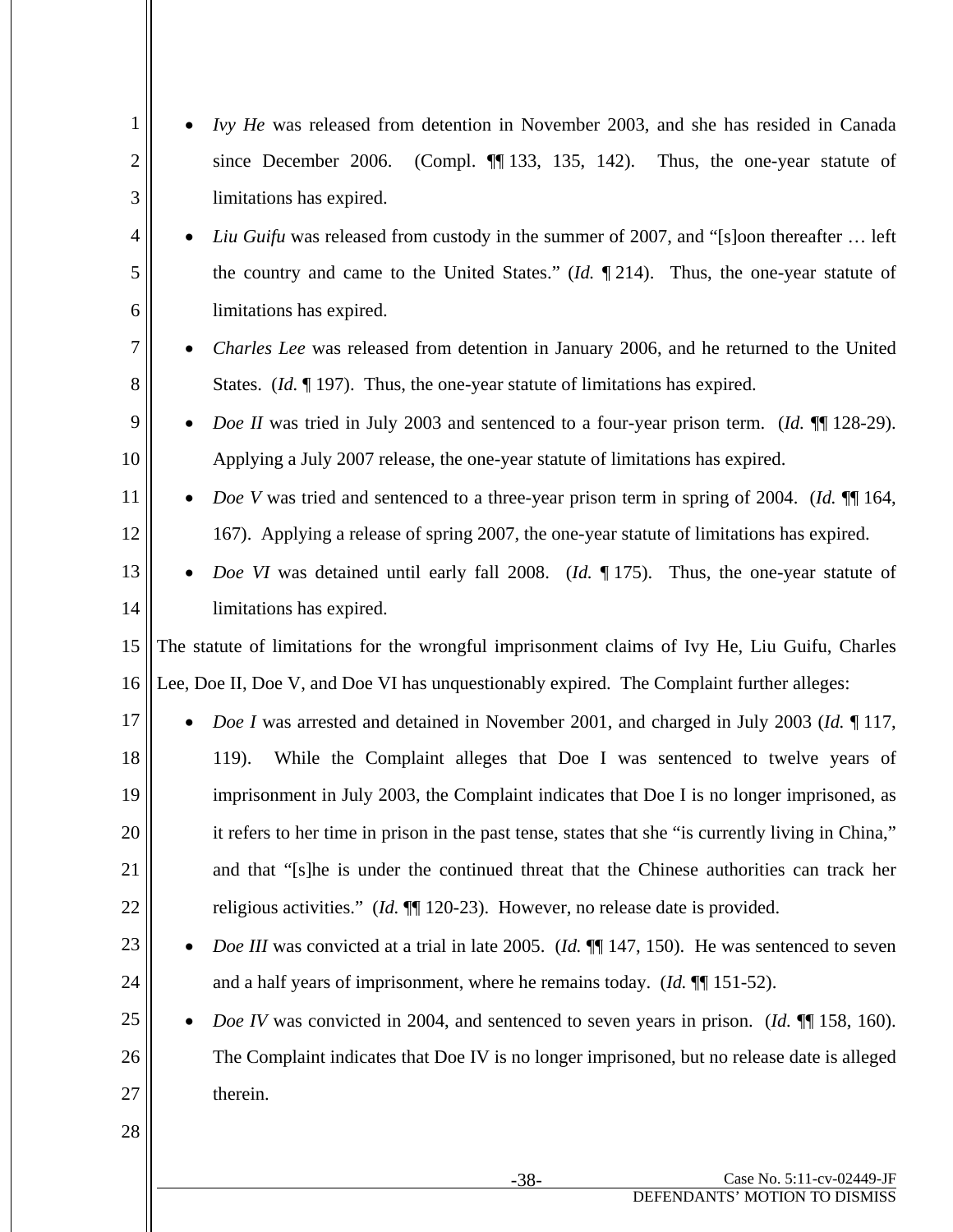- *Ivy He* was released from detention in November 2003, and she has resided in Canada since December 2006. (Compl. ¶¶ 133, 135, 142). Thus, the one-year statute of limitations has expired.
- *Liu Guifu* was released from custody in the summer of 2007, and "[s]oon thereafter … left the country and came to the United States." (*Id.* ¶ 214). Thus, the one-year statute of limitations has expired.
- *Charles Lee* was released from detention in January 2006, and he returned to the United States. (*Id.* ¶ 197). Thus, the one-year statute of limitations has expired.
- *Doe II* was tried in July 2003 and sentenced to a four-year prison term. (*Id.* ¶¶ 128-29). Applying a July 2007 release, the one-year statute of limitations has expired.
- *Doe V* was tried and sentenced to a three-year prison term in spring of 2004. (*Id.* ¶¶ 164, 167). Applying a release of spring 2007, the one-year statute of limitations has expired.
- *Doe VI* was detained until early fall 2008. (*Id.* ¶ 175). Thus, the one-year statute of limitations has expired.

The statute of limitations for the wrongful imprisonment claims of Ivy He, Liu Guifu, Charles Lee, Doe II, Doe V, and Doe VI has unquestionably expired. The Complaint further alleges:

- *Doe I* was arrested and detained in November 2001, and charged in July 2003 (*Id.* ¶ 117, 119). While the Complaint alleges that Doe I was sentenced to twelve years of imprisonment in July 2003, the Complaint indicates that Doe I is no longer imprisoned, as it refers to her time in prison in the past tense, states that she "is currently living in China," and that "[s]he is under the continued threat that the Chinese authorities can track her religious activities." (*Id.* ¶¶ 120-23). However, no release date is provided.
- *Doe III* was convicted at a trial in late 2005. (*Id.* ¶¶ 147, 150). He was sentenced to seven and a half years of imprisonment, where he remains today. (*Id.* ¶¶ 151-52).
- *Doe IV* was convicted in 2004, and sentenced to seven years in prison. (*Id.* ¶¶ 158, 160). The Complaint indicates that Doe IV is no longer imprisoned, but no release date is alleged therein.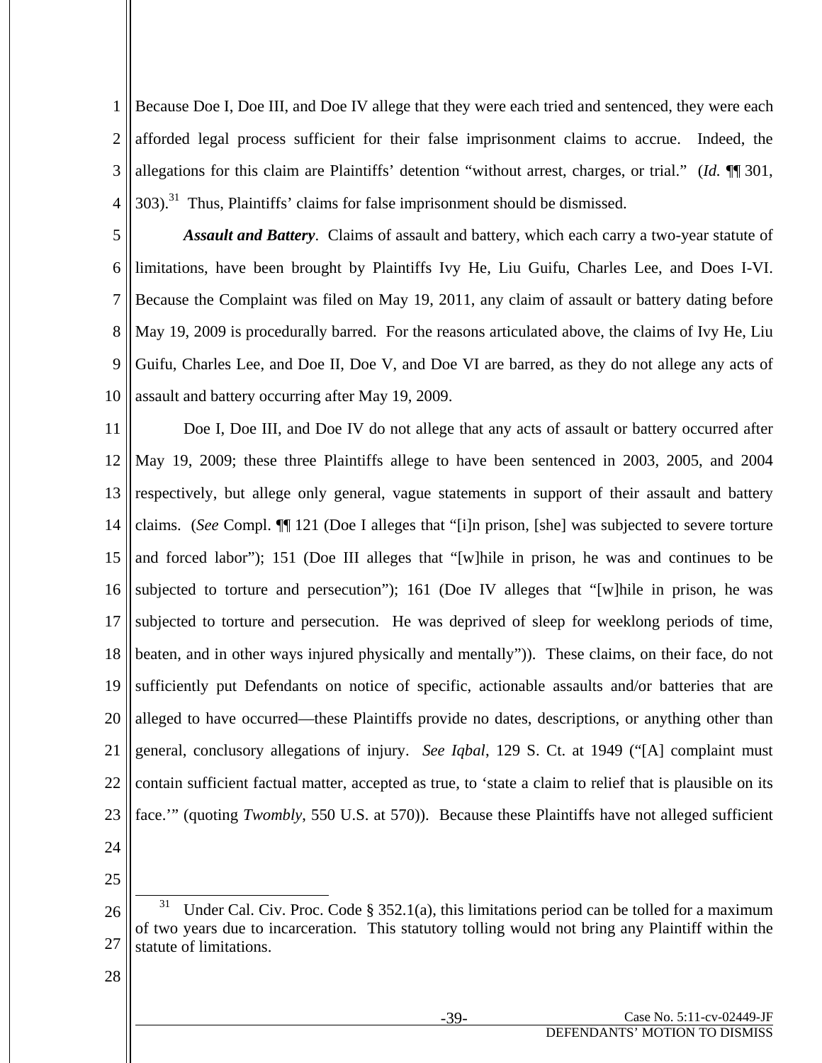Because Doe I, Doe III, and Doe IV allege that they were each tried and sentenced, they were each afforded legal process sufficient for their false imprisonment claims to accrue. Indeed, the allegations for this claim are Plaintiffs' detention "without arrest, charges, or trial." (*Id.* ¶¶ 301, 303).[31] Thus, Plaintiffs' claims for false imprisonment should be dismissed.

***Assault and Battery***. Claims of assault and battery, which each carry a two-year statute of limitations, have been brought by Plaintiffs Ivy He, Liu Guifu, Charles Lee, and Does I-VI. Because the Complaint was filed on May 19, 2011, any claim of assault or battery dating before May 19, 2009 is procedurally barred. For the reasons articulated above, the claims of Ivy He, Liu Guifu, Charles Lee, and Doe II, Doe V, and Doe VI are barred, as they do not allege any acts of assault and battery occurring after May 19, 2009.

Doe I, Doe III, and Doe IV do not allege that any acts of assault or battery occurred after May 19, 2009; these three Plaintiffs allege to have been sentenced in 2003, 2005, and 2004 respectively, but allege only general, vague statements in support of their assault and battery claims. (*See* Compl. ¶¶ 121 (Doe I alleges that "[i]n prison, [she] was subjected to severe torture and forced labor"); 151 (Doe III alleges that "[w]hile in prison, he was and continues to be subjected to torture and persecution"); 161 (Doe IV alleges that "[w]hile in prison, he was subjected to torture and persecution. He was deprived of sleep for weeklong periods of time, beaten, and in other ways injured physically and mentally")). These claims, on their face, do not sufficiently put Defendants on notice of specific, actionable assaults and/or batteries that are alleged to have occurred—these Plaintiffs provide no dates, descriptions, or anything other than general, conclusory allegations of injury. *See Iqbal*, 129 S. Ct. at 1949 ("[A] complaint must contain sufficient factual matter, accepted as true, to 'state a claim to relief that is plausible on its face.'" (quoting *Twombly*, 550 U.S. at 570)). Because these Plaintiffs have not alleged sufficient

---

[31] Under Cal. Civ. Proc. Code § 352.1(a), this limitations period can be tolled for a maximum of two years due to incarceration. This statutory tolling would not bring any Plaintiff within the statute of limitations.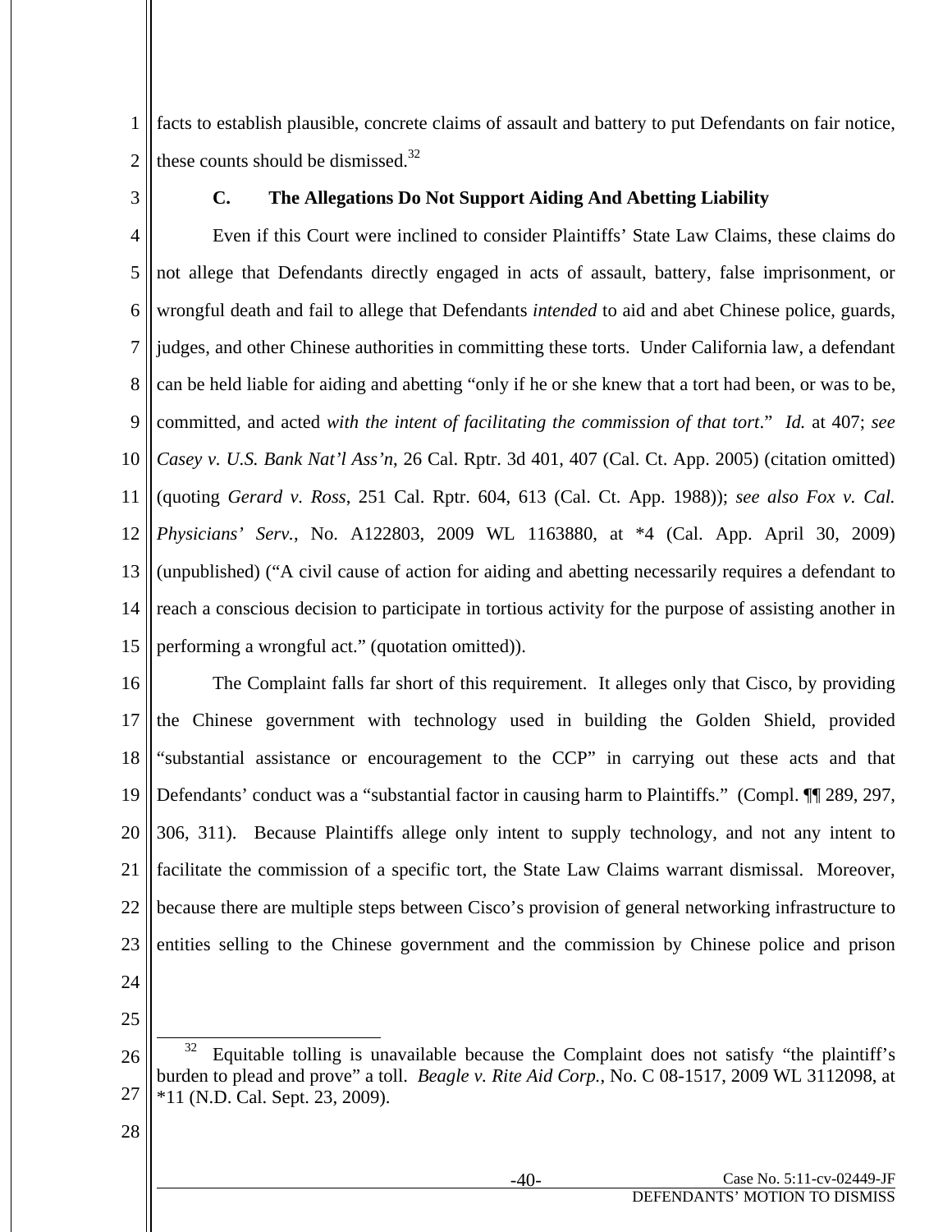facts to establish plausible, concrete claims of assault and battery to put Defendants on fair notice, these counts should be dismissed.[32]

### C. The Allegations Do Not Support Aiding And Abetting Liability

Even if this Court were inclined to consider Plaintiffs' State Law Claims, these claims do not allege that Defendants directly engaged in acts of assault, battery, false imprisonment, or wrongful death and fail to allege that Defendants *intended* to aid and abet Chinese police, guards, judges, and other Chinese authorities in committing these torts. Under California law, a defendant can be held liable for aiding and abetting "only if he or she knew that a tort had been, or was to be, committed, and acted *with the intent of facilitating the commission of that tort*." *Id.* at 407; *see Casey v. U.S. Bank Nat'l Ass'n*, 26 Cal. Rptr. 3d 401, 407 (Cal. Ct. App. 2005) (citation omitted) (quoting *Gerard v. Ross*, 251 Cal. Rptr. 604, 613 (Cal. Ct. App. 1988)); *see also Fox v. Cal. Physicians' Serv.*, No. A122803, 2009 WL 1163880, at *4 (Cal. App. April 30, 2009) (unpublished) ("A civil cause of action for aiding and abetting necessarily requires a defendant to reach a conscious decision to participate in tortious activity for the purpose of assisting another in performing a wrongful act." (quotation omitted)).

The Complaint falls far short of this requirement. It alleges only that Cisco, by providing the Chinese government with technology used in building the Golden Shield, provided "substantial assistance or encouragement to the CCP" in carrying out these acts and that Defendants' conduct was a "substantial factor in causing harm to Plaintiffs." (Compl. ¶¶ 289, 297, 306, 311). Because Plaintiffs allege only intent to supply technology, and not any intent to facilitate the commission of a specific tort, the State Law Claims warrant dismissal. Moreover, because there are multiple steps between Cisco's provision of general networking infrastructure to entities selling to the Chinese government and the commission by Chinese police and prison

---

[32] Equitable tolling is unavailable because the Complaint does not satisfy "the plaintiff's burden to plead and prove" a toll. *Beagle v. Rite Aid Corp.*, No. C 08-1517, 2009 WL 3112098, at *11 (N.D. Cal. Sept. 23, 2009).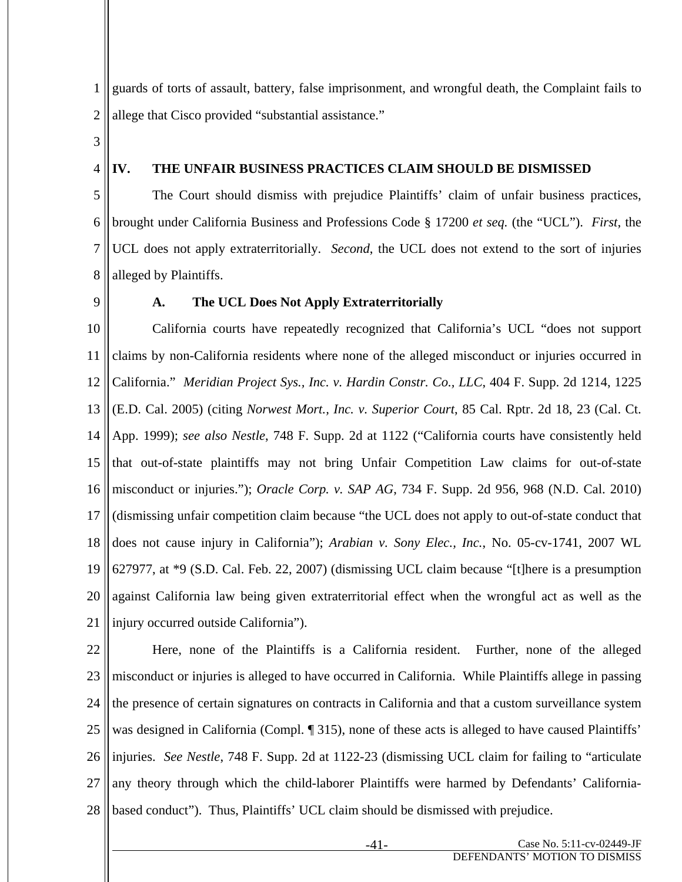guards of torts of assault, battery, false imprisonment, and wrongful death, the Complaint fails to allege that Cisco provided "substantial assistance."

## IV. THE UNFAIR BUSINESS PRACTICES CLAIM SHOULD BE DISMISSED

The Court should dismiss with prejudice Plaintiffs' claim of unfair business practices, brought under California Business and Professions Code § 17200 *et seq.* (the "UCL"). *First*, the UCL does not apply extraterritorially. *Second*, the UCL does not extend to the sort of injuries alleged by Plaintiffs.

### A. The UCL Does Not Apply Extraterritorially

California courts have repeatedly recognized that California's UCL "does not support claims by non-California residents where none of the alleged misconduct or injuries occurred in California." *Meridian Project Sys., Inc. v. Hardin Constr. Co., LLC*, 404 F. Supp. 2d 1214, 1225 (E.D. Cal. 2005) (citing *Norwest Mort., Inc. v. Superior Court*, 85 Cal. Rptr. 2d 18, 23 (Cal. Ct. App. 1999); *see also Nestle*, 748 F. Supp. 2d at 1122 ("California courts have consistently held that out-of-state plaintiffs may not bring Unfair Competition Law claims for out-of-state misconduct or injuries."); *Oracle Corp. v. SAP AG*, 734 F. Supp. 2d 956, 968 (N.D. Cal. 2010) (dismissing unfair competition claim because "the UCL does not apply to out-of-state conduct that does not cause injury in California"); *Arabian v. Sony Elec., Inc.*, No. 05-cv-1741, 2007 WL 627977, at \*9 (S.D. Cal. Feb. 22, 2007) (dismissing UCL claim because "[t]here is a presumption against California law being given extraterritorial effect when the wrongful act as well as the injury occurred outside California").

Here, none of the Plaintiffs is a California resident. Further, none of the alleged misconduct or injuries is alleged to have occurred in California. While Plaintiffs allege in passing the presence of certain signatures on contracts in California and that a custom surveillance system was designed in California (Compl. ¶ 315), none of these acts is alleged to have caused Plaintiffs' injuries. *See Nestle*, 748 F. Supp. 2d at 1122-23 (dismissing UCL claim for failing to "articulate any theory through which the child-laborer Plaintiffs were harmed by Defendants' California-based conduct"). Thus, Plaintiffs' UCL claim should be dismissed with prejudice.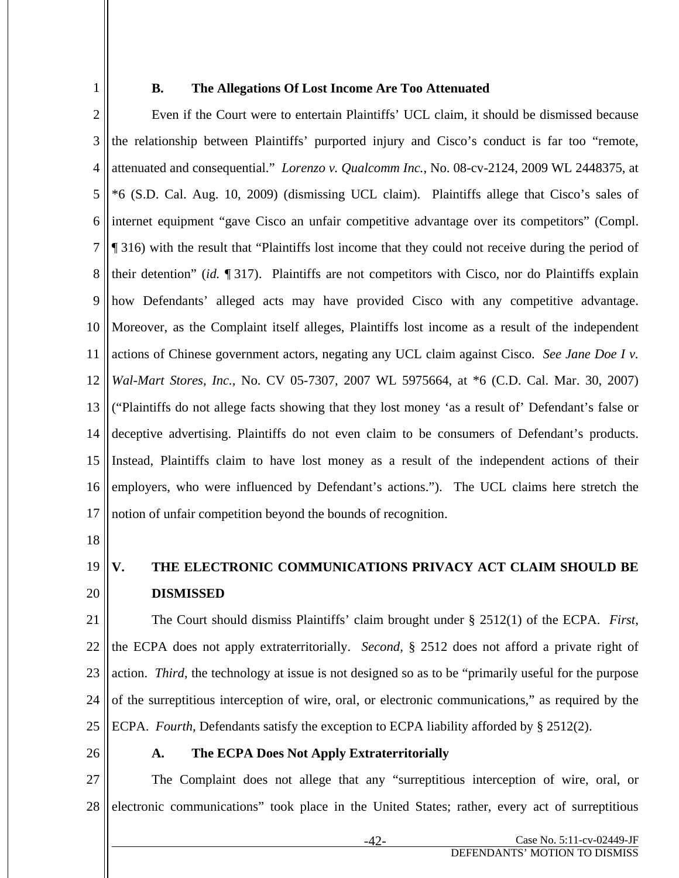### B. The Allegations Of Lost Income Are Too Attenuated

Even if the Court were to entertain Plaintiffs' UCL claim, it should be dismissed because the relationship between Plaintiffs' purported injury and Cisco's conduct is far too "remote, attenuated and consequential." *Lorenzo v. Qualcomm Inc.*, No. 08-cv-2124, 2009 WL 2448375, at *6 (S.D. Cal. Aug. 10, 2009) (dismissing UCL claim). Plaintiffs allege that Cisco's sales of internet equipment "gave Cisco an unfair competitive advantage over its competitors" (Compl. ¶ 316) with the result that "Plaintiffs lost income that they could not receive during the period of their detention" (*id.* ¶ 317). Plaintiffs are not competitors with Cisco, nor do Plaintiffs explain how Defendants' alleged acts may have provided Cisco with any competitive advantage. Moreover, as the Complaint itself alleges, Plaintiffs lost income as a result of the independent actions of Chinese government actors, negating any UCL claim against Cisco. *See Jane Doe I v. Wal-Mart Stores, Inc.*, No. CV 05-7307, 2007 WL 5975664, at *6 (C.D. Cal. Mar. 30, 2007) ("Plaintiffs do not allege facts showing that they lost money 'as a result of' Defendant's false or deceptive advertising. Plaintiffs do not even claim to be consumers of Defendant's products. Instead, Plaintiffs claim to have lost money as a result of the independent actions of their employers, who were influenced by Defendant's actions."). The UCL claims here stretch the notion of unfair competition beyond the bounds of recognition.

## V. THE ELECTRONIC COMMUNICATIONS PRIVACY ACT CLAIM SHOULD BE DISMISSED

The Court should dismiss Plaintiffs' claim brought under § 2512(1) of the ECPA. *First*, the ECPA does not apply extraterritorially. *Second*, § 2512 does not afford a private right of action. *Third*, the technology at issue is not designed so as to be "primarily useful for the purpose of the surreptitious interception of wire, oral, or electronic communications," as required by the ECPA. *Fourth*, Defendants satisfy the exception to ECPA liability afforded by § 2512(2).

### A. The ECPA Does Not Apply Extraterritorially

The Complaint does not allege that any "surreptitious interception of wire, oral, or electronic communications" took place in the United States; rather, every act of surreptitious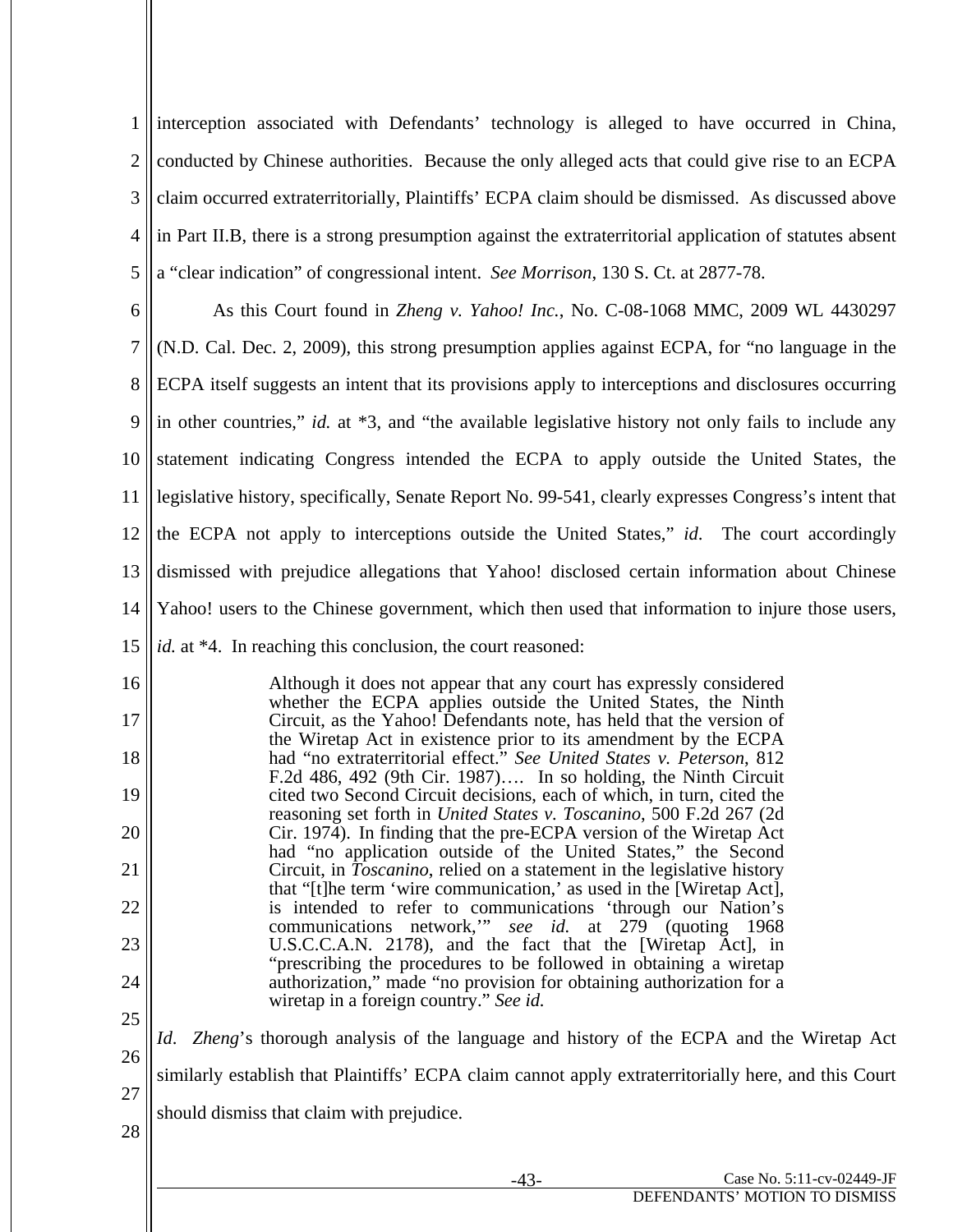interception associated with Defendants' technology is alleged to have occurred in China, conducted by Chinese authorities. Because the only alleged acts that could give rise to an ECPA claim occurred extraterritorially, Plaintiffs' ECPA claim should be dismissed. As discussed above in Part II.B, there is a strong presumption against the extraterritorial application of statutes absent a "clear indication" of congressional intent. *See Morrison*, 130 S. Ct. at 2877-78.

As this Court found in *Zheng v. Yahoo! Inc.*, No. C-08-1068 MMC, 2009 WL 4430297 (N.D. Cal. Dec. 2, 2009), this strong presumption applies against ECPA, for "no language in the ECPA itself suggests an intent that its provisions apply to interceptions and disclosures occurring in other countries," *id.* at *3, and "the available legislative history not only fails to include any statement indicating Congress intended the ECPA to apply outside the United States, the legislative history, specifically, Senate Report No. 99-541, clearly expresses Congress's intent that the ECPA not apply to interceptions outside the United States," *id.* The court accordingly dismissed with prejudice allegations that Yahoo! disclosed certain information about Chinese Yahoo! users to the Chinese government, which then used that information to injure those users, *id.* at *4. In reaching this conclusion, the court reasoned:

> Although it does not appear that any court has expressly considered whether the ECPA applies outside the United States, the Ninth Circuit, as the Yahoo! Defendants note, has held that the version of the Wiretap Act in existence prior to its amendment by the ECPA had "no extraterritorial effect." *See United States v. Peterson*, 812 F.2d 486, 492 (9th Cir. 1987)…. In so holding, the Ninth Circuit cited two Second Circuit decisions, each of which, in turn, cited the reasoning set forth in *United States v. Toscanino*, 500 F.2d 267 (2d Cir. 1974). In finding that the pre-ECPA version of the Wiretap Act had "no application outside of the United States," the Second Circuit, in *Toscanino*, relied on a statement in the legislative history that "[t]he term 'wire communication,' as used in the [Wiretap Act], is intended to refer to communications 'through our Nation's communications network,'" *see id.* at 279 (quoting 1968 U.S.C.C.A.N. 2178), and the fact that the [Wiretap Act], in "prescribing the procedures to be followed in obtaining a wiretap authorization," made "no provision for obtaining authorization for a wiretap in a foreign country." *See id.*

*Id*. *Zheng*'s thorough analysis of the language and history of the ECPA and the Wiretap Act similarly establish that Plaintiffs' ECPA claim cannot apply extraterritorially here, and this Court should dismiss that claim with prejudice.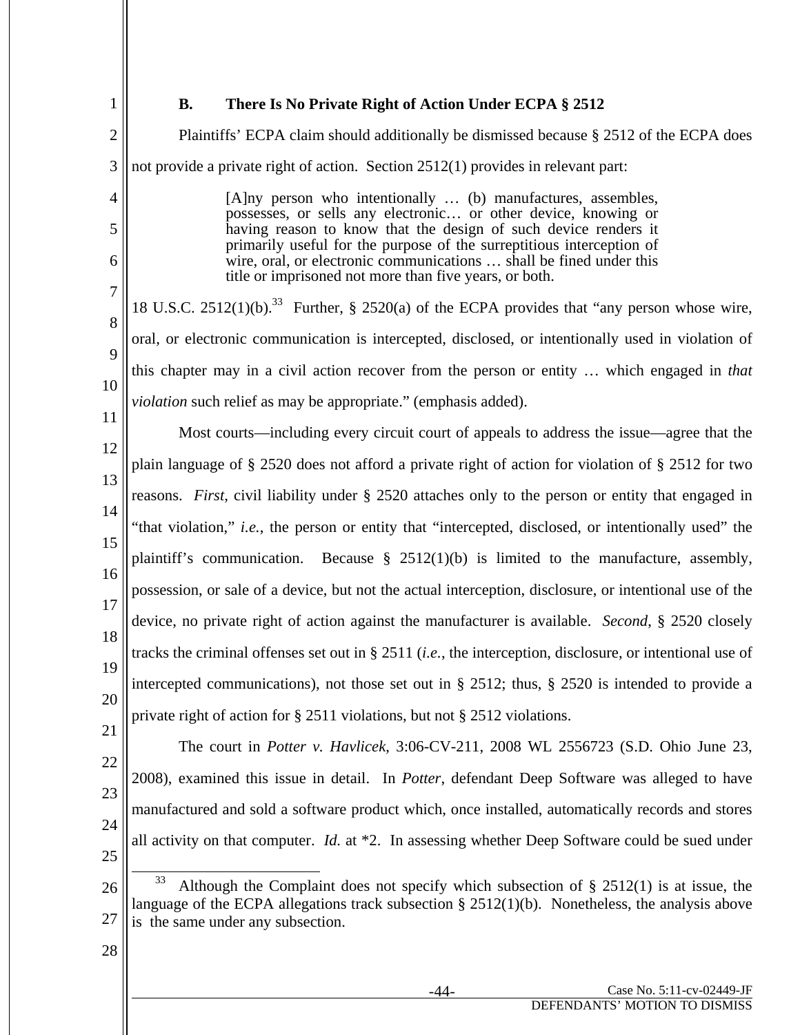### B. There Is No Private Right of Action Under ECPA § 2512

Plaintiffs' ECPA claim should additionally be dismissed because § 2512 of the ECPA does not provide a private right of action. Section 2512(1) provides in relevant part:

> [A]ny person who intentionally … (b) manufactures, assembles, possesses, or sells any electronic… or other device, knowing or having reason to know that the design of such device renders it primarily useful for the purpose of the surreptitious interception of wire, oral, or electronic communications … shall be fined under this title or imprisoned not more than five years, or both.

18 U.S.C. 2512(1)(b).[33] Further, § 2520(a) of the ECPA provides that "any person whose wire, oral, or electronic communication is intercepted, disclosed, or intentionally used in violation of this chapter may in a civil action recover from the person or entity … which engaged in *that violation* such relief as may be appropriate." (emphasis added).

Most courts—including every circuit court of appeals to address the issue—agree that the plain language of § 2520 does not afford a private right of action for violation of § 2512 for two reasons. *First*, civil liability under § 2520 attaches only to the person or entity that engaged in "that violation," *i.e.*, the person or entity that "intercepted, disclosed, or intentionally used" the plaintiff's communication. Because § 2512(1)(b) is limited to the manufacture, assembly, possession, or sale of a device, but not the actual interception, disclosure, or intentional use of the device, no private right of action against the manufacturer is available. *Second*, § 2520 closely tracks the criminal offenses set out in § 2511 (*i.e.*, the interception, disclosure, or intentional use of intercepted communications), not those set out in § 2512; thus, § 2520 is intended to provide a private right of action for § 2511 violations, but not § 2512 violations.

The court in *Potter v. Havlicek*, 3:06-CV-211, 2008 WL 2556723 (S.D. Ohio June 23, 2008), examined this issue in detail. In *Potter*, defendant Deep Software was alleged to have manufactured and sold a software product which, once installed, automatically records and stores all activity on that computer. *Id.* at *2. In assessing whether Deep Software could be sued under

---

[33] Although the Complaint does not specify which subsection of § 2512(1) is at issue, the language of the ECPA allegations track subsection § 2512(1)(b). Nonetheless, the analysis above is the same under any subsection.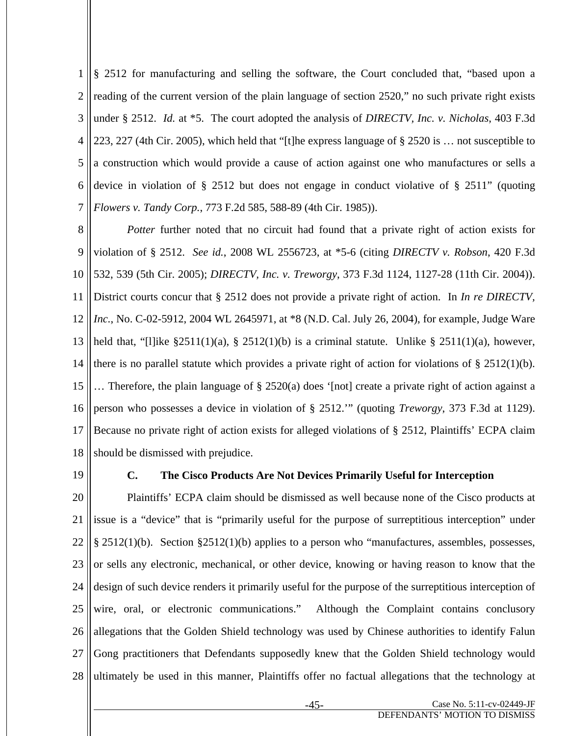§ 2512 for manufacturing and selling the software, the Court concluded that, "based upon a reading of the current version of the plain language of section 2520," no such private right exists under § 2512. *Id.* at *5. The court adopted the analysis of *DIRECTV, Inc. v. Nicholas*, 403 F.3d 223, 227 (4th Cir. 2005), which held that "[t]he express language of § 2520 is … not susceptible to a construction which would provide a cause of action against one who manufactures or sells a device in violation of § 2512 but does not engage in conduct violative of § 2511" (quoting *Flowers v. Tandy Corp.*, 773 F.2d 585, 588-89 (4th Cir. 1985)).

*Potter* further noted that no circuit had found that a private right of action exists for violation of § 2512. *See id.*, 2008 WL 2556723, at *5-6 (citing *DIRECTV v. Robson*, 420 F.3d 532, 539 (5th Cir. 2005); *DIRECTV, Inc. v. Treworgy*, 373 F.3d 1124, 1127-28 (11th Cir. 2004)). District courts concur that § 2512 does not provide a private right of action. In *In re DIRECTV, Inc.*, No. C-02-5912, 2004 WL 2645971, at *8 (N.D. Cal. July 26, 2004), for example, Judge Ware held that, "[l]ike §2511(1)(a), § 2512(1)(b) is a criminal statute. Unlike § 2511(1)(a), however, there is no parallel statute which provides a private right of action for violations of § 2512(1)(b). … Therefore, the plain language of § 2520(a) does '[not] create a private right of action against a person who possesses a device in violation of § 2512.'" (quoting *Treworgy*, 373 F.3d at 1129). Because no private right of action exists for alleged violations of § 2512, Plaintiffs' ECPA claim should be dismissed with prejudice.

### C. The Cisco Products Are Not Devices Primarily Useful for Interception

Plaintiffs' ECPA claim should be dismissed as well because none of the Cisco products at issue is a "device" that is "primarily useful for the purpose of surreptitious interception" under § 2512(1)(b). Section §2512(1)(b) applies to a person who "manufactures, assembles, possesses, or sells any electronic, mechanical, or other device, knowing or having reason to know that the design of such device renders it primarily useful for the purpose of the surreptitious interception of wire, oral, or electronic communications." Although the Complaint contains conclusory allegations that the Golden Shield technology was used by Chinese authorities to identify Falun Gong practitioners that Defendants supposedly knew that the Golden Shield technology would ultimately be used in this manner, Plaintiffs offer no factual allegations that the technology at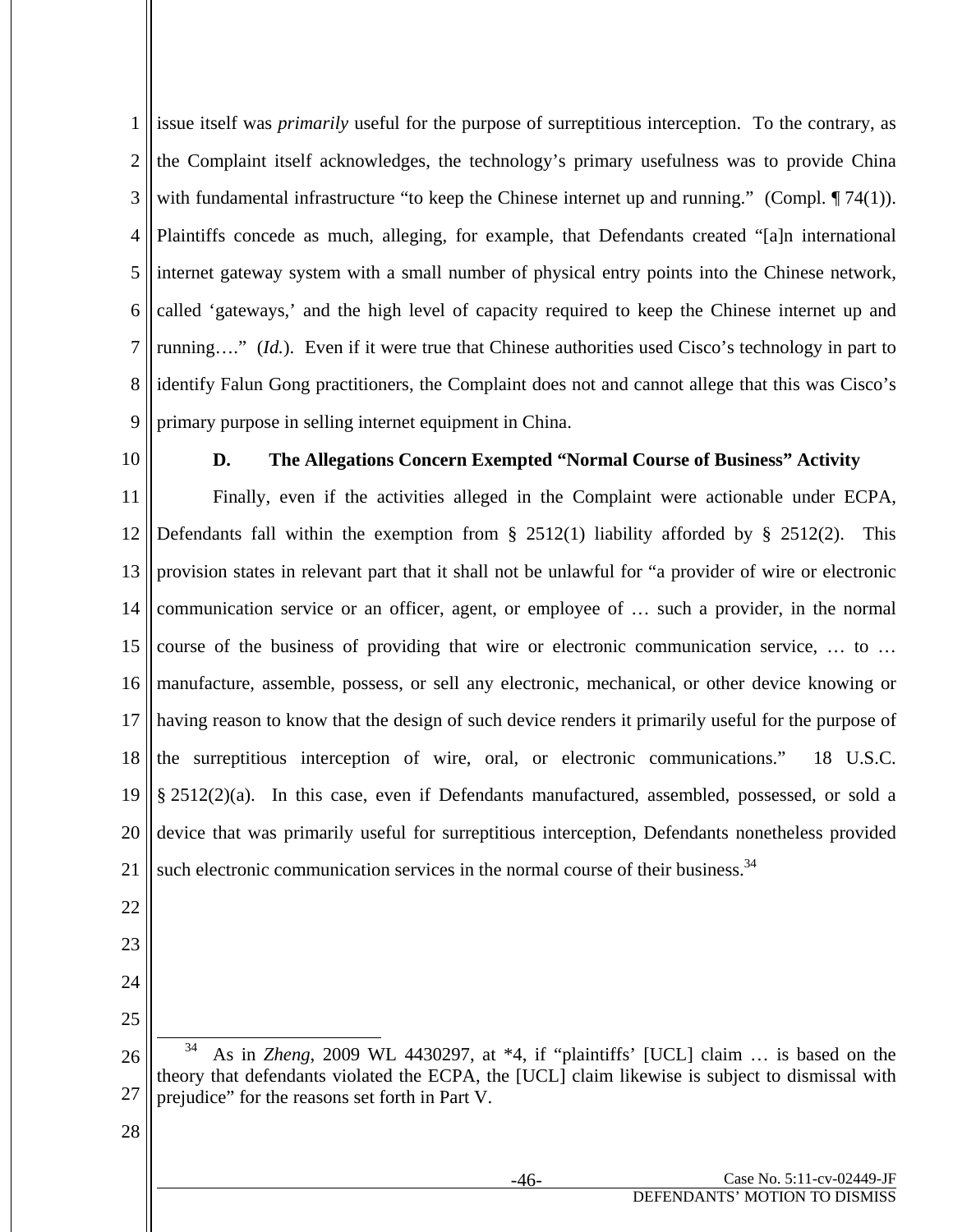issue itself was *primarily* useful for the purpose of surreptitious interception. To the contrary, as the Complaint itself acknowledges, the technology's primary usefulness was to provide China with fundamental infrastructure "to keep the Chinese internet up and running." (Compl. ¶ 74(1)). Plaintiffs concede as much, alleging, for example, that Defendants created "[a]n international internet gateway system with a small number of physical entry points into the Chinese network, called 'gateways,' and the high level of capacity required to keep the Chinese internet up and running…." (*Id.*). Even if it were true that Chinese authorities used Cisco's technology in part to identify Falun Gong practitioners, the Complaint does not and cannot allege that this was Cisco's primary purpose in selling internet equipment in China.

### D. The Allegations Concern Exempted "Normal Course of Business" Activity

Finally, even if the activities alleged in the Complaint were actionable under ECPA, Defendants fall within the exemption from § 2512(1) liability afforded by § 2512(2). This provision states in relevant part that it shall not be unlawful for "a provider of wire or electronic communication service or an officer, agent, or employee of … such a provider, in the normal course of the business of providing that wire or electronic communication service, … to … manufacture, assemble, possess, or sell any electronic, mechanical, or other device knowing or having reason to know that the design of such device renders it primarily useful for the purpose of the surreptitious interception of wire, oral, or electronic communications." 18 U.S.C. § 2512(2)(a). In this case, even if Defendants manufactured, assembled, possessed, or sold a device that was primarily useful for surreptitious interception, Defendants nonetheless provided such electronic communication services in the normal course of their business.[34]

---

[34] As in *Zheng*, 2009 WL 4430297, at *4, if "plaintiffs' [UCL] claim … is based on the theory that defendants violated the ECPA, the [UCL] claim likewise is subject to dismissal with prejudice" for the reasons set forth in Part V.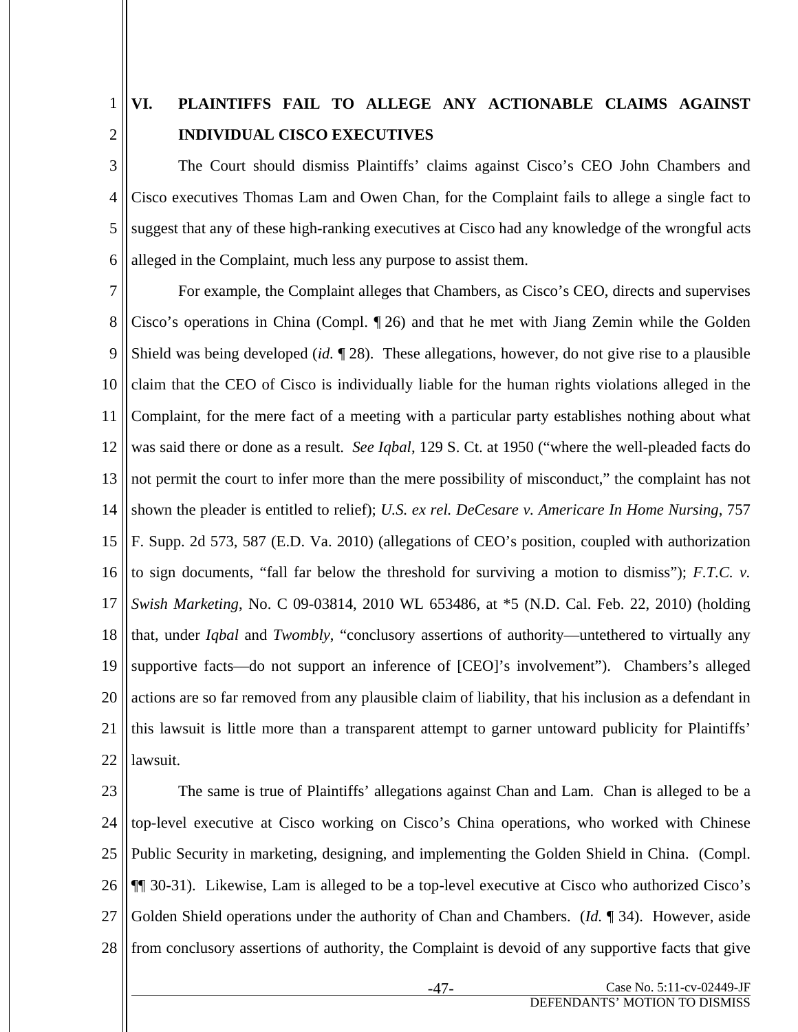## VI. PLAINTIFFS FAIL TO ALLEGE ANY ACTIONABLE CLAIMS AGAINST INDIVIDUAL CISCO EXECUTIVES

The Court should dismiss Plaintiffs' claims against Cisco's CEO John Chambers and Cisco executives Thomas Lam and Owen Chan, for the Complaint fails to allege a single fact to suggest that any of these high-ranking executives at Cisco had any knowledge of the wrongful acts alleged in the Complaint, much less any purpose to assist them.

For example, the Complaint alleges that Chambers, as Cisco's CEO, directs and supervises Cisco's operations in China (Compl. ¶ 26) and that he met with Jiang Zemin while the Golden Shield was being developed (*id.* ¶ 28). These allegations, however, do not give rise to a plausible claim that the CEO of Cisco is individually liable for the human rights violations alleged in the Complaint, for the mere fact of a meeting with a particular party establishes nothing about what was said there or done as a result. *See Iqbal*, 129 S. Ct. at 1950 ("where the well-pleaded facts do not permit the court to infer more than the mere possibility of misconduct," the complaint has not shown the pleader is entitled to relief); *U.S. ex rel. DeCesare v. Americare In Home Nursing*, 757 F. Supp. 2d 573, 587 (E.D. Va. 2010) (allegations of CEO's position, coupled with authorization to sign documents, "fall far below the threshold for surviving a motion to dismiss"); *F.T.C. v. Swish Marketing*, No. C 09-03814, 2010 WL 653486, at *5 (N.D. Cal. Feb. 22, 2010) (holding that, under *Iqbal* and *Twombly*, "conclusory assertions of authority—untethered to virtually any supportive facts—do not support an inference of [CEO]'s involvement"). Chambers's alleged actions are so far removed from any plausible claim of liability, that his inclusion as a defendant in this lawsuit is little more than a transparent attempt to garner untoward publicity for Plaintiffs' lawsuit.

The same is true of Plaintiffs' allegations against Chan and Lam. Chan is alleged to be a top-level executive at Cisco working on Cisco's China operations, who worked with Chinese Public Security in marketing, designing, and implementing the Golden Shield in China. (Compl. ¶¶ 30-31). Likewise, Lam is alleged to be a top-level executive at Cisco who authorized Cisco's Golden Shield operations under the authority of Chan and Chambers. (*Id.* ¶ 34). However, aside from conclusory assertions of authority, the Complaint is devoid of any supportive facts that give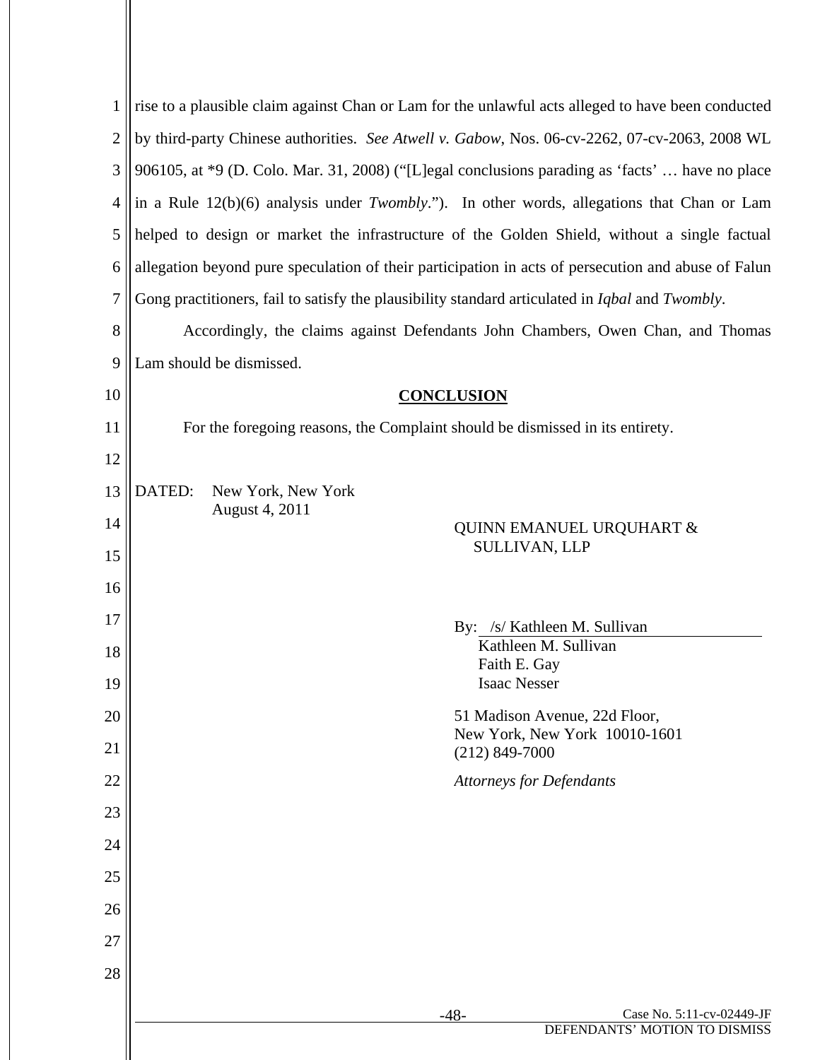rise to a plausible claim against Chan or Lam for the unlawful acts alleged to have been conducted by third-party Chinese authorities. *See Atwell v. Gabow*, Nos. 06-cv-2262, 07-cv-2063, 2008 WL 906105, at *9 (D. Colo. Mar. 31, 2008) ("[L]egal conclusions parading as 'facts' … have no place in a Rule 12(b)(6) analysis under *Twombly*."). In other words, allegations that Chan or Lam helped to design or market the infrastructure of the Golden Shield, without a single factual allegation beyond pure speculation of their participation in acts of persecution and abuse of Falun Gong practitioners, fail to satisfy the plausibility standard articulated in *Iqbal* and *Twombly*.

Accordingly, the claims against Defendants John Chambers, Owen Chan, and Thomas Lam should be dismissed.

## CONCLUSION

For the foregoing reasons, the Complaint should be dismissed in its entirety.

DATED: New York, New York
August 4, 2011

QUINN EMANUEL URQUHART & SULLIVAN, LLP

By: /s/ Kathleen M. Sullivan
Kathleen M. Sullivan
Faith E. Gay
Isaac Nesser

51 Madison Avenue, 22d Floor,
New York, New York 10010-1601
(212) 849-7000

*Attorneys for Defendants*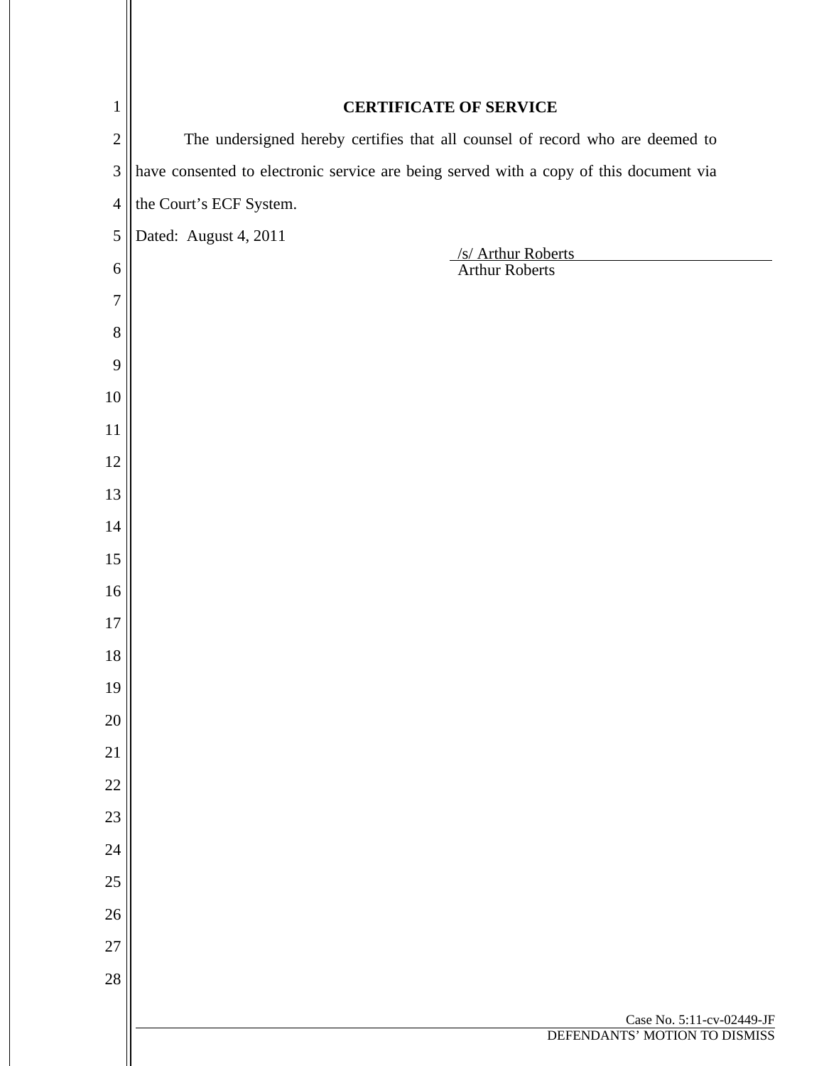# CERTIFICATE OF SERVICE

The undersigned hereby certifies that all counsel of record who are deemed to have consented to electronic service are being served with a copy of this document via the Court's ECF System.

Dated: August 4, 2011

/s/ Arthur Roberts
Arthur Roberts